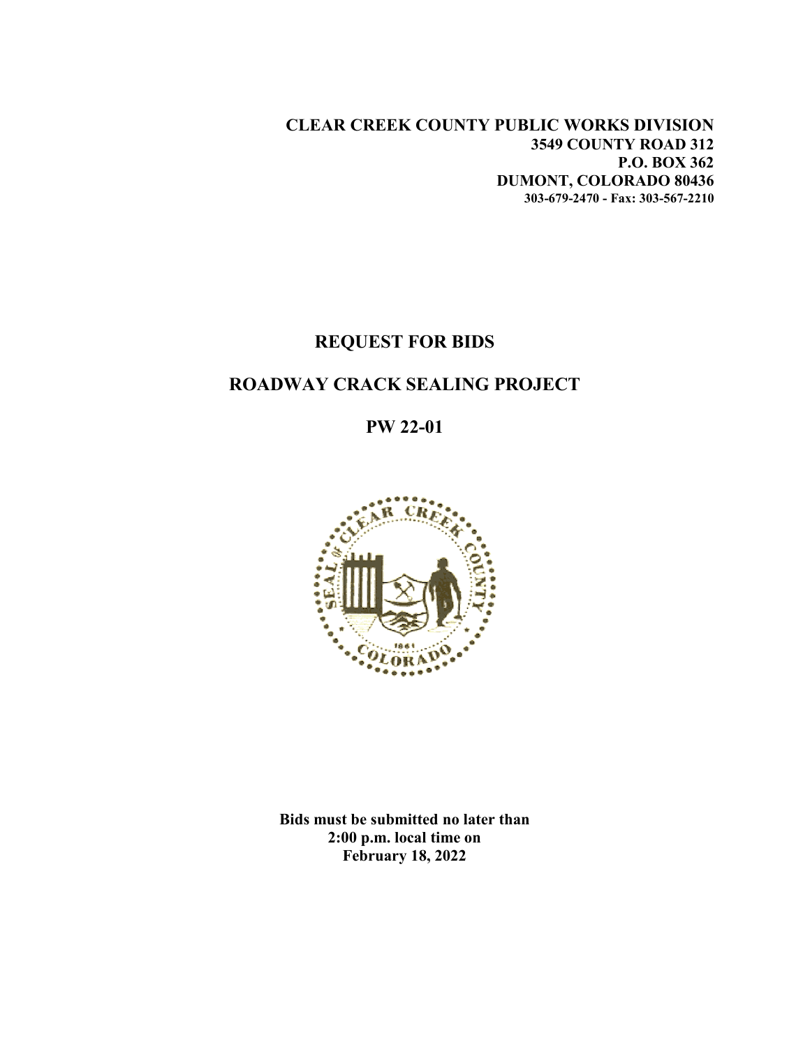**CLEAR CREEK COUNTY PUBLIC WORKS DIVISION**
**3549 COUNTY ROAD 312**
**P.O. BOX 362**
**DUMONT, COLORADO 80436**
**303-679-2470 - Fax: 303-567-2210**

# REQUEST FOR BIDS

# ROADWAY CRACK SEALING PROJECT

# PW 22-01

**Bids must be submitted no later than**
**2:00 p.m. local time on**
**February 18, 2022**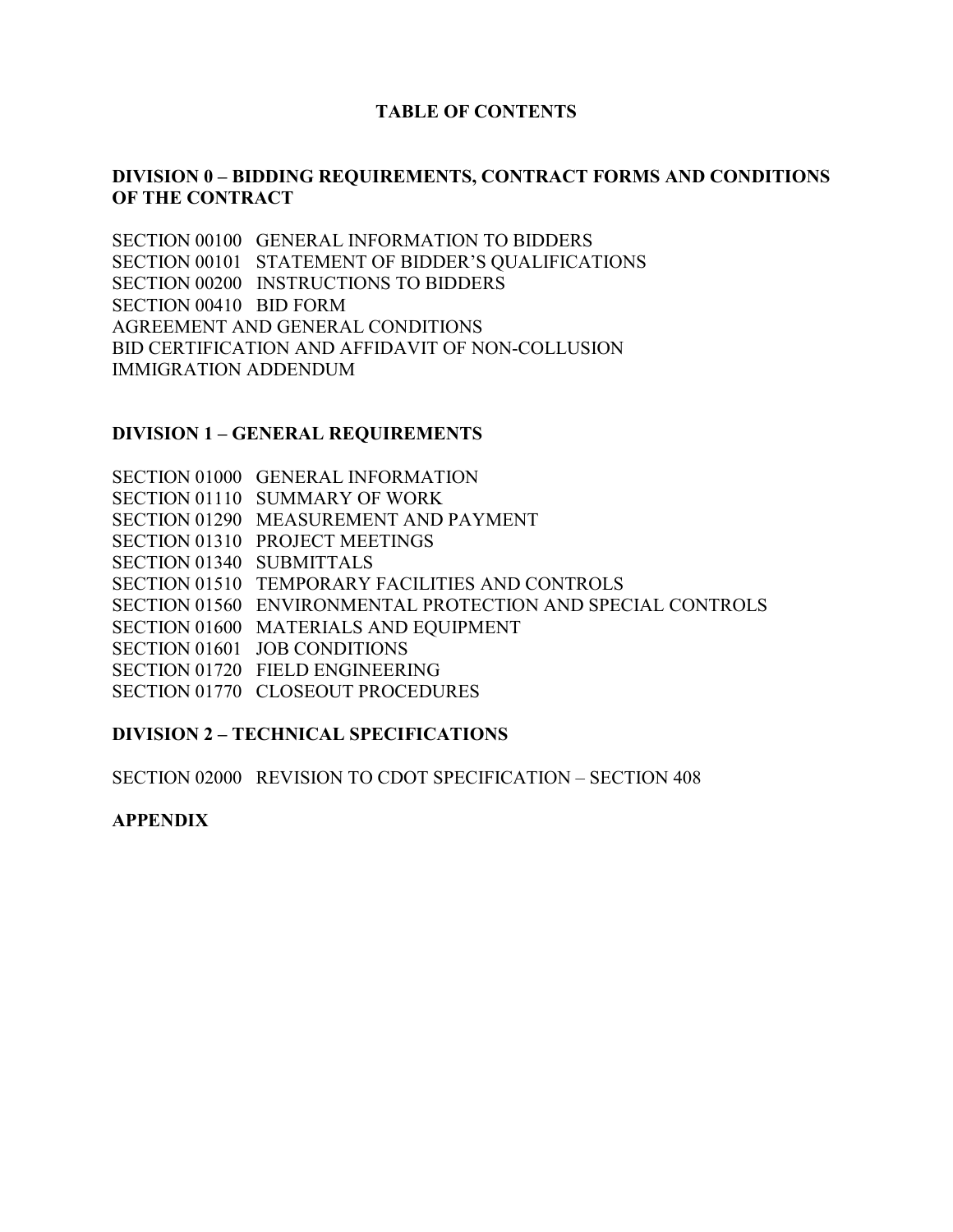# TABLE OF CONTENTS

## DIVISION 0 – BIDDING REQUIREMENTS, CONTRACT FORMS AND CONDITIONS OF THE CONTRACT

SECTION 00100 GENERAL INFORMATION TO BIDDERS
SECTION 00101 STATEMENT OF BIDDER'S QUALIFICATIONS
SECTION 00200 INSTRUCTIONS TO BIDDERS
SECTION 00410 BID FORM
AGREEMENT AND GENERAL CONDITIONS
BID CERTIFICATION AND AFFIDAVIT OF NON-COLLUSION
IMMIGRATION ADDENDUM

## DIVISION 1 – GENERAL REQUIREMENTS

SECTION 01000 GENERAL INFORMATION
SECTION 01110 SUMMARY OF WORK
SECTION 01290 MEASUREMENT AND PAYMENT
SECTION 01310 PROJECT MEETINGS
SECTION 01340 SUBMITTALS
SECTION 01510 TEMPORARY FACILITIES AND CONTROLS
SECTION 01560 ENVIRONMENTAL PROTECTION AND SPECIAL CONTROLS
SECTION 01600 MATERIALS AND EQUIPMENT
SECTION 01601 JOB CONDITIONS
SECTION 01720 FIELD ENGINEERING
SECTION 01770 CLOSEOUT PROCEDURES

## DIVISION 2 – TECHNICAL SPECIFICATIONS

SECTION 02000 REVISION TO CDOT SPECIFICATION – SECTION 408

## APPENDIX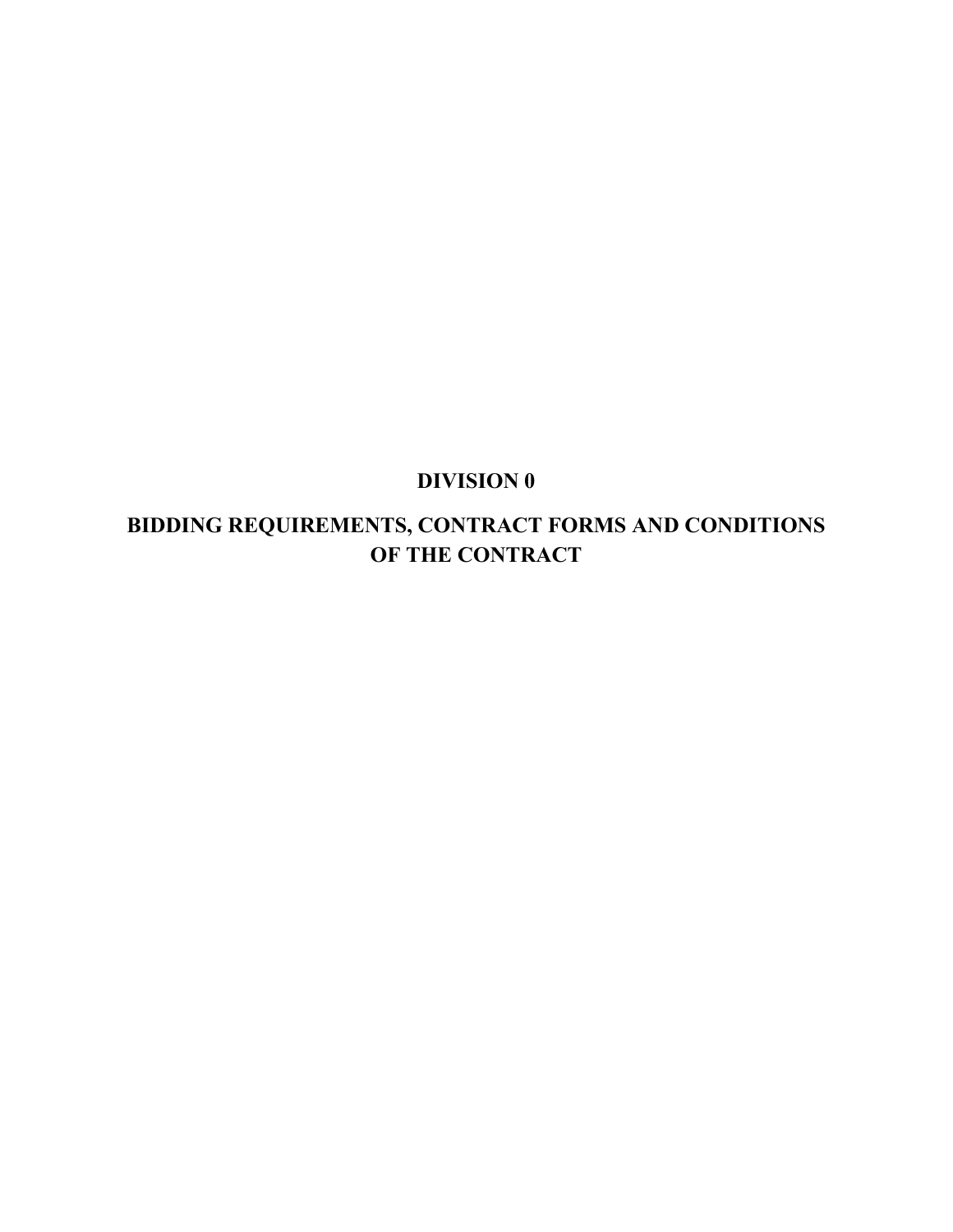# DIVISION 0

# BIDDING REQUIREMENTS, CONTRACT FORMS AND CONDITIONS OF THE CONTRACT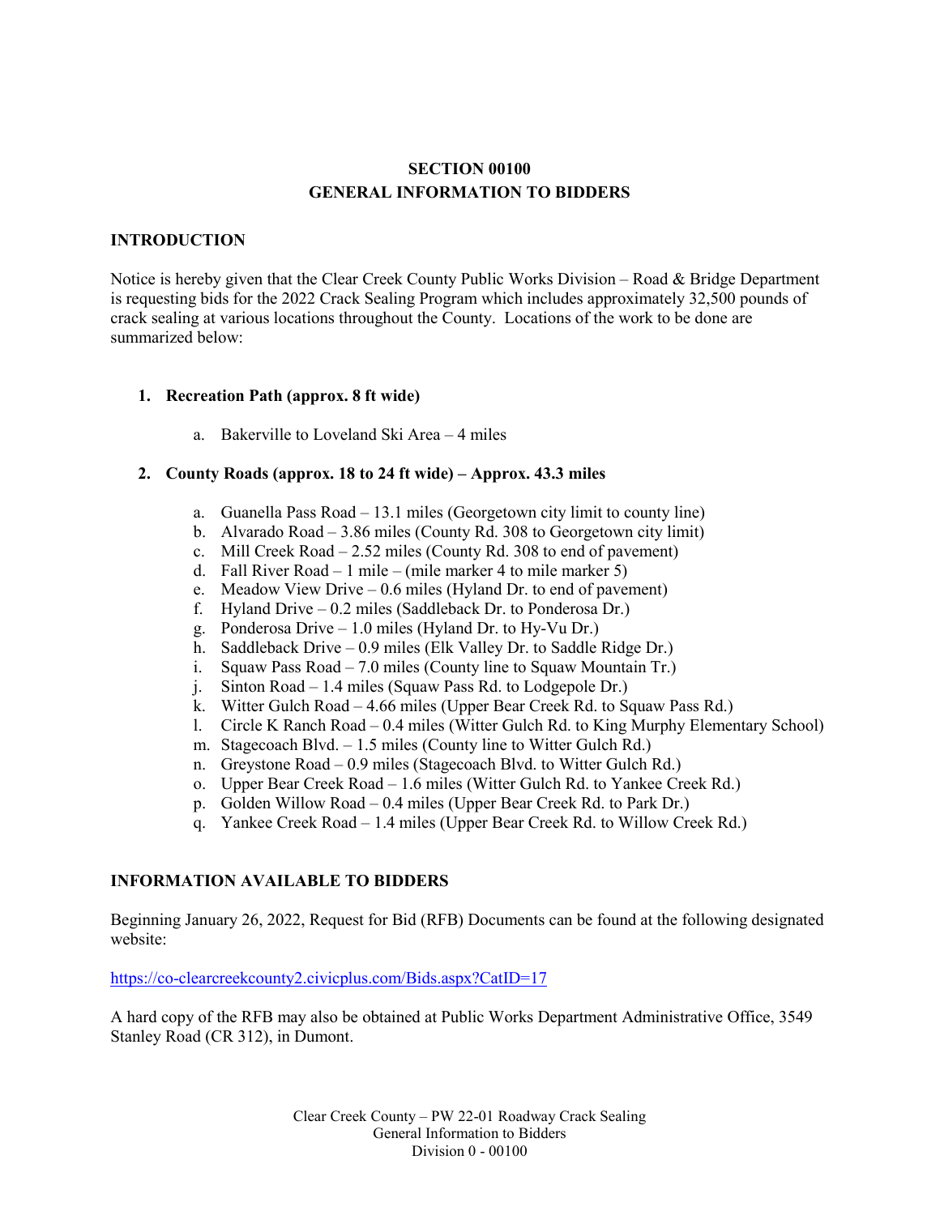# SECTION 00100
# GENERAL INFORMATION TO BIDDERS

## INTRODUCTION

Notice is hereby given that the Clear Creek County Public Works Division – Road & Bridge Department is requesting bids for the 2022 Crack Sealing Program which includes approximately 32,500 pounds of crack sealing at various locations throughout the County. Locations of the work to be done are summarized below:

1. **Recreation Path (approx. 8 ft wide)**
   a. Bakerville to Loveland Ski Area – 4 miles

2. **County Roads (approx. 18 to 24 ft wide) – Approx. 43.3 miles**
   a. Guanella Pass Road – 13.1 miles (Georgetown city limit to county line)
   b. Alvarado Road – 3.86 miles (County Rd. 308 to Georgetown city limit)
   c. Mill Creek Road – 2.52 miles (County Rd. 308 to end of pavement)
   d. Fall River Road – 1 mile – (mile marker 4 to mile marker 5)
   e. Meadow View Drive – 0.6 miles (Hyland Dr. to end of pavement)
   f. Hyland Drive – 0.2 miles (Saddleback Dr. to Ponderosa Dr.)
   g. Ponderosa Drive – 1.0 miles (Hyland Dr. to Hy-Vu Dr.)
   h. Saddleback Drive – 0.9 miles (Elk Valley Dr. to Saddle Ridge Dr.)
   i. Squaw Pass Road – 7.0 miles (County line to Squaw Mountain Tr.)
   j. Sinton Road – 1.4 miles (Squaw Pass Rd. to Lodgepole Dr.)
   k. Witter Gulch Road – 4.66 miles (Upper Bear Creek Rd. to Squaw Pass Rd.)
   l. Circle K Ranch Road – 0.4 miles (Witter Gulch Rd. to King Murphy Elementary School)
   m. Stagecoach Blvd. – 1.5 miles (County line to Witter Gulch Rd.)
   n. Greystone Road – 0.9 miles (Stagecoach Blvd. to Witter Gulch Rd.)
   o. Upper Bear Creek Road – 1.6 miles (Witter Gulch Rd. to Yankee Creek Rd.)
   p. Golden Willow Road – 0.4 miles (Upper Bear Creek Rd. to Park Dr.)
   q. Yankee Creek Road – 1.4 miles (Upper Bear Creek Rd. to Willow Creek Rd.)

## INFORMATION AVAILABLE TO BIDDERS

Beginning January 26, 2022, Request for Bid (RFB) Documents can be found at the following designated website:

https://co-clearcreekcounty2.civicplus.com/Bids.aspx?CatID=17

A hard copy of the RFB may also be obtained at Public Works Department Administrative Office, 3549 Stanley Road (CR 312), in Dumont.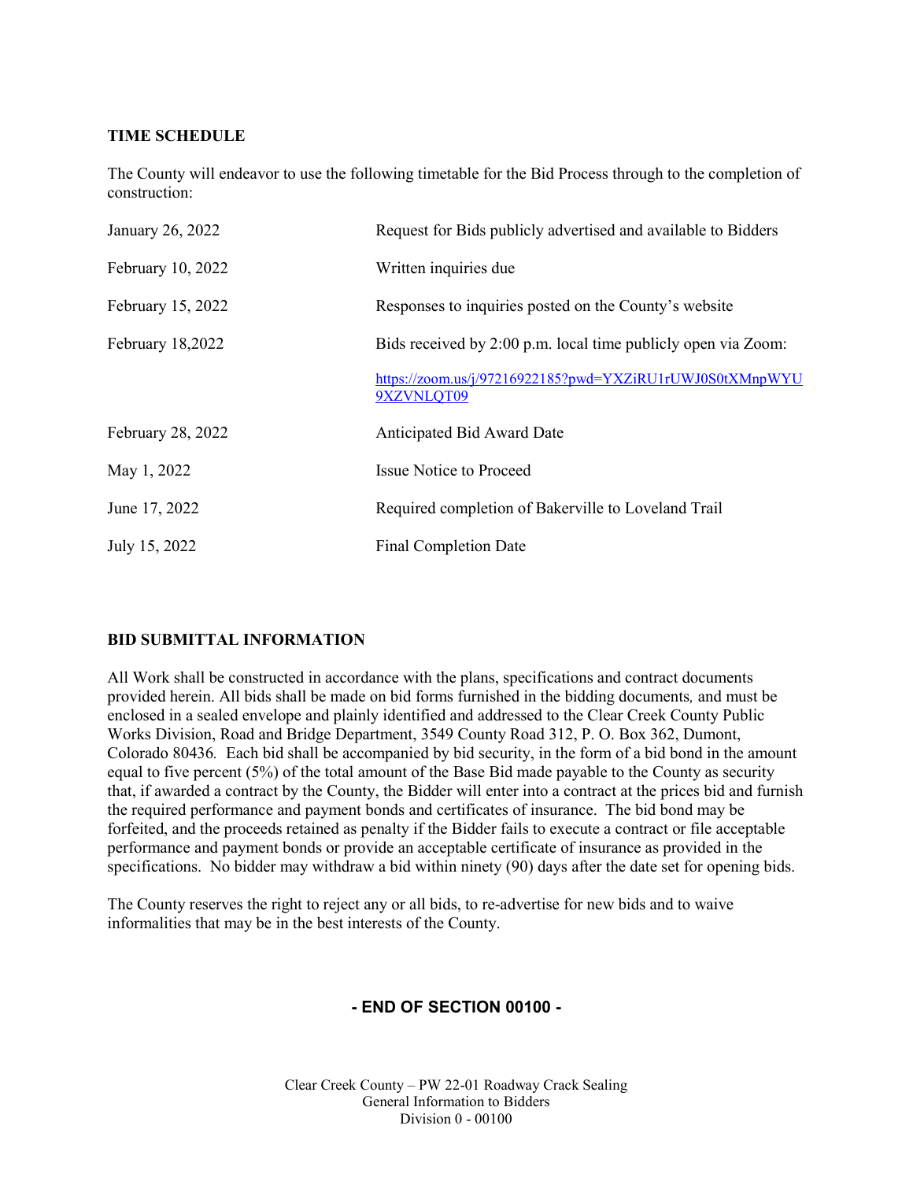**TIME SCHEDULE**

The County will endeavor to use the following timetable for the Bid Process through to the completion of construction:

| | |
|---|---|
| January 26, 2022 | Request for Bids publicly advertised and available to Bidders |
| February 10, 2022 | Written inquiries due |
| February 15, 2022 | Responses to inquiries posted on the County's website |
| February 18,2022 | Bids received by 2:00 p.m. local time publicly open via Zoom: https://zoom.us/j/97216922185?pwd=YXZiRU1rUWJ0S0tXMnpWYU9XZVNLQT09 |
| February 28, 2022 | Anticipated Bid Award Date |
| May 1, 2022 | Issue Notice to Proceed |
| June 17, 2022 | Required completion of Bakerville to Loveland Trail |
| July 15, 2022 | Final Completion Date |

**BID SUBMITTAL INFORMATION**

All Work shall be constructed in accordance with the plans, specifications and contract documents provided herein. All bids shall be made on bid forms furnished in the bidding documents*,* and must be enclosed in a sealed envelope and plainly identified and addressed to the Clear Creek County Public Works Division, Road and Bridge Department, 3549 County Road 312, P. O. Box 362, Dumont, Colorado 80436*.* Each bid shall be accompanied by bid security, in the form of a bid bond in the amount equal to five percent (5%) of the total amount of the Base Bid made payable to the County as security that, if awarded a contract by the County, the Bidder will enter into a contract at the prices bid and furnish the required performance and payment bonds and certificates of insurance. The bid bond may be forfeited, and the proceeds retained as penalty if the Bidder fails to execute a contract or file acceptable performance and payment bonds or provide an acceptable certificate of insurance as provided in the specifications. No bidder may withdraw a bid within ninety (90) days after the date set for opening bids.

The County reserves the right to reject any or all bids, to re-advertise for new bids and to waive informalities that may be in the best interests of the County.

**- END OF SECTION 00100 -**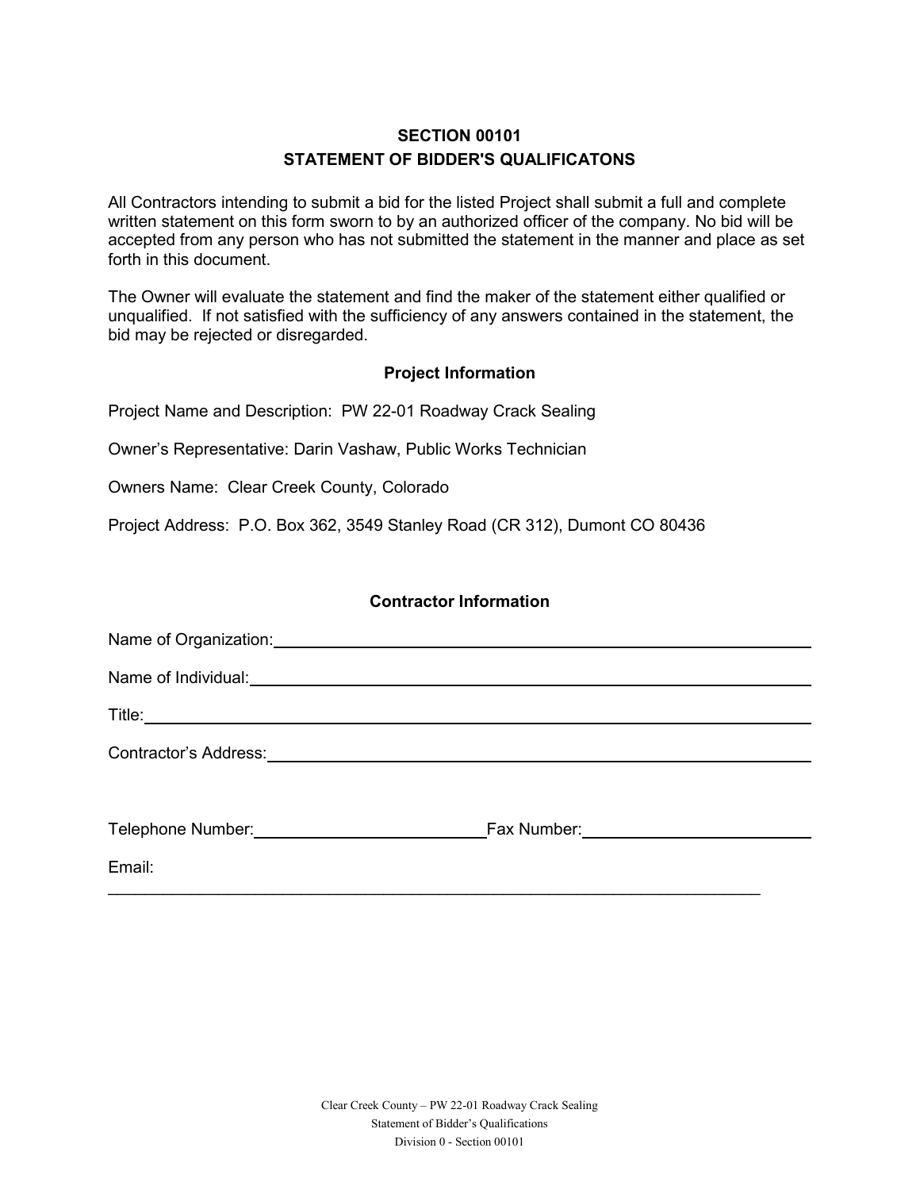# SECTION 00101
# STATEMENT OF BIDDER'S QUALIFICATONS

All Contractors intending to submit a bid for the listed Project shall submit a full and complete written statement on this form sworn to by an authorized officer of the company. No bid will be accepted from any person who has not submitted the statement in the manner and place as set forth in this document.

The Owner will evaluate the statement and find the maker of the statement either qualified or unqualified. If not satisfied with the sufficiency of any answers contained in the statement, the bid may be rejected or disregarded.

### Project Information

Project Name and Description: PW 22-01 Roadway Crack Sealing

Owner's Representative: Darin Vashaw, Public Works Technician

Owners Name: Clear Creek County, Colorado

Project Address: P.O. Box 362, 3549 Stanley Road (CR 312), Dumont CO 80436

### Contractor Information

Name of Organization: ______________________________________________

Name of Individual: ______________________________________________

Title: ______________________________________________

Contractor's Address: ______________________________________________

Telephone Number: ________________________ Fax Number: ________________________

Email: ______________________________________________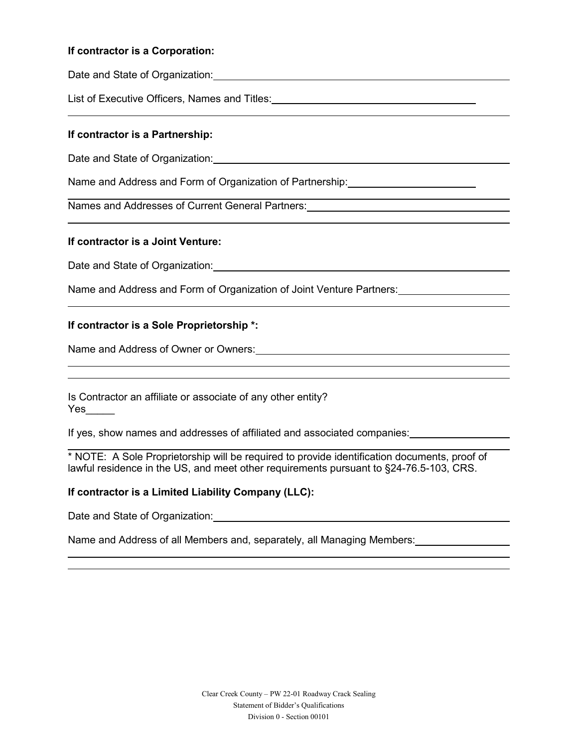**If contractor is a Corporation:**

Date and State of Organization: \_\_\_\_\_\_\_\_\_\_\_\_\_\_\_\_\_\_\_\_\_\_\_\_\_\_\_\_\_\_\_\_\_\_\_\_\_\_\_\_

List of Executive Officers, Names and Titles: \_\_\_\_\_\_\_\_\_\_\_\_\_\_\_\_\_\_\_\_\_\_\_\_\_\_\_\_\_\_

\_\_\_\_\_\_\_\_\_\_\_\_\_\_\_\_\_\_\_\_\_\_\_\_\_\_\_\_\_\_\_\_\_\_\_\_\_\_\_\_\_\_\_\_\_\_\_\_\_\_\_\_\_\_\_\_\_\_\_\_\_\_\_\_\_\_\_\_\_\_

**If contractor is a Partnership:**

Date and State of Organization: \_\_\_\_\_\_\_\_\_\_\_\_\_\_\_\_\_\_\_\_\_\_\_\_\_\_\_\_\_\_\_\_\_\_\_\_\_\_\_\_

Name and Address and Form of Organization of Partnership: \_\_\_\_\_\_\_\_\_\_\_\_\_\_\_\_\_\_

\_\_\_\_\_\_\_\_\_\_\_\_\_\_\_\_\_\_\_\_\_\_\_\_\_\_\_\_\_\_\_\_\_\_\_\_\_\_\_\_\_\_\_\_\_\_\_\_\_\_\_\_\_\_\_\_\_\_\_\_\_\_\_\_\_\_\_\_\_\_

Names and Addresses of Current General Partners: \_\_\_\_\_\_\_\_\_\_\_\_\_\_\_\_\_\_\_\_\_\_\_\_\_\_\_\_

\_\_\_\_\_\_\_\_\_\_\_\_\_\_\_\_\_\_\_\_\_\_\_\_\_\_\_\_\_\_\_\_\_\_\_\_\_\_\_\_\_\_\_\_\_\_\_\_\_\_\_\_\_\_\_\_\_\_\_\_\_\_\_\_\_\_\_\_\_\_

**If contractor is a Joint Venture:**

Date and State of Organization: \_\_\_\_\_\_\_\_\_\_\_\_\_\_\_\_\_\_\_\_\_\_\_\_\_\_\_\_\_\_\_\_\_\_\_\_\_\_\_\_

Name and Address and Form of Organization of Joint Venture Partners: \_\_\_\_\_\_\_\_\_\_\_\_\_\_\_

\_\_\_\_\_\_\_\_\_\_\_\_\_\_\_\_\_\_\_\_\_\_\_\_\_\_\_\_\_\_\_\_\_\_\_\_\_\_\_\_\_\_\_\_\_\_\_\_\_\_\_\_\_\_\_\_\_\_\_\_\_\_\_\_\_\_\_\_\_\_

**If contractor is a Sole Proprietorship \*:**

Name and Address of Owner or Owners: \_\_\_\_\_\_\_\_\_\_\_\_\_\_\_\_\_\_\_\_\_\_\_\_\_\_\_\_\_\_\_\_\_\_\_\_

\_\_\_\_\_\_\_\_\_\_\_\_\_\_\_\_\_\_\_\_\_\_\_\_\_\_\_\_\_\_\_\_\_\_\_\_\_\_\_\_\_\_\_\_\_\_\_\_\_\_\_\_\_\_\_\_\_\_\_\_\_\_\_\_\_\_\_\_\_\_

\_\_\_\_\_\_\_\_\_\_\_\_\_\_\_\_\_\_\_\_\_\_\_\_\_\_\_\_\_\_\_\_\_\_\_\_\_\_\_\_\_\_\_\_\_\_\_\_\_\_\_\_\_\_\_\_\_\_\_\_\_\_\_\_\_\_\_\_\_\_

Is Contractor an affiliate or associate of any other entity?
Yes\_\_\_\_\_

If yes, show names and addresses of affiliated and associated companies: \_\_\_\_\_\_\_\_\_\_\_\_\_\_

\_\_\_\_\_\_\_\_\_\_\_\_\_\_\_\_\_\_\_\_\_\_\_\_\_\_\_\_\_\_\_\_\_\_\_\_\_\_\_\_\_\_\_\_\_\_\_\_\_\_\_\_\_\_\_\_\_\_\_\_\_\_\_\_\_\_\_\_\_\_

\* NOTE: A Sole Proprietorship will be required to provide identification documents, proof of lawful residence in the US, and meet other requirements pursuant to §24-76.5-103, CRS.

**If contractor is a Limited Liability Company (LLC):**

Date and State of Organization: \_\_\_\_\_\_\_\_\_\_\_\_\_\_\_\_\_\_\_\_\_\_\_\_\_\_\_\_\_\_\_\_\_\_\_\_\_\_\_\_

Name and Address of all Members and, separately, all Managing Members: \_\_\_\_\_\_\_\_\_\_\_\_\_

\_\_\_\_\_\_\_\_\_\_\_\_\_\_\_\_\_\_\_\_\_\_\_\_\_\_\_\_\_\_\_\_\_\_\_\_\_\_\_\_\_\_\_\_\_\_\_\_\_\_\_\_\_\_\_\_\_\_\_\_\_\_\_\_\_\_\_\_\_\_

\_\_\_\_\_\_\_\_\_\_\_\_\_\_\_\_\_\_\_\_\_\_\_\_\_\_\_\_\_\_\_\_\_\_\_\_\_\_\_\_\_\_\_\_\_\_\_\_\_\_\_\_\_\_\_\_\_\_\_\_\_\_\_\_\_\_\_\_\_\_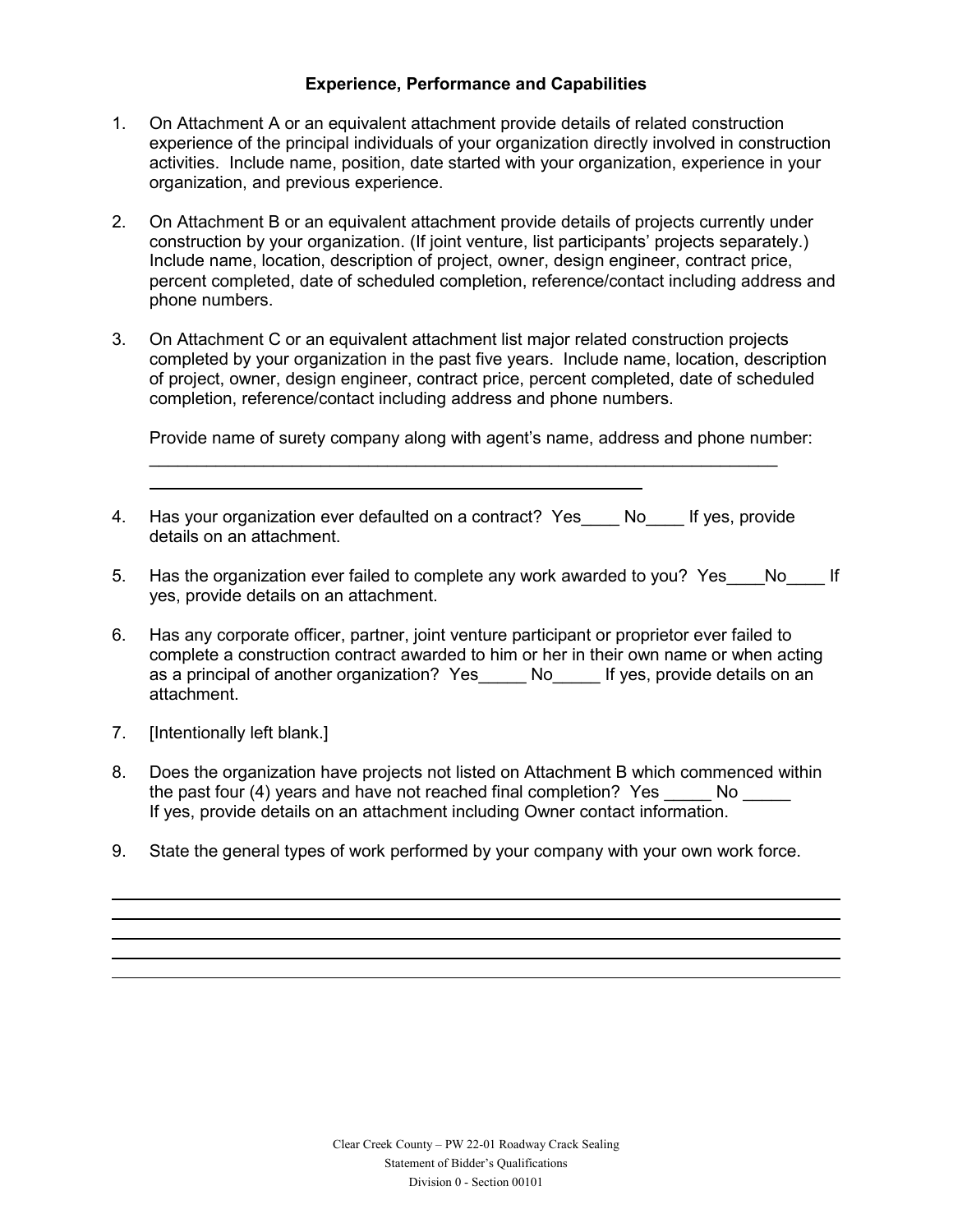**Experience, Performance and Capabilities**

1. On Attachment A or an equivalent attachment provide details of related construction experience of the principal individuals of your organization directly involved in construction activities. Include name, position, date started with your organization, experience in your organization, and previous experience.

2. On Attachment B or an equivalent attachment provide details of projects currently under construction by your organization. (If joint venture, list participants' projects separately.) Include name, location, description of project, owner, design engineer, contract price, percent completed, date of scheduled completion, reference/contact including address and phone numbers.

3. On Attachment C or an equivalent attachment list major related construction projects completed by your organization in the past five years. Include name, location, description of project, owner, design engineer, contract price, percent completed, date of scheduled completion, reference/contact including address and phone numbers.

   Provide name of surety company along with agent's name, address and phone number:
   ______________________________________________________________________
   ______________________________________________________

4. Has your organization ever defaulted on a contract? Yes____ No____ If yes, provide details on an attachment.

5. Has the organization ever failed to complete any work awarded to you? Yes____No____ If yes, provide details on an attachment.

6. Has any corporate officer, partner, joint venture participant or proprietor ever failed to complete a construction contract awarded to him or her in their own name or when acting as a principal of another organization? Yes_____ No_____ If yes, provide details on an attachment.

7. [Intentionally left blank.]

8. Does the organization have projects not listed on Attachment B which commenced within the past four (4) years and have not reached final completion? Yes _____ No _____ If yes, provide details on an attachment including Owner contact information.

9. State the general types of work performed by your company with your own work force.

______________________________________________________________________
______________________________________________________________________
______________________________________________________________________
______________________________________________________________________
______________________________________________________________________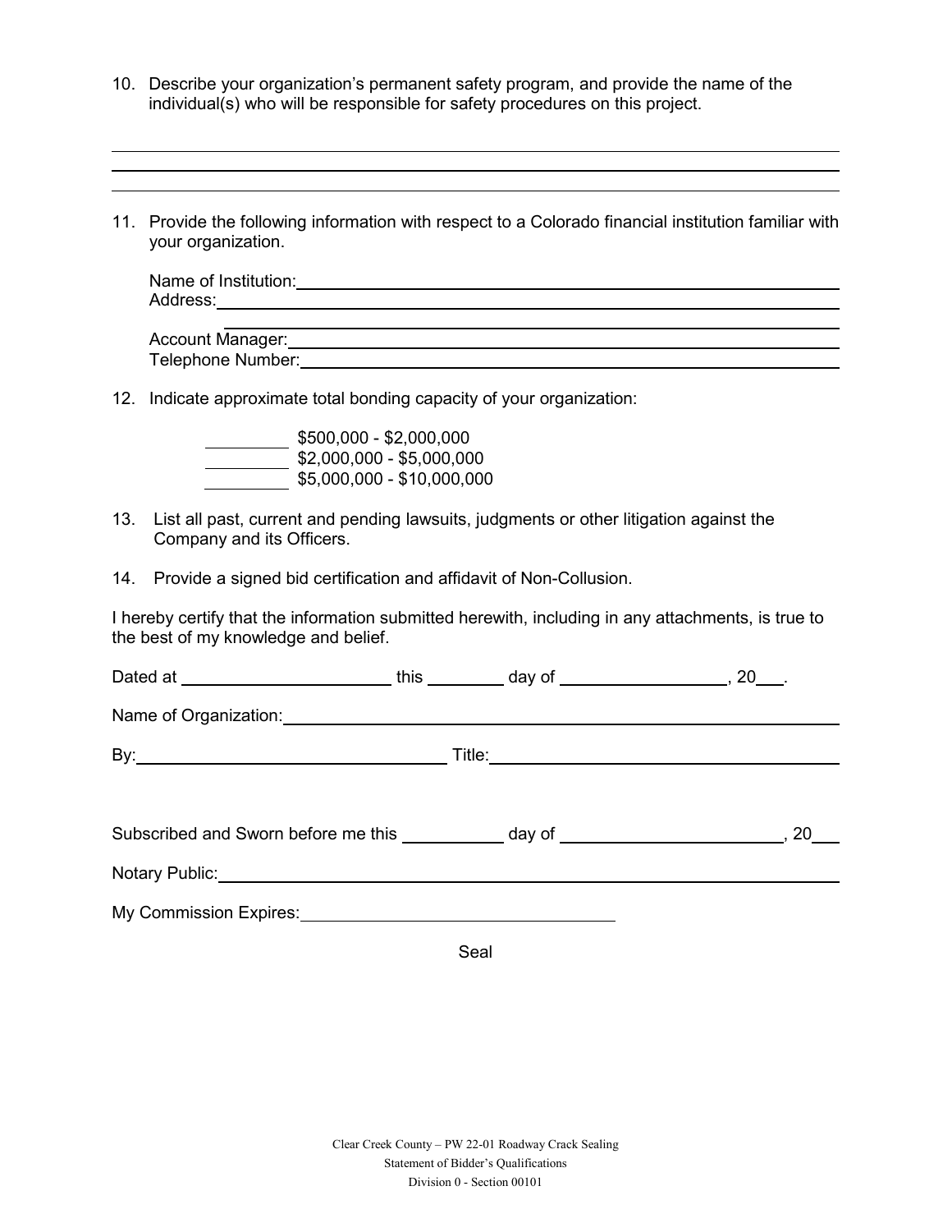10. Describe your organization's permanent safety program, and provide the name of the individual(s) who will be responsible for safety procedures on this project.

______________________________________________________________________________

______________________________________________________________________________

______________________________________________________________________________

11. Provide the following information with respect to a Colorado financial institution familiar with your organization.

    Name of Institution: ______________________________________________________
    Address: ________________________________________________________________
    ________________________________________________________________________

    Account Manager: _________________________________________________________
    Telephone Number: ________________________________________________________

12. Indicate approximate total bonding capacity of your organization:

    ________ $500,000 - $2,000,000
    ________ $2,000,000 - $5,000,000
    ________ $5,000,000 - $10,000,000

13. List all past, current and pending lawsuits, judgments or other litigation against the Company and its Officers.

14. Provide a signed bid certification and affidavit of Non-Collusion.

I hereby certify that the information submitted herewith, including in any attachments, is true to the best of my knowledge and belief.

Dated at ______________________ this ________ day of __________________, 20___.

Name of Organization: _____________________________________________________

By: ________________________________ Title: _______________________________

Subscribed and Sworn before me this __________ day of ______________________, 20___

Notary Public: ____________________________________________________________

My Commission Expires: ________________________________

Seal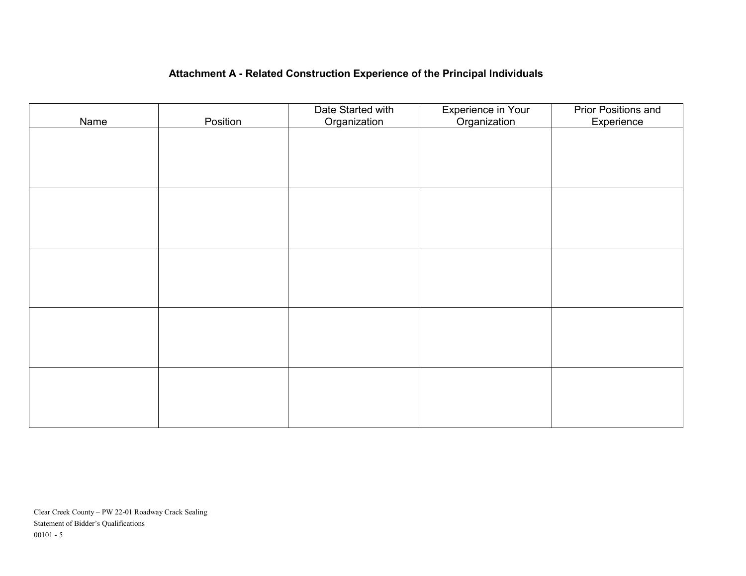### Attachment A - Related Construction Experience of the Principal Individuals

| Name | Position | Date Started with Organization | Experience in Your Organization | Prior Positions and Experience |
|---|---|---|---|---|
| | | | | |
| | | | | |
| | | | | |
| | | | | |
| | | | | |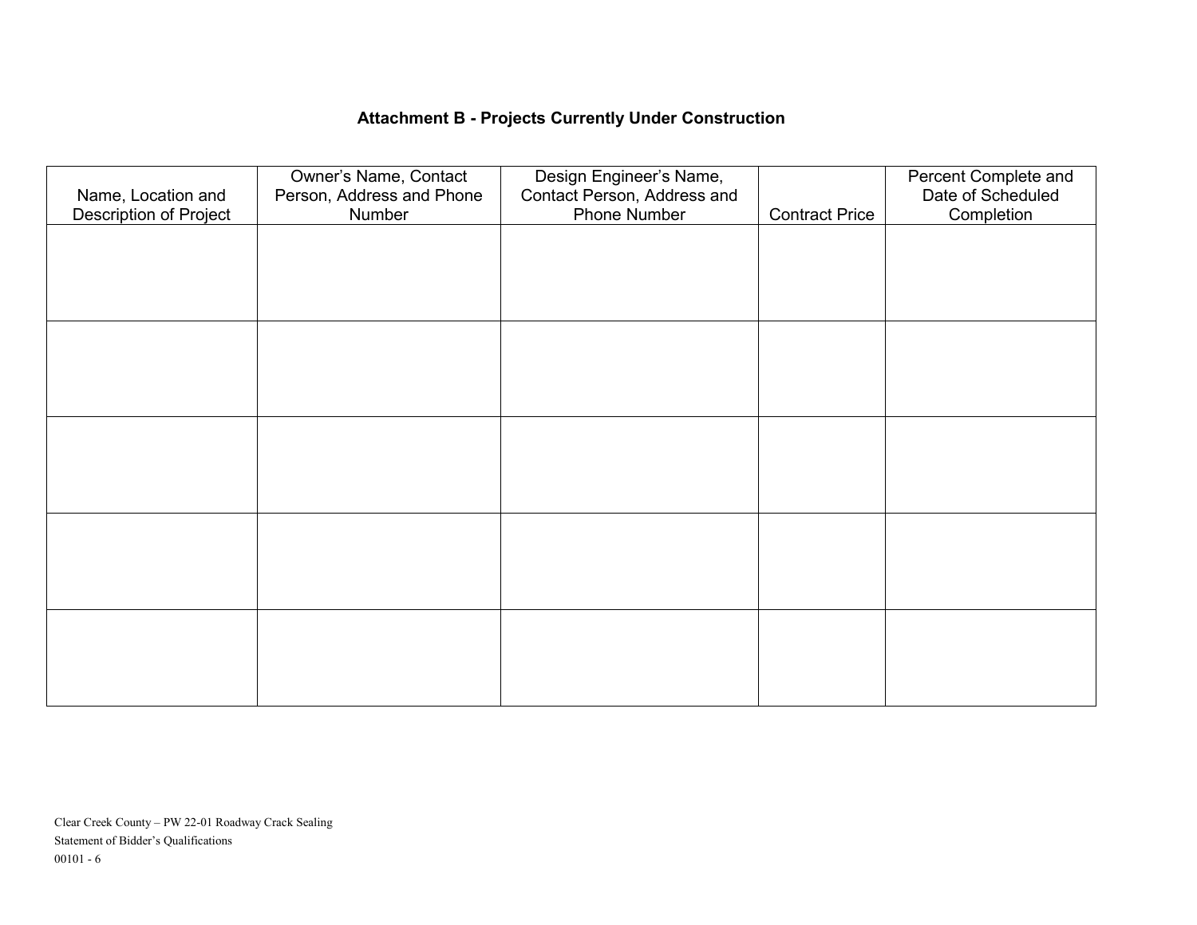## Attachment B - Projects Currently Under Construction

| Name, Location and Description of Project | Owner's Name, Contact Person, Address and Phone Number | Design Engineer's Name, Contact Person, Address and Phone Number | Contract Price | Percent Complete and Date of Scheduled Completion |
|---|---|---|---|---|
| | | | | |
| | | | | |
| | | | | |
| | | | | |
| | | | | |

Clear Creek County – PW 22-01 Roadway Crack Sealing
Statement of Bidder's Qualifications
00101 - 6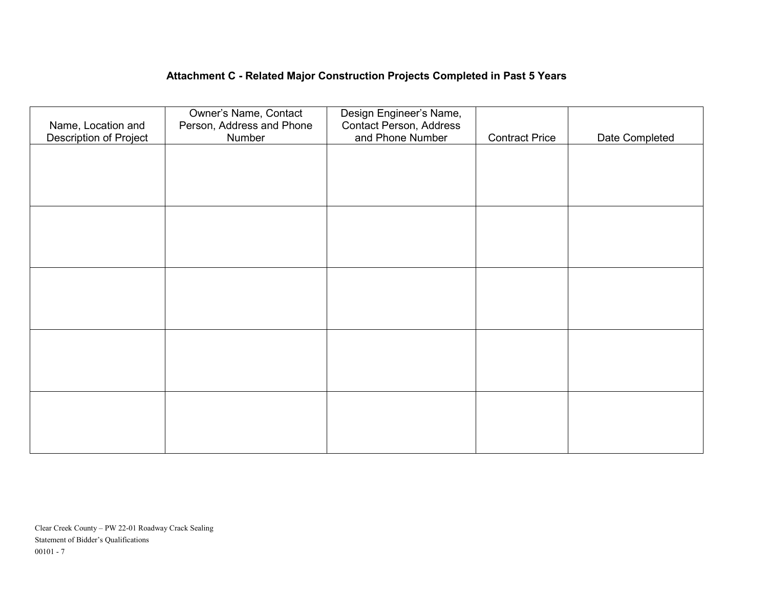## Attachment C - Related Major Construction Projects Completed in Past 5 Years

| Name, Location and Description of Project | Owner's Name, Contact Person, Address and Phone Number | Design Engineer's Name, Contact Person, Address and Phone Number | Contract Price | Date Completed |
|---|---|---|---|---|
| | | | | |
| | | | | |
| | | | | |
| | | | | |
| | | | | |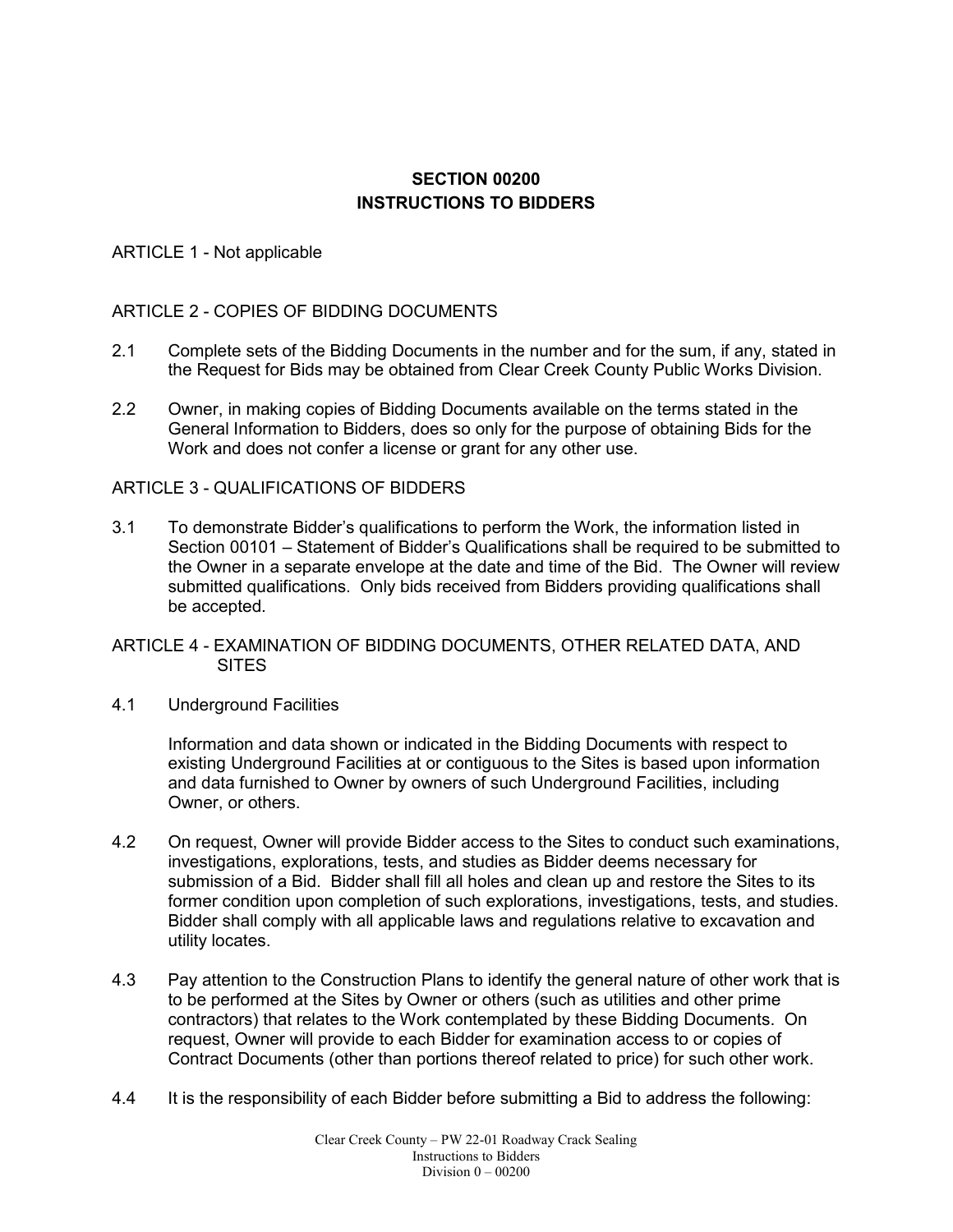# SECTION 00200
# INSTRUCTIONS TO BIDDERS

ARTICLE 1 - Not applicable

ARTICLE 2 - COPIES OF BIDDING DOCUMENTS

2.1 Complete sets of the Bidding Documents in the number and for the sum, if any, stated in the Request for Bids may be obtained from Clear Creek County Public Works Division.

2.2 Owner, in making copies of Bidding Documents available on the terms stated in the General Information to Bidders, does so only for the purpose of obtaining Bids for the Work and does not confer a license or grant for any other use.

ARTICLE 3 - QUALIFICATIONS OF BIDDERS

3.1 To demonstrate Bidder's qualifications to perform the Work, the information listed in Section 00101 – Statement of Bidder's Qualifications shall be required to be submitted to the Owner in a separate envelope at the date and time of the Bid. The Owner will review submitted qualifications. Only bids received from Bidders providing qualifications shall be accepted.

ARTICLE 4 - EXAMINATION OF BIDDING DOCUMENTS, OTHER RELATED DATA, AND SITES

4.1 Underground Facilities

Information and data shown or indicated in the Bidding Documents with respect to existing Underground Facilities at or contiguous to the Sites is based upon information and data furnished to Owner by owners of such Underground Facilities, including Owner, or others.

4.2 On request, Owner will provide Bidder access to the Sites to conduct such examinations, investigations, explorations, tests, and studies as Bidder deems necessary for submission of a Bid. Bidder shall fill all holes and clean up and restore the Sites to its former condition upon completion of such explorations, investigations, tests, and studies. Bidder shall comply with all applicable laws and regulations relative to excavation and utility locates.

4.3 Pay attention to the Construction Plans to identify the general nature of other work that is to be performed at the Sites by Owner or others (such as utilities and other prime contractors) that relates to the Work contemplated by these Bidding Documents. On request, Owner will provide to each Bidder for examination access to or copies of Contract Documents (other than portions thereof related to price) for such other work.

4.4 It is the responsibility of each Bidder before submitting a Bid to address the following: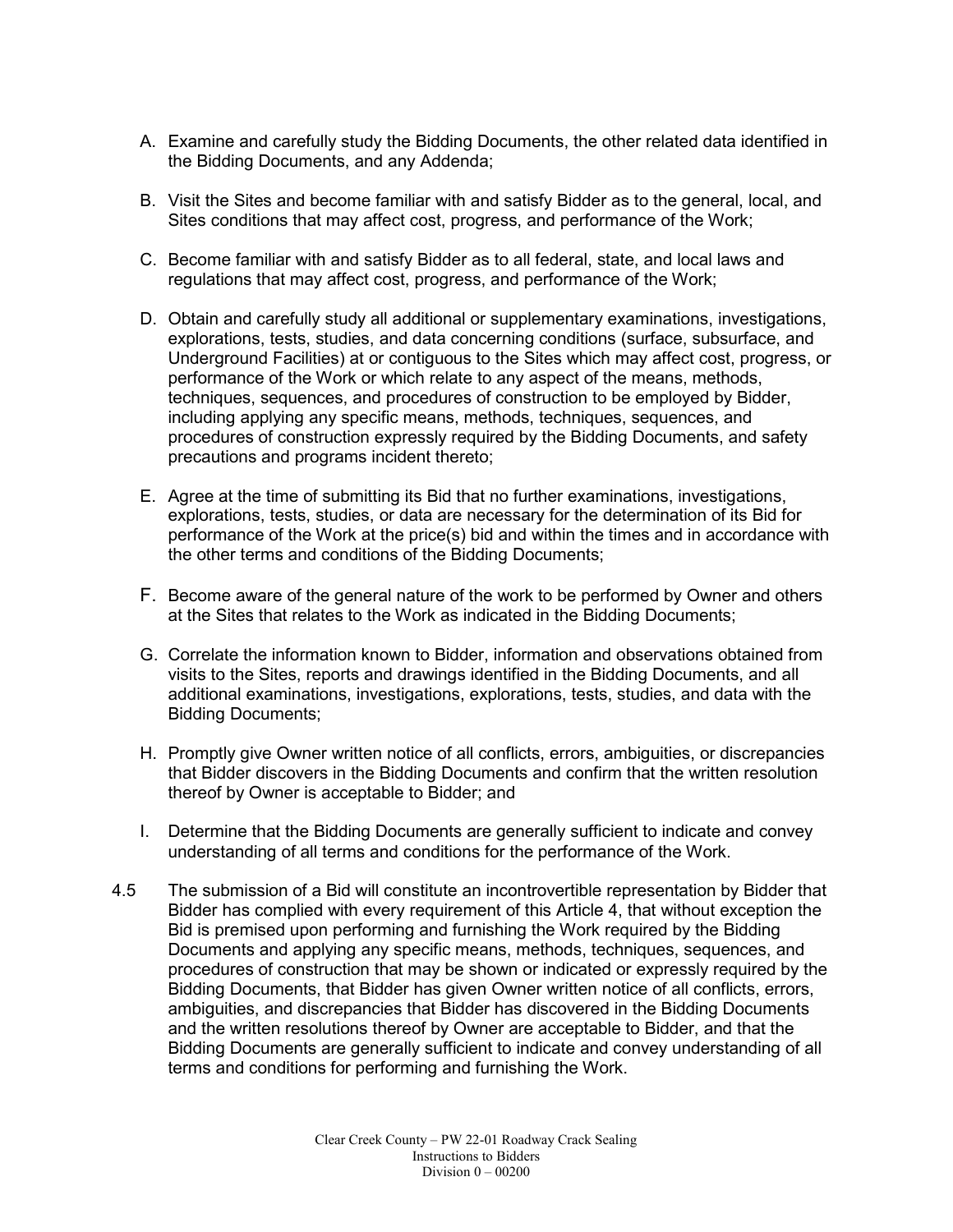A. Examine and carefully study the Bidding Documents, the other related data identified in the Bidding Documents, and any Addenda;

B. Visit the Sites and become familiar with and satisfy Bidder as to the general, local, and Sites conditions that may affect cost, progress, and performance of the Work;

C. Become familiar with and satisfy Bidder as to all federal, state, and local laws and regulations that may affect cost, progress, and performance of the Work;

D. Obtain and carefully study all additional or supplementary examinations, investigations, explorations, tests, studies, and data concerning conditions (surface, subsurface, and Underground Facilities) at or contiguous to the Sites which may affect cost, progress, or performance of the Work or which relate to any aspect of the means, methods, techniques, sequences, and procedures of construction to be employed by Bidder, including applying any specific means, methods, techniques, sequences, and procedures of construction expressly required by the Bidding Documents, and safety precautions and programs incident thereto;

E. Agree at the time of submitting its Bid that no further examinations, investigations, explorations, tests, studies, or data are necessary for the determination of its Bid for performance of the Work at the price(s) bid and within the times and in accordance with the other terms and conditions of the Bidding Documents;

F. Become aware of the general nature of the work to be performed by Owner and others at the Sites that relates to the Work as indicated in the Bidding Documents;

G. Correlate the information known to Bidder, information and observations obtained from visits to the Sites, reports and drawings identified in the Bidding Documents, and all additional examinations, investigations, explorations, tests, studies, and data with the Bidding Documents;

H. Promptly give Owner written notice of all conflicts, errors, ambiguities, or discrepancies that Bidder discovers in the Bidding Documents and confirm that the written resolution thereof by Owner is acceptable to Bidder; and

I. Determine that the Bidding Documents are generally sufficient to indicate and convey understanding of all terms and conditions for the performance of the Work.

4.5 The submission of a Bid will constitute an incontrovertible representation by Bidder that Bidder has complied with every requirement of this Article 4, that without exception the Bid is premised upon performing and furnishing the Work required by the Bidding Documents and applying any specific means, methods, techniques, sequences, and procedures of construction that may be shown or indicated or expressly required by the Bidding Documents, that Bidder has given Owner written notice of all conflicts, errors, ambiguities, and discrepancies that Bidder has discovered in the Bidding Documents and the written resolutions thereof by Owner are acceptable to Bidder, and that the Bidding Documents are generally sufficient to indicate and convey understanding of all terms and conditions for performing and furnishing the Work.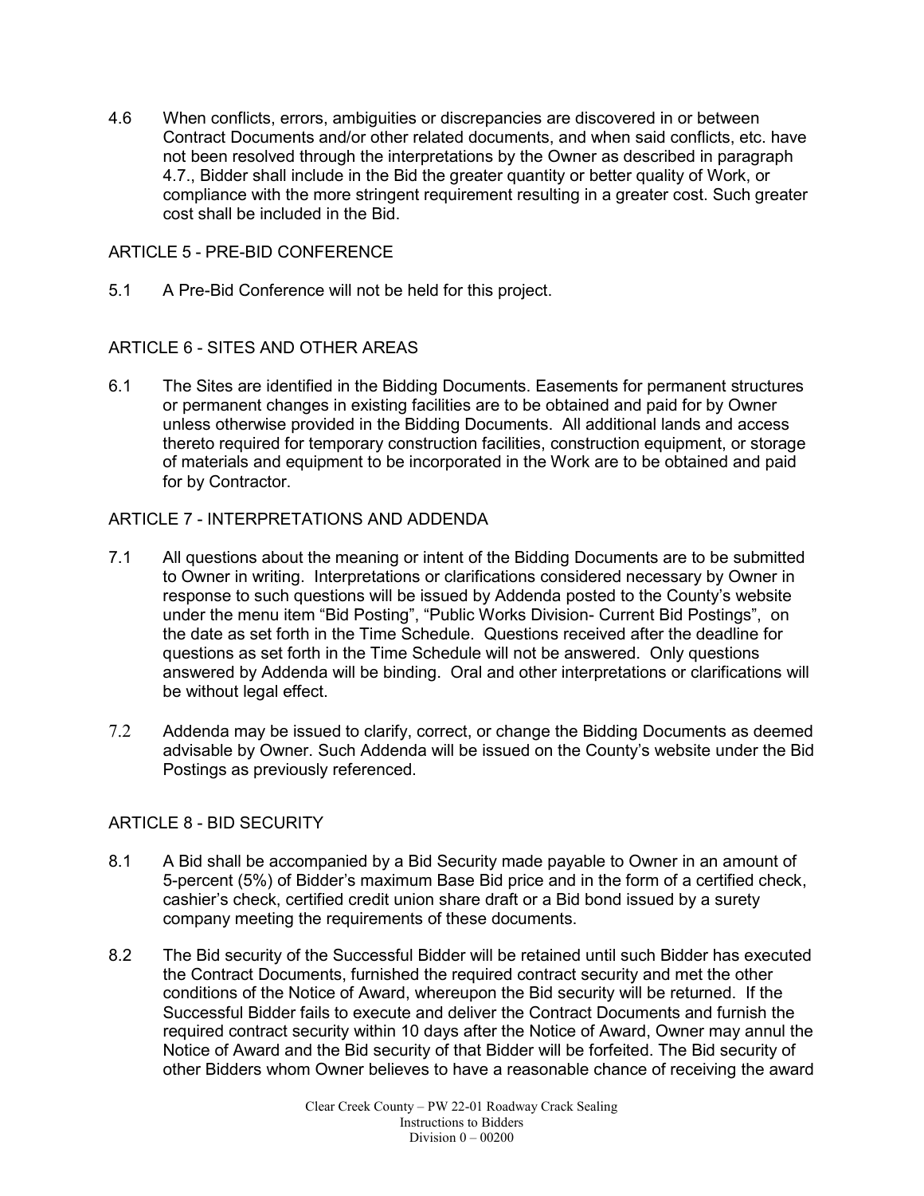4.6 When conflicts, errors, ambiguities or discrepancies are discovered in or between Contract Documents and/or other related documents, and when said conflicts, etc. have not been resolved through the interpretations by the Owner as described in paragraph 4.7., Bidder shall include in the Bid the greater quantity or better quality of Work, or compliance with the more stringent requirement resulting in a greater cost. Such greater cost shall be included in the Bid.

## ARTICLE 5 - PRE-BID CONFERENCE

5.1 A Pre-Bid Conference will not be held for this project.

## ARTICLE 6 - SITES AND OTHER AREAS

6.1 The Sites are identified in the Bidding Documents. Easements for permanent structures or permanent changes in existing facilities are to be obtained and paid for by Owner unless otherwise provided in the Bidding Documents. All additional lands and access thereto required for temporary construction facilities, construction equipment, or storage of materials and equipment to be incorporated in the Work are to be obtained and paid for by Contractor.

## ARTICLE 7 - INTERPRETATIONS AND ADDENDA

7.1 All questions about the meaning or intent of the Bidding Documents are to be submitted to Owner in writing. Interpretations or clarifications considered necessary by Owner in response to such questions will be issued by Addenda posted to the County's website under the menu item "Bid Posting", "Public Works Division- Current Bid Postings", on the date as set forth in the Time Schedule. Questions received after the deadline for questions as set forth in the Time Schedule will not be answered. Only questions answered by Addenda will be binding. Oral and other interpretations or clarifications will be without legal effect.

7.2 Addenda may be issued to clarify, correct, or change the Bidding Documents as deemed advisable by Owner. Such Addenda will be issued on the County's website under the Bid Postings as previously referenced.

## ARTICLE 8 - BID SECURITY

8.1 A Bid shall be accompanied by a Bid Security made payable to Owner in an amount of 5-percent (5%) of Bidder's maximum Base Bid price and in the form of a certified check, cashier's check, certified credit union share draft or a Bid bond issued by a surety company meeting the requirements of these documents.

8.2 The Bid security of the Successful Bidder will be retained until such Bidder has executed the Contract Documents, furnished the required contract security and met the other conditions of the Notice of Award, whereupon the Bid security will be returned. If the Successful Bidder fails to execute and deliver the Contract Documents and furnish the required contract security within 10 days after the Notice of Award, Owner may annul the Notice of Award and the Bid security of that Bidder will be forfeited. The Bid security of other Bidders whom Owner believes to have a reasonable chance of receiving the award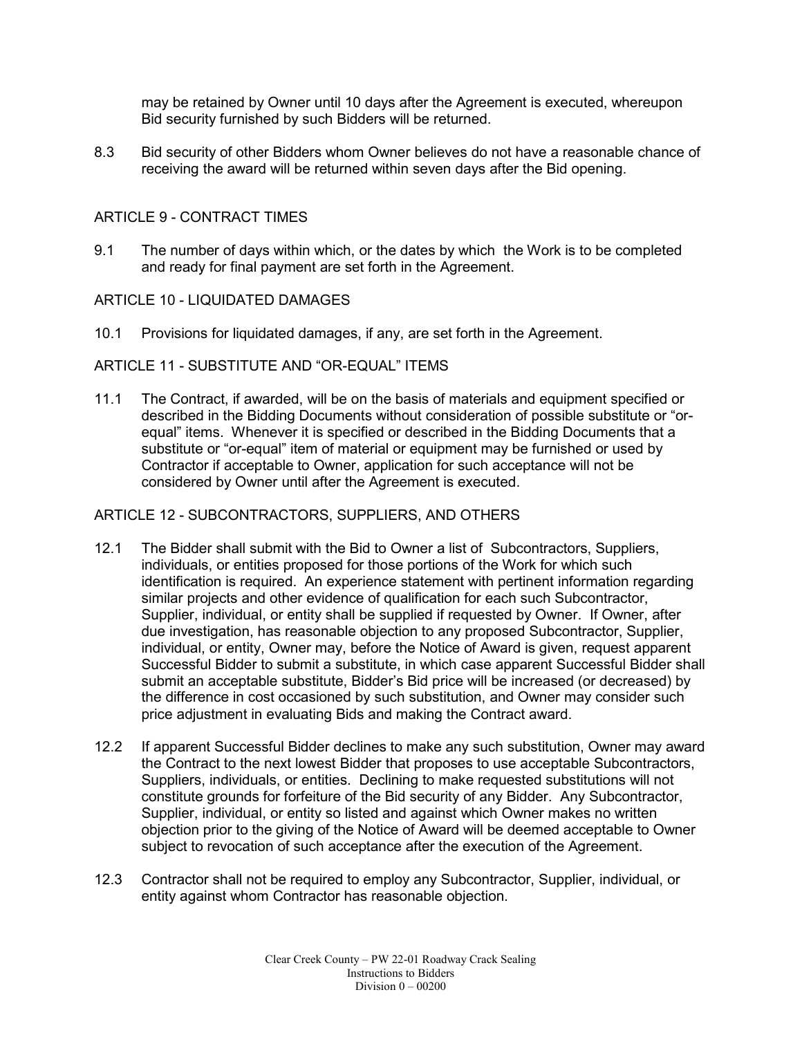may be retained by Owner until 10 days after the Agreement is executed, whereupon Bid security furnished by such Bidders will be returned.

8.3 Bid security of other Bidders whom Owner believes do not have a reasonable chance of receiving the award will be returned within seven days after the Bid opening.

## ARTICLE 9 - CONTRACT TIMES

9.1 The number of days within which, or the dates by which the Work is to be completed and ready for final payment are set forth in the Agreement.

## ARTICLE 10 - LIQUIDATED DAMAGES

10.1 Provisions for liquidated damages, if any, are set forth in the Agreement.

## ARTICLE 11 - SUBSTITUTE AND "OR-EQUAL" ITEMS

11.1 The Contract, if awarded, will be on the basis of materials and equipment specified or described in the Bidding Documents without consideration of possible substitute or "or-equal" items. Whenever it is specified or described in the Bidding Documents that a substitute or "or-equal" item of material or equipment may be furnished or used by Contractor if acceptable to Owner, application for such acceptance will not be considered by Owner until after the Agreement is executed.

## ARTICLE 12 - SUBCONTRACTORS, SUPPLIERS, AND OTHERS

12.1 The Bidder shall submit with the Bid to Owner a list of Subcontractors, Suppliers, individuals, or entities proposed for those portions of the Work for which such identification is required. An experience statement with pertinent information regarding similar projects and other evidence of qualification for each such Subcontractor, Supplier, individual, or entity shall be supplied if requested by Owner. If Owner, after due investigation, has reasonable objection to any proposed Subcontractor, Supplier, individual, or entity, Owner may, before the Notice of Award is given, request apparent Successful Bidder to submit a substitute, in which case apparent Successful Bidder shall submit an acceptable substitute, Bidder's Bid price will be increased (or decreased) by the difference in cost occasioned by such substitution, and Owner may consider such price adjustment in evaluating Bids and making the Contract award.

12.2 If apparent Successful Bidder declines to make any such substitution, Owner may award the Contract to the next lowest Bidder that proposes to use acceptable Subcontractors, Suppliers, individuals, or entities. Declining to make requested substitutions will not constitute grounds for forfeiture of the Bid security of any Bidder. Any Subcontractor, Supplier, individual, or entity so listed and against which Owner makes no written objection prior to the giving of the Notice of Award will be deemed acceptable to Owner subject to revocation of such acceptance after the execution of the Agreement.

12.3 Contractor shall not be required to employ any Subcontractor, Supplier, individual, or entity against whom Contractor has reasonable objection.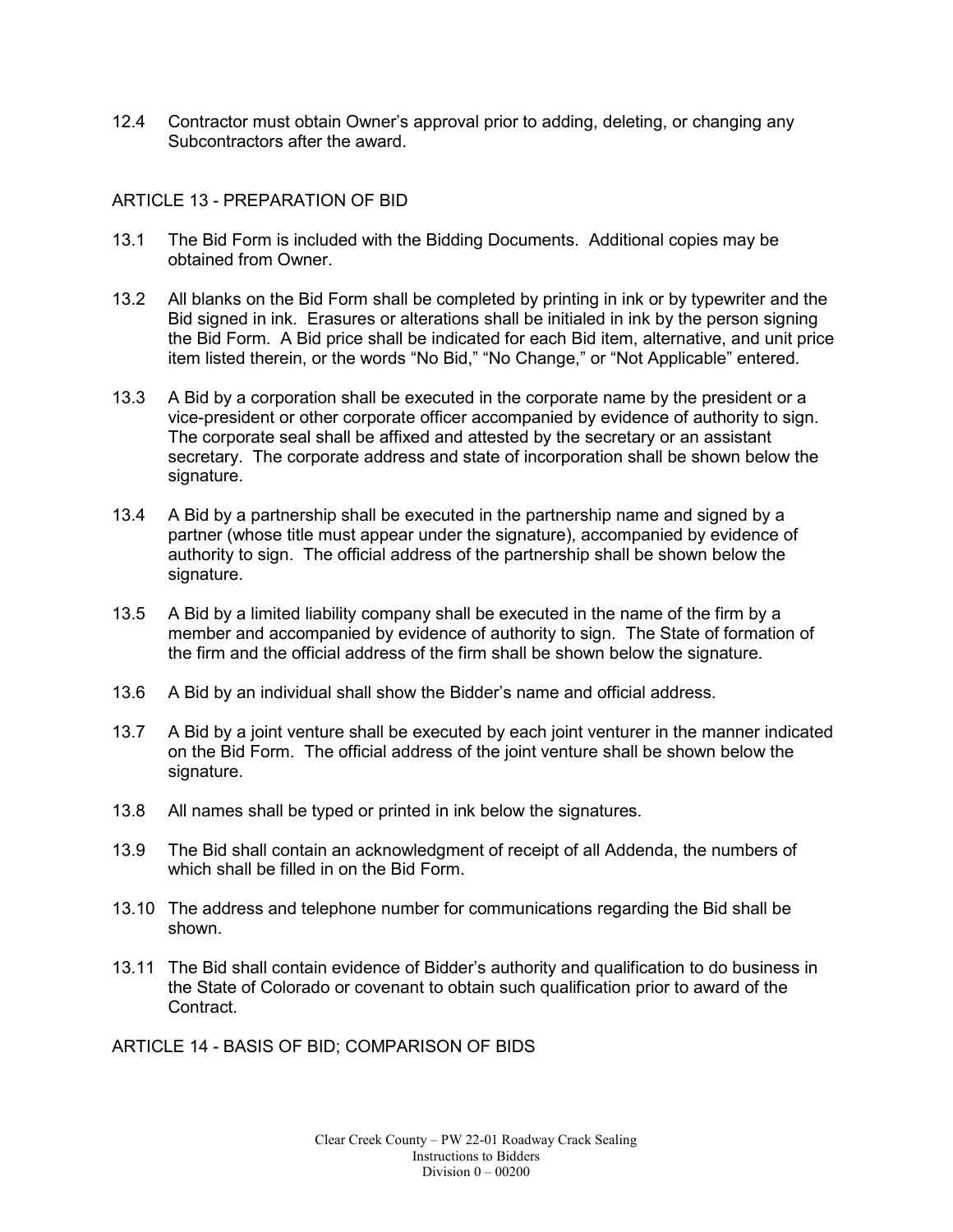12.4 Contractor must obtain Owner's approval prior to adding, deleting, or changing any Subcontractors after the award.

## ARTICLE 13 - PREPARATION OF BID

13.1 The Bid Form is included with the Bidding Documents. Additional copies may be obtained from Owner.

13.2 All blanks on the Bid Form shall be completed by printing in ink or by typewriter and the Bid signed in ink. Erasures or alterations shall be initialed in ink by the person signing the Bid Form. A Bid price shall be indicated for each Bid item, alternative, and unit price item listed therein, or the words "No Bid," "No Change," or "Not Applicable" entered.

13.3 A Bid by a corporation shall be executed in the corporate name by the president or a vice-president or other corporate officer accompanied by evidence of authority to sign. The corporate seal shall be affixed and attested by the secretary or an assistant secretary. The corporate address and state of incorporation shall be shown below the signature.

13.4 A Bid by a partnership shall be executed in the partnership name and signed by a partner (whose title must appear under the signature), accompanied by evidence of authority to sign. The official address of the partnership shall be shown below the signature.

13.5 A Bid by a limited liability company shall be executed in the name of the firm by a member and accompanied by evidence of authority to sign. The State of formation of the firm and the official address of the firm shall be shown below the signature.

13.6 A Bid by an individual shall show the Bidder's name and official address.

13.7 A Bid by a joint venture shall be executed by each joint venturer in the manner indicated on the Bid Form. The official address of the joint venture shall be shown below the signature.

13.8 All names shall be typed or printed in ink below the signatures.

13.9 The Bid shall contain an acknowledgment of receipt of all Addenda, the numbers of which shall be filled in on the Bid Form.

13.10 The address and telephone number for communications regarding the Bid shall be shown.

13.11 The Bid shall contain evidence of Bidder's authority and qualification to do business in the State of Colorado or covenant to obtain such qualification prior to award of the Contract.

## ARTICLE 14 - BASIS OF BID; COMPARISON OF BIDS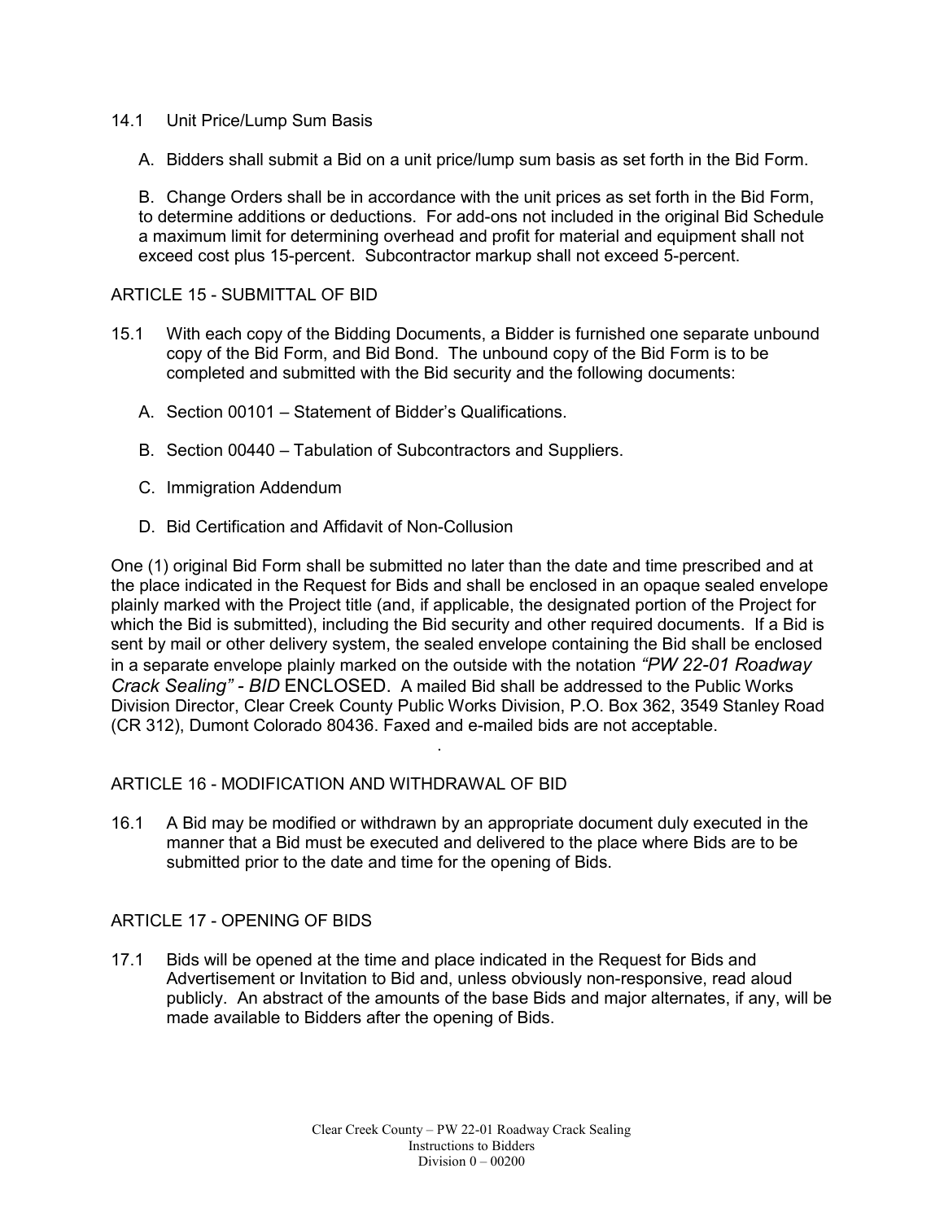14.1 Unit Price/Lump Sum Basis

A. Bidders shall submit a Bid on a unit price/lump sum basis as set forth in the Bid Form.

B. Change Orders shall be in accordance with the unit prices as set forth in the Bid Form, to determine additions or deductions. For add-ons not included in the original Bid Schedule a maximum limit for determining overhead and profit for material and equipment shall not exceed cost plus 15-percent. Subcontractor markup shall not exceed 5-percent.

## ARTICLE 15 - SUBMITTAL OF BID

15.1 With each copy of the Bidding Documents, a Bidder is furnished one separate unbound copy of the Bid Form, and Bid Bond. The unbound copy of the Bid Form is to be completed and submitted with the Bid security and the following documents:

A. Section 00101 – Statement of Bidder's Qualifications.

B. Section 00440 – Tabulation of Subcontractors and Suppliers.

C. Immigration Addendum

D. Bid Certification and Affidavit of Non-Collusion

One (1) original Bid Form shall be submitted no later than the date and time prescribed and at the place indicated in the Request for Bids and shall be enclosed in an opaque sealed envelope plainly marked with the Project title (and, if applicable, the designated portion of the Project for which the Bid is submitted), including the Bid security and other required documents. If a Bid is sent by mail or other delivery system, the sealed envelope containing the Bid shall be enclosed in a separate envelope plainly marked on the outside with the notation *"PW 22-01 Roadway Crack Sealing" - BID* ENCLOSED. A mailed Bid shall be addressed to the Public Works Division Director, Clear Creek County Public Works Division, P.O. Box 362, 3549 Stanley Road (CR 312), Dumont Colorado 80436. Faxed and e-mailed bids are not acceptable.

## ARTICLE 16 - MODIFICATION AND WITHDRAWAL OF BID

16.1 A Bid may be modified or withdrawn by an appropriate document duly executed in the manner that a Bid must be executed and delivered to the place where Bids are to be submitted prior to the date and time for the opening of Bids.

## ARTICLE 17 - OPENING OF BIDS

17.1 Bids will be opened at the time and place indicated in the Request for Bids and Advertisement or Invitation to Bid and, unless obviously non-responsive, read aloud publicly. An abstract of the amounts of the base Bids and major alternates, if any, will be made available to Bidders after the opening of Bids.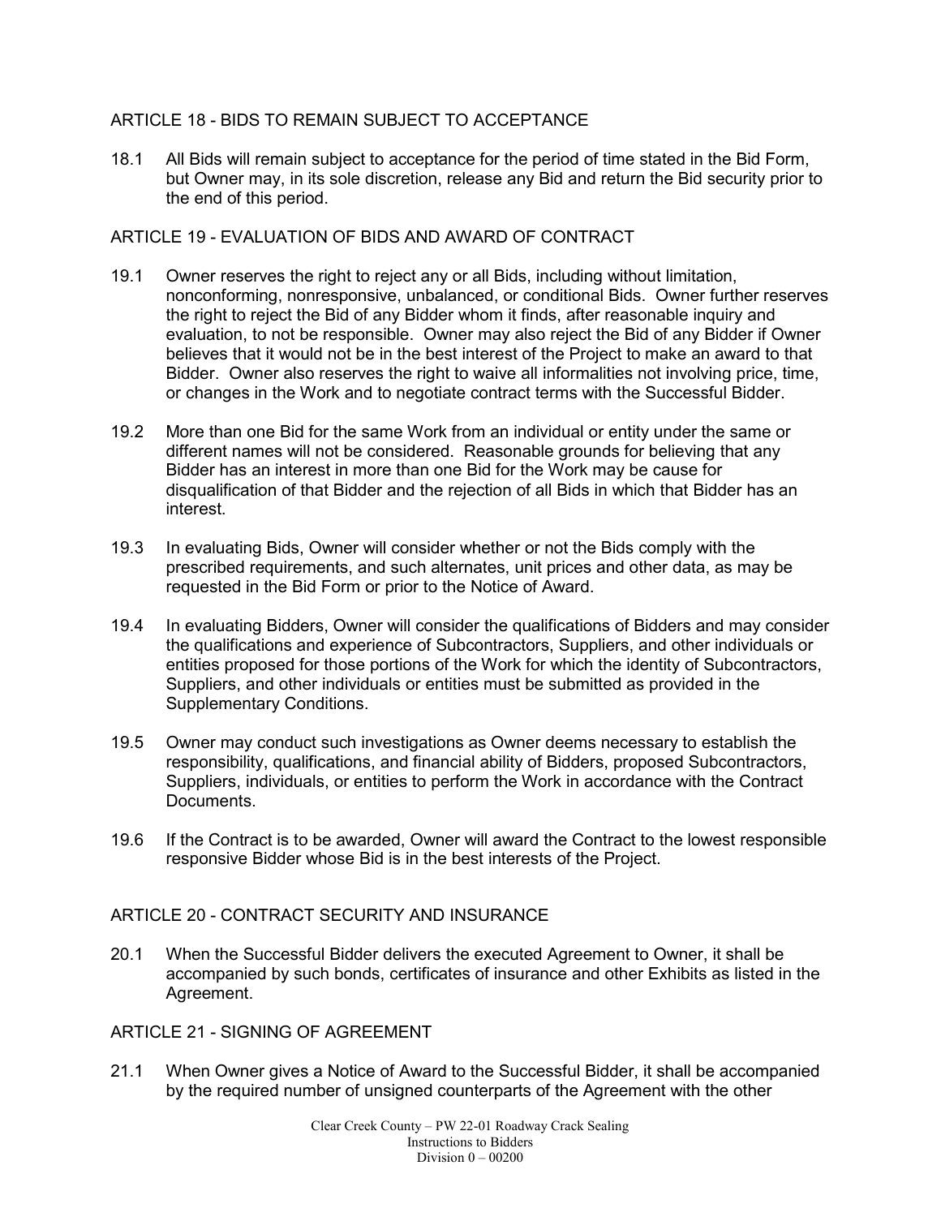## ARTICLE 18 - BIDS TO REMAIN SUBJECT TO ACCEPTANCE

18.1 All Bids will remain subject to acceptance for the period of time stated in the Bid Form, but Owner may, in its sole discretion, release any Bid and return the Bid security prior to the end of this period.

## ARTICLE 19 - EVALUATION OF BIDS AND AWARD OF CONTRACT

19.1 Owner reserves the right to reject any or all Bids, including without limitation, nonconforming, nonresponsive, unbalanced, or conditional Bids. Owner further reserves the right to reject the Bid of any Bidder whom it finds, after reasonable inquiry and evaluation, to not be responsible. Owner may also reject the Bid of any Bidder if Owner believes that it would not be in the best interest of the Project to make an award to that Bidder. Owner also reserves the right to waive all informalities not involving price, time, or changes in the Work and to negotiate contract terms with the Successful Bidder.

19.2 More than one Bid for the same Work from an individual or entity under the same or different names will not be considered. Reasonable grounds for believing that any Bidder has an interest in more than one Bid for the Work may be cause for disqualification of that Bidder and the rejection of all Bids in which that Bidder has an interest.

19.3 In evaluating Bids, Owner will consider whether or not the Bids comply with the prescribed requirements, and such alternates, unit prices and other data, as may be requested in the Bid Form or prior to the Notice of Award.

19.4 In evaluating Bidders, Owner will consider the qualifications of Bidders and may consider the qualifications and experience of Subcontractors, Suppliers, and other individuals or entities proposed for those portions of the Work for which the identity of Subcontractors, Suppliers, and other individuals or entities must be submitted as provided in the Supplementary Conditions.

19.5 Owner may conduct such investigations as Owner deems necessary to establish the responsibility, qualifications, and financial ability of Bidders, proposed Subcontractors, Suppliers, individuals, or entities to perform the Work in accordance with the Contract Documents.

19.6 If the Contract is to be awarded, Owner will award the Contract to the lowest responsible responsive Bidder whose Bid is in the best interests of the Project.

## ARTICLE 20 - CONTRACT SECURITY AND INSURANCE

20.1 When the Successful Bidder delivers the executed Agreement to Owner, it shall be accompanied by such bonds, certificates of insurance and other Exhibits as listed in the Agreement.

## ARTICLE 21 - SIGNING OF AGREEMENT

21.1 When Owner gives a Notice of Award to the Successful Bidder, it shall be accompanied by the required number of unsigned counterparts of the Agreement with the other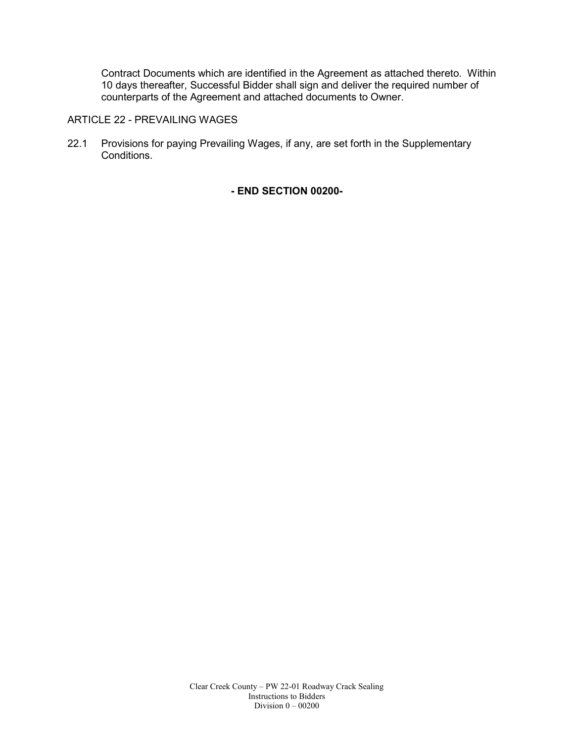Contract Documents which are identified in the Agreement as attached thereto. Within 10 days thereafter, Successful Bidder shall sign and deliver the required number of counterparts of the Agreement and attached documents to Owner.

## ARTICLE 22 - PREVAILING WAGES

22.1 Provisions for paying Prevailing Wages, if any, are set forth in the Supplementary Conditions.

**- END SECTION 00200-**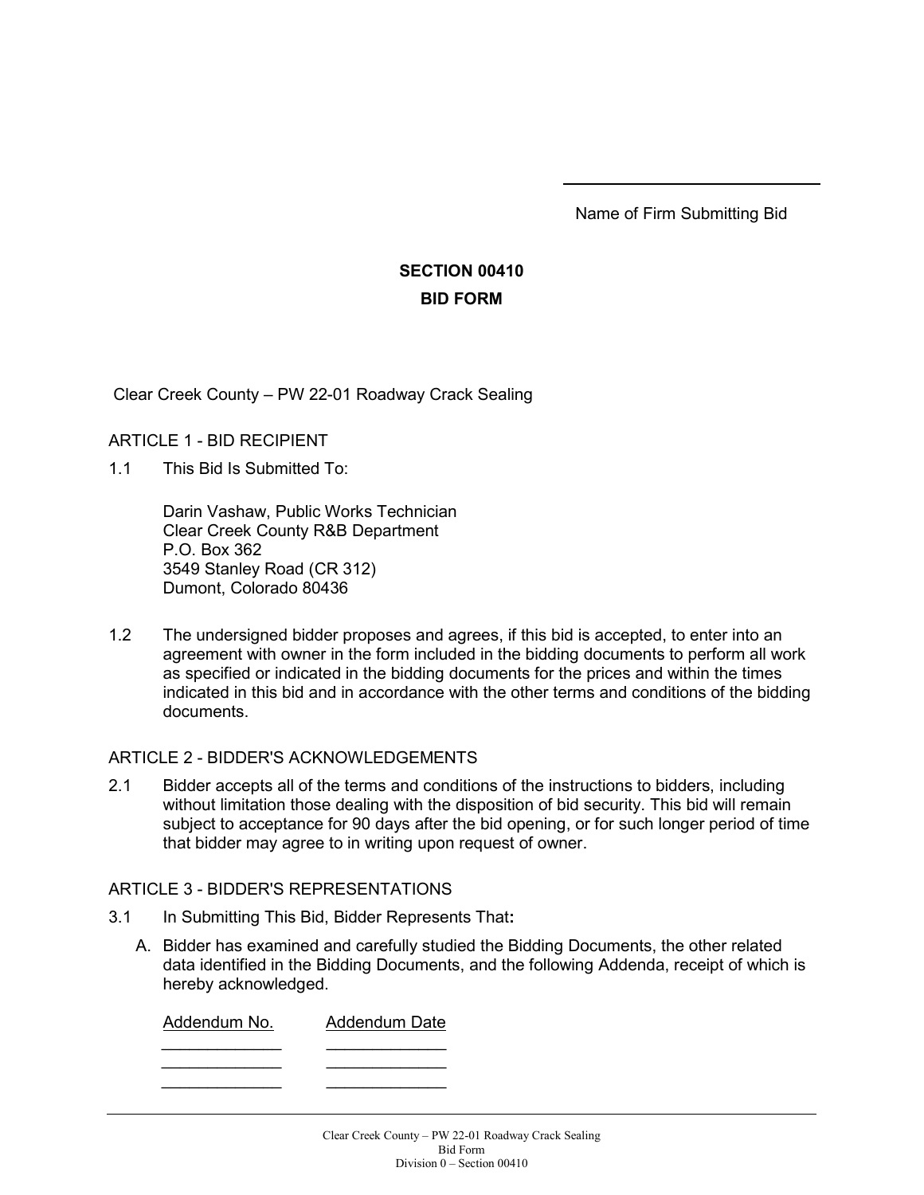______________________________

Name of Firm Submitting Bid

# SECTION 00410

# BID FORM

Clear Creek County – PW 22-01 Roadway Crack Sealing

ARTICLE 1 - BID RECIPIENT

1.1 This Bid Is Submitted To:

Darin Vashaw, Public Works Technician
Clear Creek County R&B Department
P.O. Box 362
3549 Stanley Road (CR 312)
Dumont, Colorado 80436

1.2 The undersigned bidder proposes and agrees, if this bid is accepted, to enter into an agreement with owner in the form included in the bidding documents to perform all work as specified or indicated in the bidding documents for the prices and within the times indicated in this bid and in accordance with the other terms and conditions of the bidding documents.

ARTICLE 2 - BIDDER'S ACKNOWLEDGEMENTS

2.1 Bidder accepts all of the terms and conditions of the instructions to bidders, including without limitation those dealing with the disposition of bid security. This bid will remain subject to acceptance for 90 days after the bid opening, or for such longer period of time that bidder may agree to in writing upon request of owner.

ARTICLE 3 - BIDDER'S REPRESENTATIONS

3.1 In Submitting This Bid, Bidder Represents That**:**

A. Bidder has examined and carefully studied the Bidding Documents, the other related data identified in the Bidding Documents, and the following Addenda, receipt of which is hereby acknowledged.

| Addendum No. | Addendum Date |
|---|---|
| _____________ | _____________ |
| _____________ | _____________ |
| _____________ | _____________ |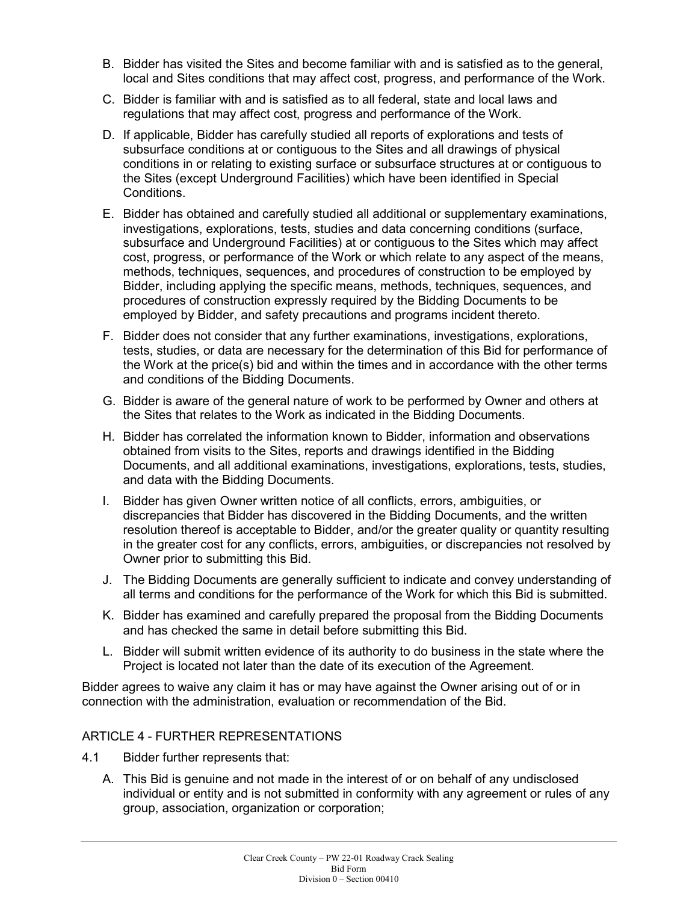B. Bidder has visited the Sites and become familiar with and is satisfied as to the general, local and Sites conditions that may affect cost, progress, and performance of the Work.

C. Bidder is familiar with and is satisfied as to all federal, state and local laws and regulations that may affect cost, progress and performance of the Work.

D. If applicable, Bidder has carefully studied all reports of explorations and tests of subsurface conditions at or contiguous to the Sites and all drawings of physical conditions in or relating to existing surface or subsurface structures at or contiguous to the Sites (except Underground Facilities) which have been identified in Special Conditions.

E. Bidder has obtained and carefully studied all additional or supplementary examinations, investigations, explorations, tests, studies and data concerning conditions (surface, subsurface and Underground Facilities) at or contiguous to the Sites which may affect cost, progress, or performance of the Work or which relate to any aspect of the means, methods, techniques, sequences, and procedures of construction to be employed by Bidder, including applying the specific means, methods, techniques, sequences, and procedures of construction expressly required by the Bidding Documents to be employed by Bidder, and safety precautions and programs incident thereto.

F. Bidder does not consider that any further examinations, investigations, explorations, tests, studies, or data are necessary for the determination of this Bid for performance of the Work at the price(s) bid and within the times and in accordance with the other terms and conditions of the Bidding Documents.

G. Bidder is aware of the general nature of work to be performed by Owner and others at the Sites that relates to the Work as indicated in the Bidding Documents.

H. Bidder has correlated the information known to Bidder, information and observations obtained from visits to the Sites, reports and drawings identified in the Bidding Documents, and all additional examinations, investigations, explorations, tests, studies, and data with the Bidding Documents.

I. Bidder has given Owner written notice of all conflicts, errors, ambiguities, or discrepancies that Bidder has discovered in the Bidding Documents, and the written resolution thereof is acceptable to Bidder, and/or the greater quality or quantity resulting in the greater cost for any conflicts, errors, ambiguities, or discrepancies not resolved by Owner prior to submitting this Bid.

J. The Bidding Documents are generally sufficient to indicate and convey understanding of all terms and conditions for the performance of the Work for which this Bid is submitted.

K. Bidder has examined and carefully prepared the proposal from the Bidding Documents and has checked the same in detail before submitting this Bid.

L. Bidder will submit written evidence of its authority to do business in the state where the Project is located not later than the date of its execution of the Agreement.

Bidder agrees to waive any claim it has or may have against the Owner arising out of or in connection with the administration, evaluation or recommendation of the Bid.

## ARTICLE 4 - FURTHER REPRESENTATIONS

4.1 Bidder further represents that:

A. This Bid is genuine and not made in the interest of or on behalf of any undisclosed individual or entity and is not submitted in conformity with any agreement or rules of any group, association, organization or corporation;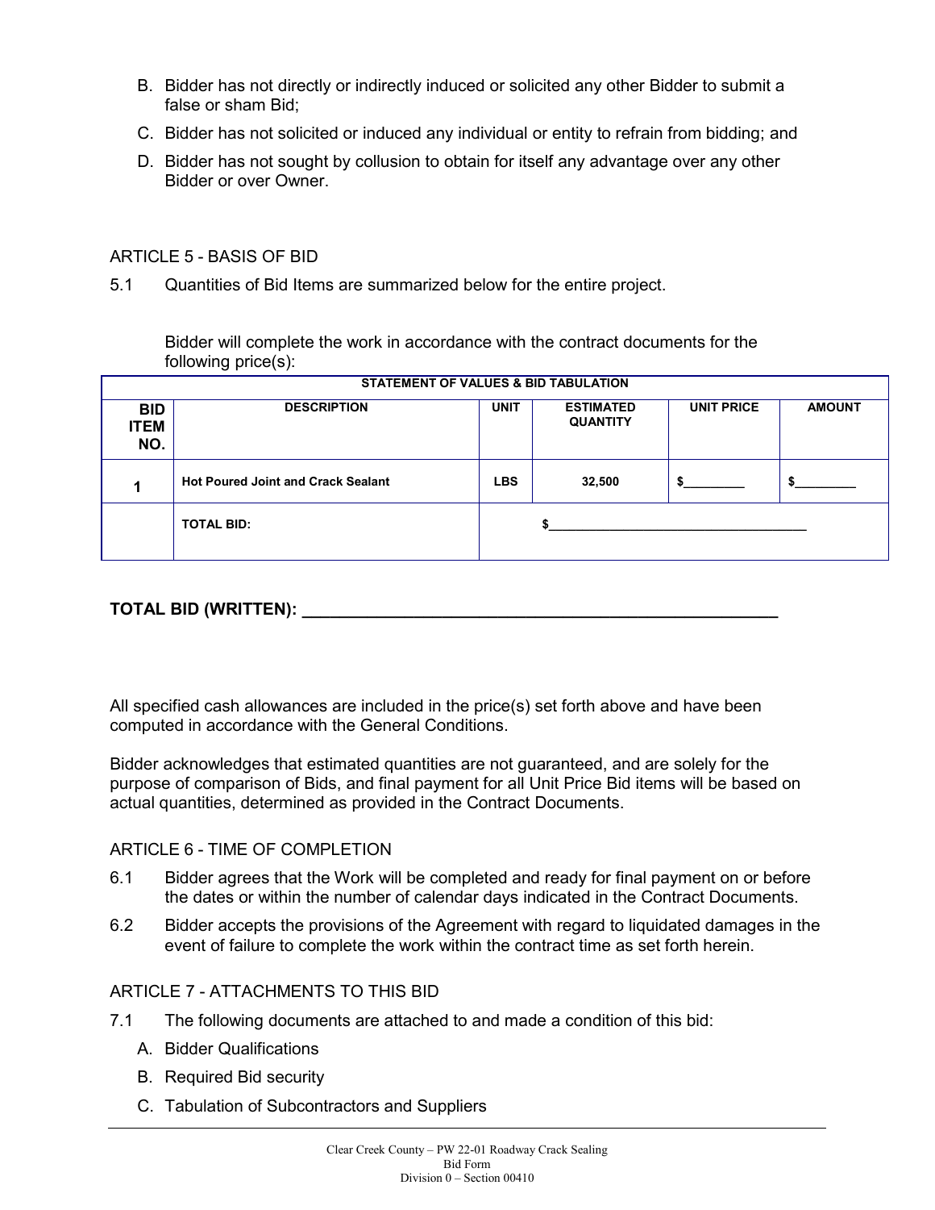B. Bidder has not directly or indirectly induced or solicited any other Bidder to submit a false or sham Bid;

C. Bidder has not solicited or induced any individual or entity to refrain from bidding; and

D. Bidder has not sought by collusion to obtain for itself any advantage over any other Bidder or over Owner.

ARTICLE 5 - BASIS OF BID

5.1 Quantities of Bid Items are summarized below for the entire project.

Bidder will complete the work in accordance with the contract documents for the following price(s):

| STATEMENT OF VALUES & BID TABULATION | | | | | |
|---|---|---|---|---|---|
| **BID ITEM NO.** | **DESCRIPTION** | **UNIT** | **ESTIMATED QUANTITY** | **UNIT PRICE** | **AMOUNT** |
| **1** | **Hot Poured Joint and Crack Sealant** | **LBS** | **32,500** | **$_________** | **$_________** |
| | **TOTAL BID:** | **$___________________________________** | | | |

**TOTAL BID (WRITTEN): ____________________________________________________**

All specified cash allowances are included in the price(s) set forth above and have been computed in accordance with the General Conditions.

Bidder acknowledges that estimated quantities are not guaranteed, and are solely for the purpose of comparison of Bids, and final payment for all Unit Price Bid items will be based on actual quantities, determined as provided in the Contract Documents.

ARTICLE 6 - TIME OF COMPLETION

6.1 Bidder agrees that the Work will be completed and ready for final payment on or before the dates or within the number of calendar days indicated in the Contract Documents.

6.2 Bidder accepts the provisions of the Agreement with regard to liquidated damages in the event of failure to complete the work within the contract time as set forth herein.

ARTICLE 7 - ATTACHMENTS TO THIS BID

7.1 The following documents are attached to and made a condition of this bid:

A. Bidder Qualifications

B. Required Bid security

C. Tabulation of Subcontractors and Suppliers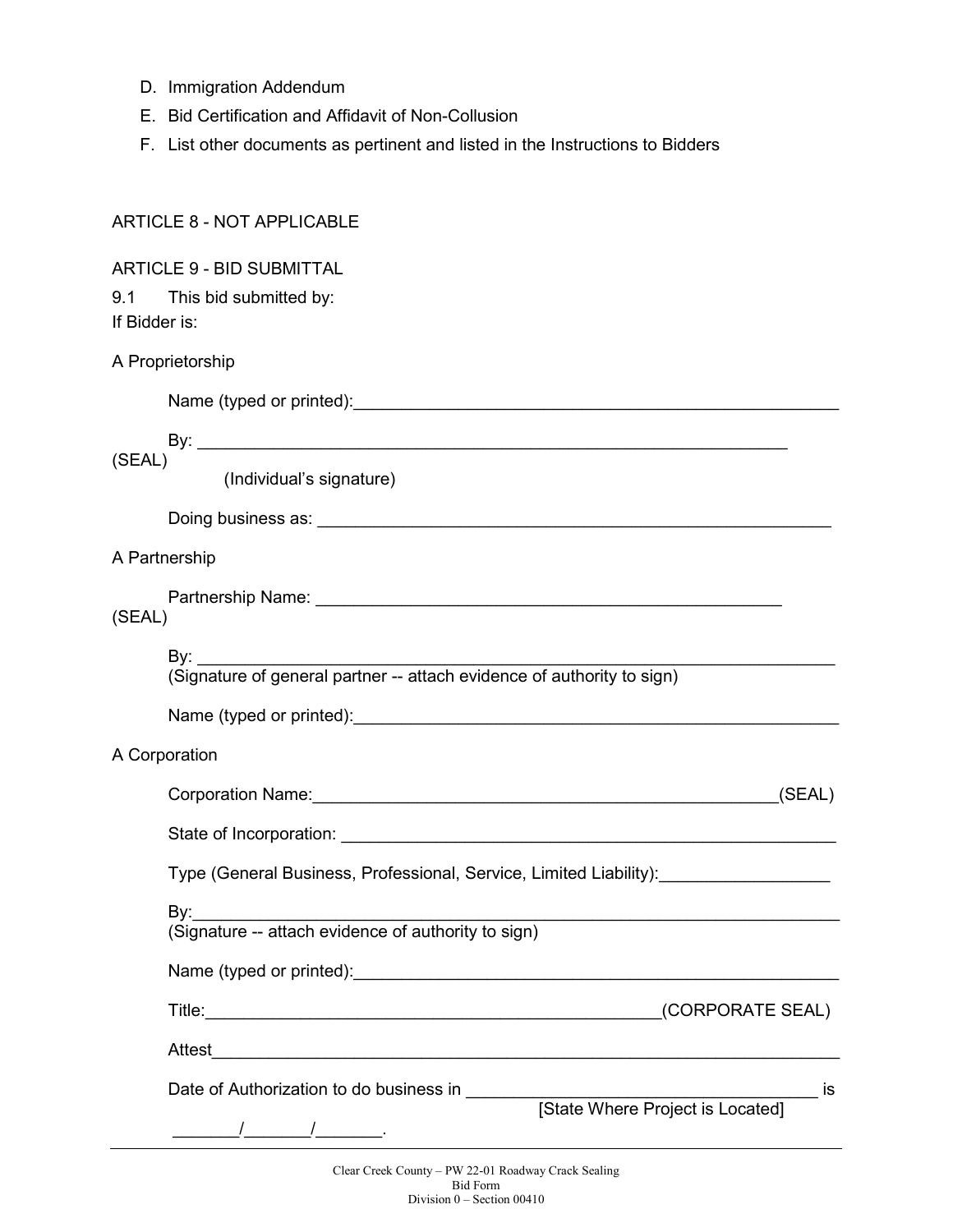D. Immigration Addendum

E. Bid Certification and Affidavit of Non-Collusion

F. List other documents as pertinent and listed in the Instructions to Bidders

ARTICLE 8 - NOT APPLICABLE

ARTICLE 9 - BID SUBMITTAL

9.1 This bid submitted by:

If Bidder is:

A Proprietorship

Name (typed or printed):_____________________________________________________

By: _______________________________________________________________ (SEAL)

(Individual's signature)

Doing business as: _________________________________________________________

A Partnership

Partnership Name: __________________________________________________ (SEAL)

By: _______________________________________________________________________

(Signature of general partner -- attach evidence of authority to sign)

Name (typed or printed):_____________________________________________________

A Corporation

Corporation Name:__________________________________________________(SEAL)

State of Incorporation: ______________________________________________________

Type (General Business, Professional, Service, Limited Liability):__________________

By:_______________________________________________________________________

(Signature -- attach evidence of authority to sign)

Name (typed or printed):_____________________________________________________

Title:_____________________________________________(CORPORATE SEAL)

Attest_____________________________________________________________________

Date of Authorization to do business in ______________________________________ is

[State Where Project is Located]

_______/_______/_______.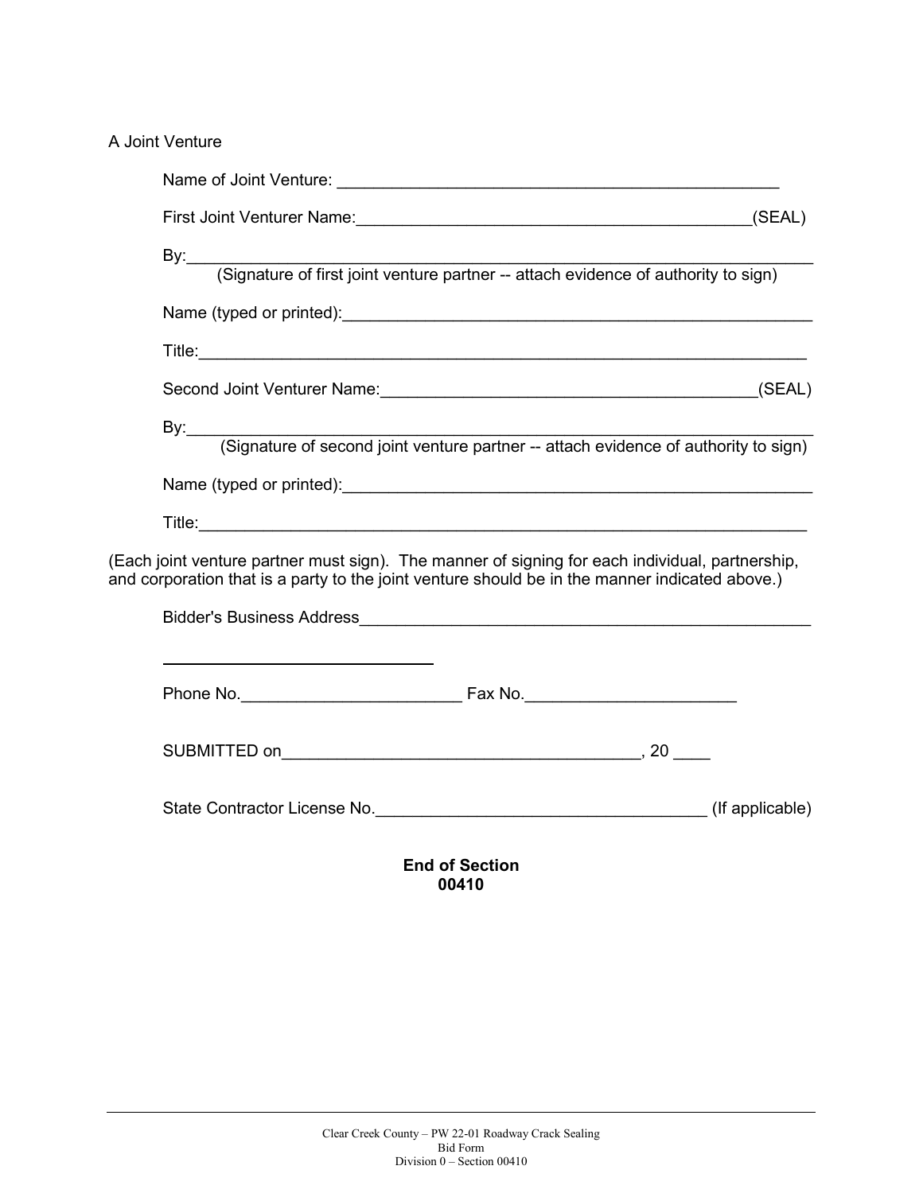A Joint Venture

Name of Joint Venture: ___________________________________________________

First Joint Venturer Name:_____________________________________________(SEAL)

By:______________________________________________________________________
(Signature of first joint venture partner -- attach evidence of authority to sign)

Name (typed or printed):___________________________________________________

Title:_____________________________________________________________________

Second Joint Venturer Name:___________________________________________(SEAL)

By:______________________________________________________________________
(Signature of second joint venture partner -- attach evidence of authority to sign)

Name (typed or printed):___________________________________________________

Title:_____________________________________________________________________

(Each joint venture partner must sign). The manner of signing for each individual, partnership, and corporation that is a party to the joint venture should be in the manner indicated above.)

Bidder's Business Address__________________________________________________

______________________________

Phone No.________________________ Fax No._______________________

SUBMITTED on________________________________________, 20 ____

State Contractor License No.____________________________________ (If applicable)

**End of Section**
**00410**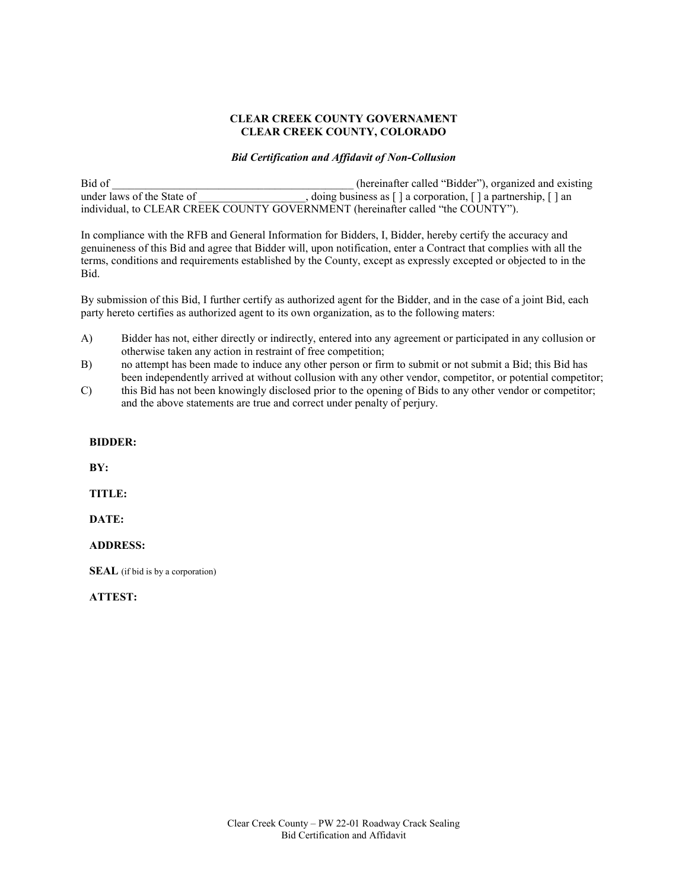**CLEAR CREEK COUNTY GOVERNAMENT**
**CLEAR CREEK COUNTY, COLORADO**

***Bid Certification and Affidavit of Non-Collusion***

Bid of ____________________________________________ (hereinafter called "Bidder"), organized and existing under laws of the State of ___________________, doing business as [ ] a corporation, [ ] a partnership, [ ] an individual, to CLEAR CREEK COUNTY GOVERNMENT (hereinafter called "the COUNTY").

In compliance with the RFB and General Information for Bidders, I, Bidder, hereby certify the accuracy and genuineness of this Bid and agree that Bidder will, upon notification, enter a Contract that complies with all the terms, conditions and requirements established by the County, except as expressly excepted or objected to in the Bid.

By submission of this Bid, I further certify as authorized agent for the Bidder, and in the case of a joint Bid, each party hereto certifies as authorized agent to its own organization, as to the following maters:

A) Bidder has not, either directly or indirectly, entered into any agreement or participated in any collusion or otherwise taken any action in restraint of free competition;
B) no attempt has been made to induce any other person or firm to submit or not submit a Bid; this Bid has been independently arrived at without collusion with any other vendor, competitor, or potential competitor;
C) this Bid has not been knowingly disclosed prior to the opening of Bids to any other vendor or competitor; and the above statements are true and correct under penalty of perjury.

**BIDDER:**

**BY:**

**TITLE:**

**DATE:**

**ADDRESS:**

**SEAL** (if bid is by a corporation)

**ATTEST:**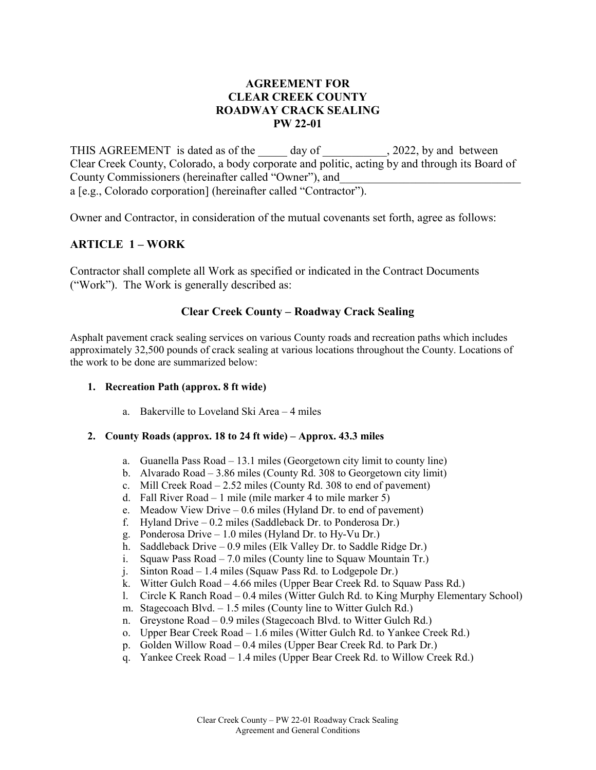# AGREEMENT FOR CLEAR CREEK COUNTY ROADWAY CRACK SEALING PW 22-01

THIS AGREEMENT is dated as of the _____ day of ___________, 2022, by and between Clear Creek County, Colorado, a body corporate and politic, acting by and through its Board of County Commissioners (hereinafter called "Owner"), and________________________________ a [e.g., Colorado corporation] (hereinafter called "Contractor").

Owner and Contractor, in consideration of the mutual covenants set forth, agree as follows:

## ARTICLE 1 – WORK

Contractor shall complete all Work as specified or indicated in the Contract Documents ("Work"). The Work is generally described as:

### Clear Creek County – Roadway Crack Sealing

Asphalt pavement crack sealing services on various County roads and recreation paths which includes approximately 32,500 pounds of crack sealing at various locations throughout the County. Locations of the work to be done are summarized below:

1. **Recreation Path (approx. 8 ft wide)**
   a. Bakerville to Loveland Ski Area – 4 miles

2. **County Roads (approx. 18 to 24 ft wide) – Approx. 43.3 miles**
   a. Guanella Pass Road – 13.1 miles (Georgetown city limit to county line)
   b. Alvarado Road – 3.86 miles (County Rd. 308 to Georgetown city limit)
   c. Mill Creek Road – 2.52 miles (County Rd. 308 to end of pavement)
   d. Fall River Road – 1 mile (mile marker 4 to mile marker 5)
   e. Meadow View Drive – 0.6 miles (Hyland Dr. to end of pavement)
   f. Hyland Drive – 0.2 miles (Saddleback Dr. to Ponderosa Dr.)
   g. Ponderosa Drive – 1.0 miles (Hyland Dr. to Hy-Vu Dr.)
   h. Saddleback Drive – 0.9 miles (Elk Valley Dr. to Saddle Ridge Dr.)
   i. Squaw Pass Road – 7.0 miles (County line to Squaw Mountain Tr.)
   j. Sinton Road – 1.4 miles (Squaw Pass Rd. to Lodgepole Dr.)
   k. Witter Gulch Road – 4.66 miles (Upper Bear Creek Rd. to Squaw Pass Rd.)
   l. Circle K Ranch Road – 0.4 miles (Witter Gulch Rd. to King Murphy Elementary School)
   m. Stagecoach Blvd. – 1.5 miles (County line to Witter Gulch Rd.)
   n. Greystone Road – 0.9 miles (Stagecoach Blvd. to Witter Gulch Rd.)
   o. Upper Bear Creek Road – 1.6 miles (Witter Gulch Rd. to Yankee Creek Rd.)
   p. Golden Willow Road – 0.4 miles (Upper Bear Creek Rd. to Park Dr.)
   q. Yankee Creek Road – 1.4 miles (Upper Bear Creek Rd. to Willow Creek Rd.)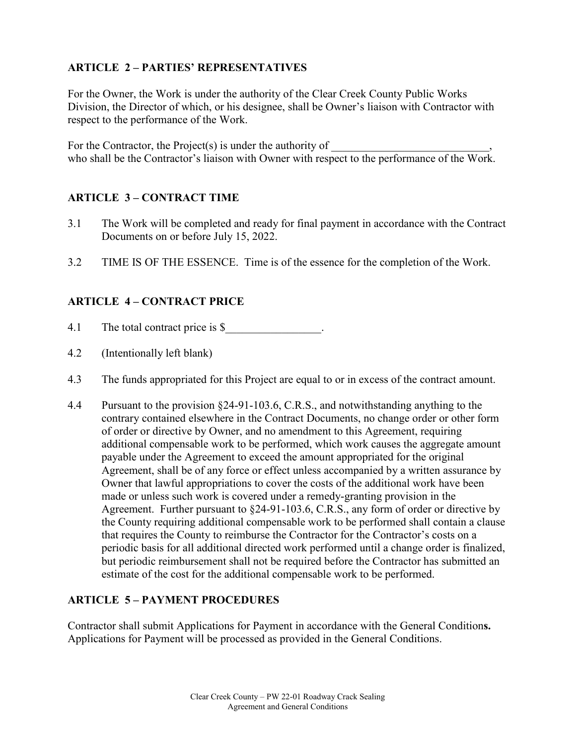## ARTICLE 2 – PARTIES' REPRESENTATIVES

For the Owner, the Work is under the authority of the Clear Creek County Public Works Division, the Director of which, or his designee, shall be Owner's liaison with Contractor with respect to the performance of the Work.

For the Contractor, the Project(s) is under the authority of ____________________________, who shall be the Contractor's liaison with Owner with respect to the performance of the Work.

## ARTICLE 3 – CONTRACT TIME

3.1 The Work will be completed and ready for final payment in accordance with the Contract Documents on or before July 15, 2022.

3.2 TIME IS OF THE ESSENCE. Time is of the essence for the completion of the Work.

## ARTICLE 4 – CONTRACT PRICE

4.1 The total contract price is $_________________.

4.2 (Intentionally left blank)

4.3 The funds appropriated for this Project are equal to or in excess of the contract amount.

4.4 Pursuant to the provision §24-91-103.6, C.R.S., and notwithstanding anything to the contrary contained elsewhere in the Contract Documents, no change order or other form of order or directive by Owner, and no amendment to this Agreement, requiring additional compensable work to be performed, which work causes the aggregate amount payable under the Agreement to exceed the amount appropriated for the original Agreement, shall be of any force or effect unless accompanied by a written assurance by Owner that lawful appropriations to cover the costs of the additional work have been made or unless such work is covered under a remedy-granting provision in the Agreement. Further pursuant to §24-91-103.6, C.R.S., any form of order or directive by the County requiring additional compensable work to be performed shall contain a clause that requires the County to reimburse the Contractor for the Contractor's costs on a periodic basis for all additional directed work performed until a change order is finalized, but periodic reimbursement shall not be required before the Contractor has submitted an estimate of the cost for the additional compensable work to be performed.

## ARTICLE 5 – PAYMENT PROCEDURES

Contractor shall submit Applications for Payment in accordance with the General Condition**s.** Applications for Payment will be processed as provided in the General Conditions.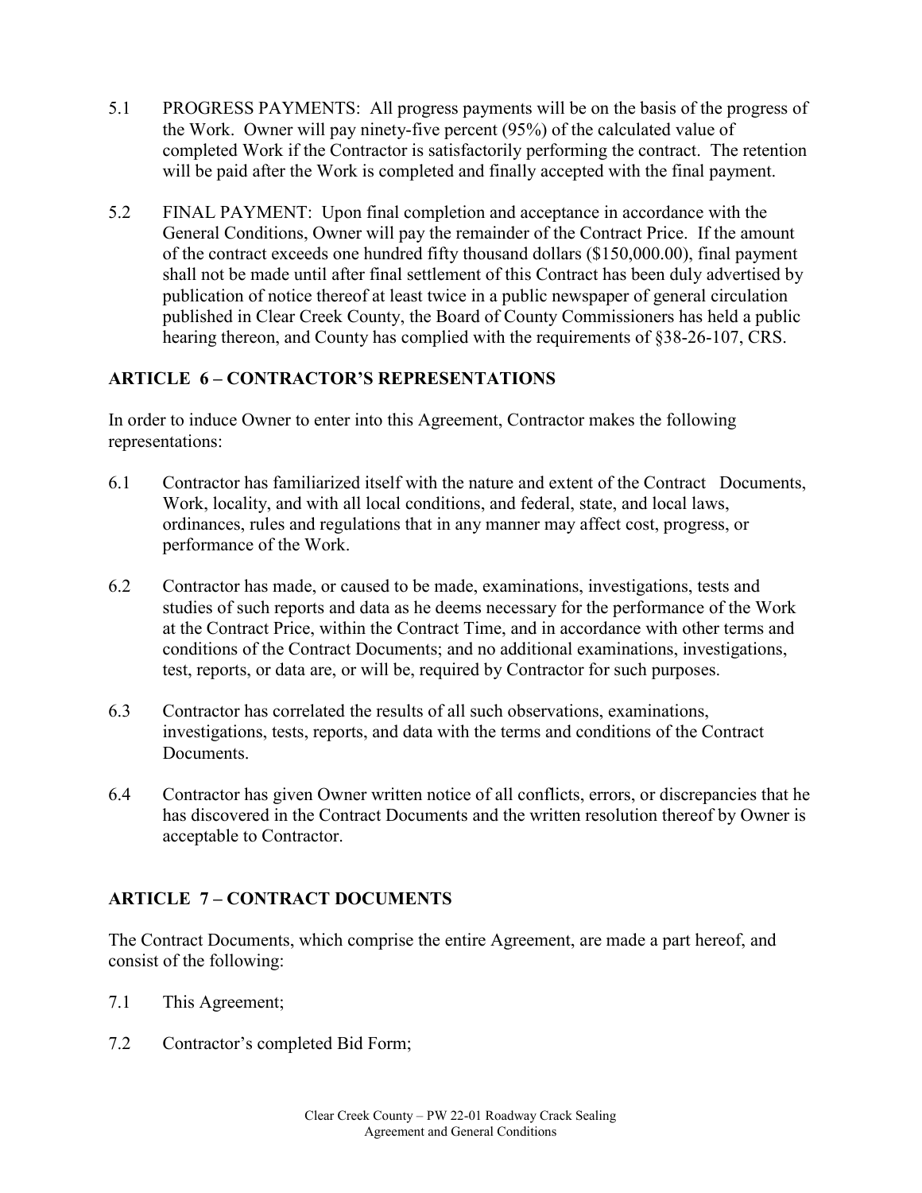5.1 PROGRESS PAYMENTS: All progress payments will be on the basis of the progress of the Work. Owner will pay ninety-five percent (95%) of the calculated value of completed Work if the Contractor is satisfactorily performing the contract. The retention will be paid after the Work is completed and finally accepted with the final payment.

5.2 FINAL PAYMENT: Upon final completion and acceptance in accordance with the General Conditions, Owner will pay the remainder of the Contract Price. If the amount of the contract exceeds one hundred fifty thousand dollars ($150,000.00), final payment shall not be made until after final settlement of this Contract has been duly advertised by publication of notice thereof at least twice in a public newspaper of general circulation published in Clear Creek County, the Board of County Commissioners has held a public hearing thereon, and County has complied with the requirements of §38-26-107, CRS.

## ARTICLE 6 – CONTRACTOR'S REPRESENTATIONS

In order to induce Owner to enter into this Agreement, Contractor makes the following representations:

6.1 Contractor has familiarized itself with the nature and extent of the Contract Documents, Work, locality, and with all local conditions, and federal, state, and local laws, ordinances, rules and regulations that in any manner may affect cost, progress, or performance of the Work.

6.2 Contractor has made, or caused to be made, examinations, investigations, tests and studies of such reports and data as he deems necessary for the performance of the Work at the Contract Price, within the Contract Time, and in accordance with other terms and conditions of the Contract Documents; and no additional examinations, investigations, test, reports, or data are, or will be, required by Contractor for such purposes.

6.3 Contractor has correlated the results of all such observations, examinations, investigations, tests, reports, and data with the terms and conditions of the Contract Documents.

6.4 Contractor has given Owner written notice of all conflicts, errors, or discrepancies that he has discovered in the Contract Documents and the written resolution thereof by Owner is acceptable to Contractor.

## ARTICLE 7 – CONTRACT DOCUMENTS

The Contract Documents, which comprise the entire Agreement, are made a part hereof, and consist of the following:

7.1 This Agreement;

7.2 Contractor's completed Bid Form;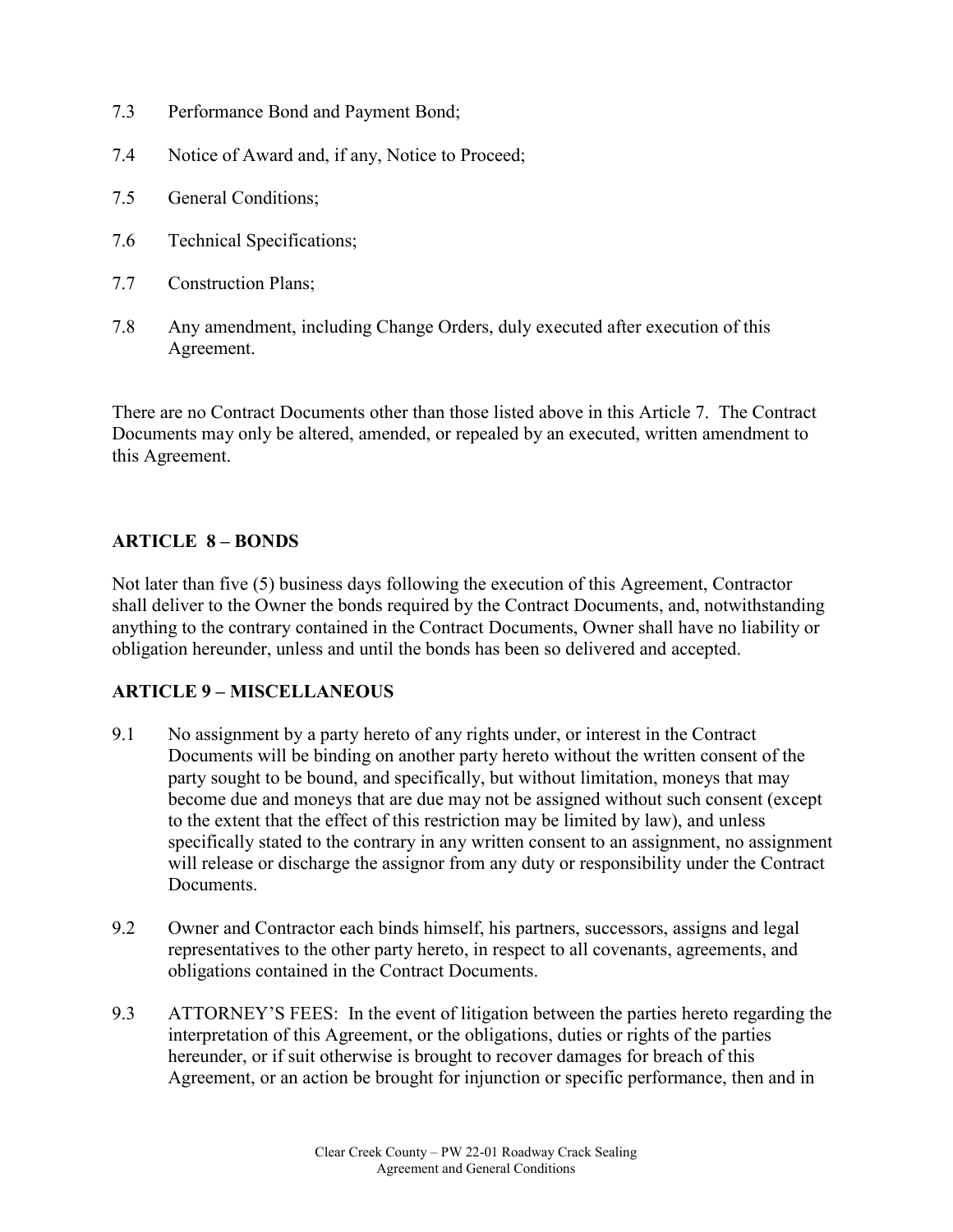7.3 Performance Bond and Payment Bond;

7.4 Notice of Award and, if any, Notice to Proceed;

7.5 General Conditions;

7.6 Technical Specifications;

7.7 Construction Plans;

7.8 Any amendment, including Change Orders, duly executed after execution of this Agreement.

There are no Contract Documents other than those listed above in this Article 7. The Contract Documents may only be altered, amended, or repealed by an executed, written amendment to this Agreement.

## ARTICLE 8 – BONDS

Not later than five (5) business days following the execution of this Agreement, Contractor shall deliver to the Owner the bonds required by the Contract Documents, and, notwithstanding anything to the contrary contained in the Contract Documents, Owner shall have no liability or obligation hereunder, unless and until the bonds has been so delivered and accepted.

## ARTICLE 9 – MISCELLANEOUS

9.1 No assignment by a party hereto of any rights under, or interest in the Contract Documents will be binding on another party hereto without the written consent of the party sought to be bound, and specifically, but without limitation, moneys that may become due and moneys that are due may not be assigned without such consent (except to the extent that the effect of this restriction may be limited by law), and unless specifically stated to the contrary in any written consent to an assignment, no assignment will release or discharge the assignor from any duty or responsibility under the Contract Documents.

9.2 Owner and Contractor each binds himself, his partners, successors, assigns and legal representatives to the other party hereto, in respect to all covenants, agreements, and obligations contained in the Contract Documents.

9.3 ATTORNEY'S FEES: In the event of litigation between the parties hereto regarding the interpretation of this Agreement, or the obligations, duties or rights of the parties hereunder, or if suit otherwise is brought to recover damages for breach of this Agreement, or an action be brought for injunction or specific performance, then and in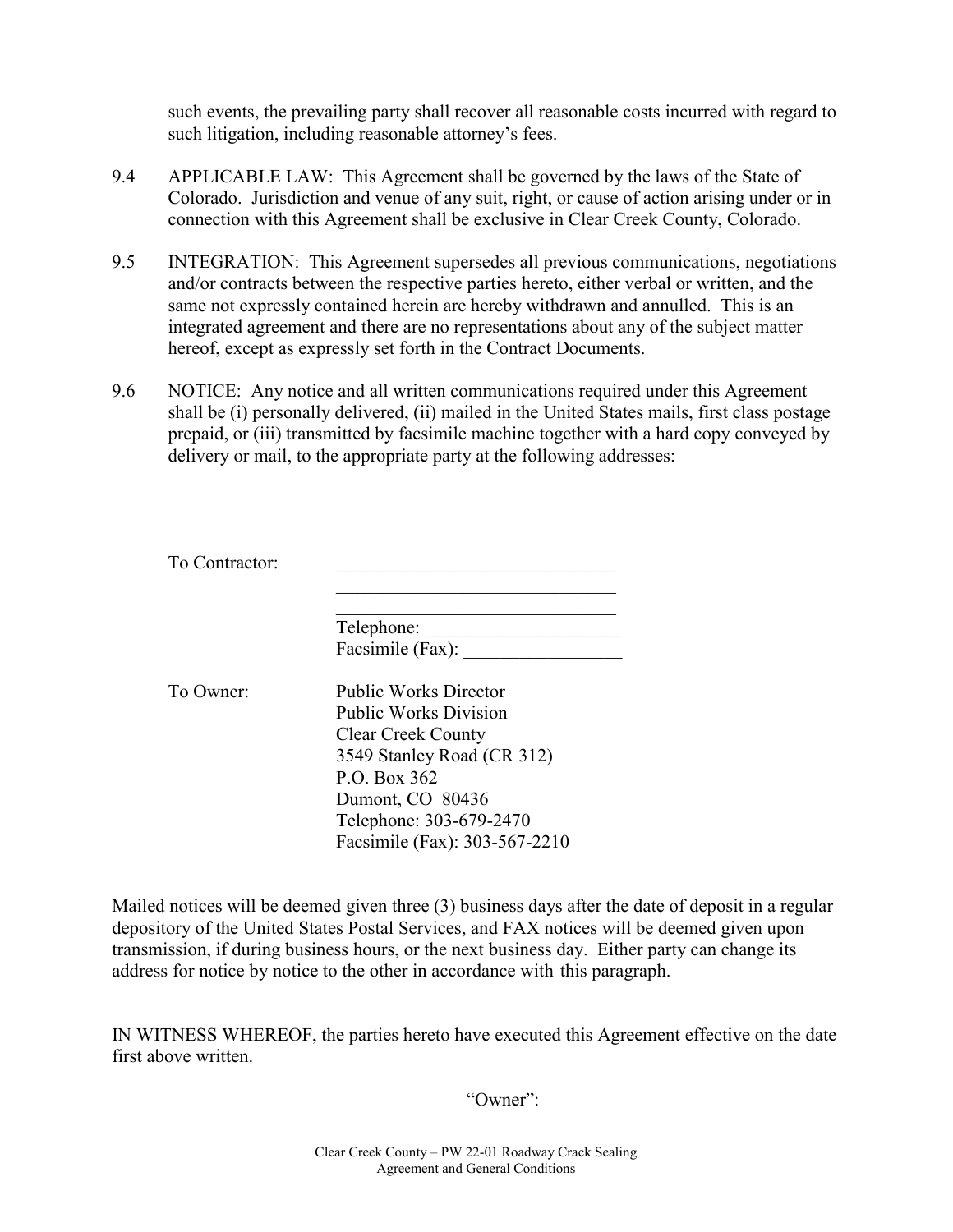such events, the prevailing party shall recover all reasonable costs incurred with regard to such litigation, including reasonable attorney's fees.

9.4 APPLICABLE LAW: This Agreement shall be governed by the laws of the State of Colorado. Jurisdiction and venue of any suit, right, or cause of action arising under or in connection with this Agreement shall be exclusive in Clear Creek County, Colorado.

9.5 INTEGRATION: This Agreement supersedes all previous communications, negotiations and/or contracts between the respective parties hereto, either verbal or written, and the same not expressly contained herein are hereby withdrawn and annulled. This is an integrated agreement and there are no representations about any of the subject matter hereof, except as expressly set forth in the Contract Documents.

9.6 NOTICE: Any notice and all written communications required under this Agreement shall be (i) personally delivered, (ii) mailed in the United States mails, first class postage prepaid, or (iii) transmitted by facsimile machine together with a hard copy conveyed by delivery or mail, to the appropriate party at the following addresses:

To Contractor: ______________________________
______________________________
______________________________
Telephone: ____________________
Facsimile (Fax): ________________

To Owner: Public Works Director
Public Works Division
Clear Creek County
3549 Stanley Road (CR 312)
P.O. Box 362
Dumont, CO 80436
Telephone: 303-679-2470
Facsimile (Fax): 303-567-2210

Mailed notices will be deemed given three (3) business days after the date of deposit in a regular depository of the United States Postal Services, and FAX notices will be deemed given upon transmission, if during business hours, or the next business day. Either party can change its address for notice by notice to the other in accordance with this paragraph.

IN WITNESS WHEREOF, the parties hereto have executed this Agreement effective on the date first above written.

"Owner":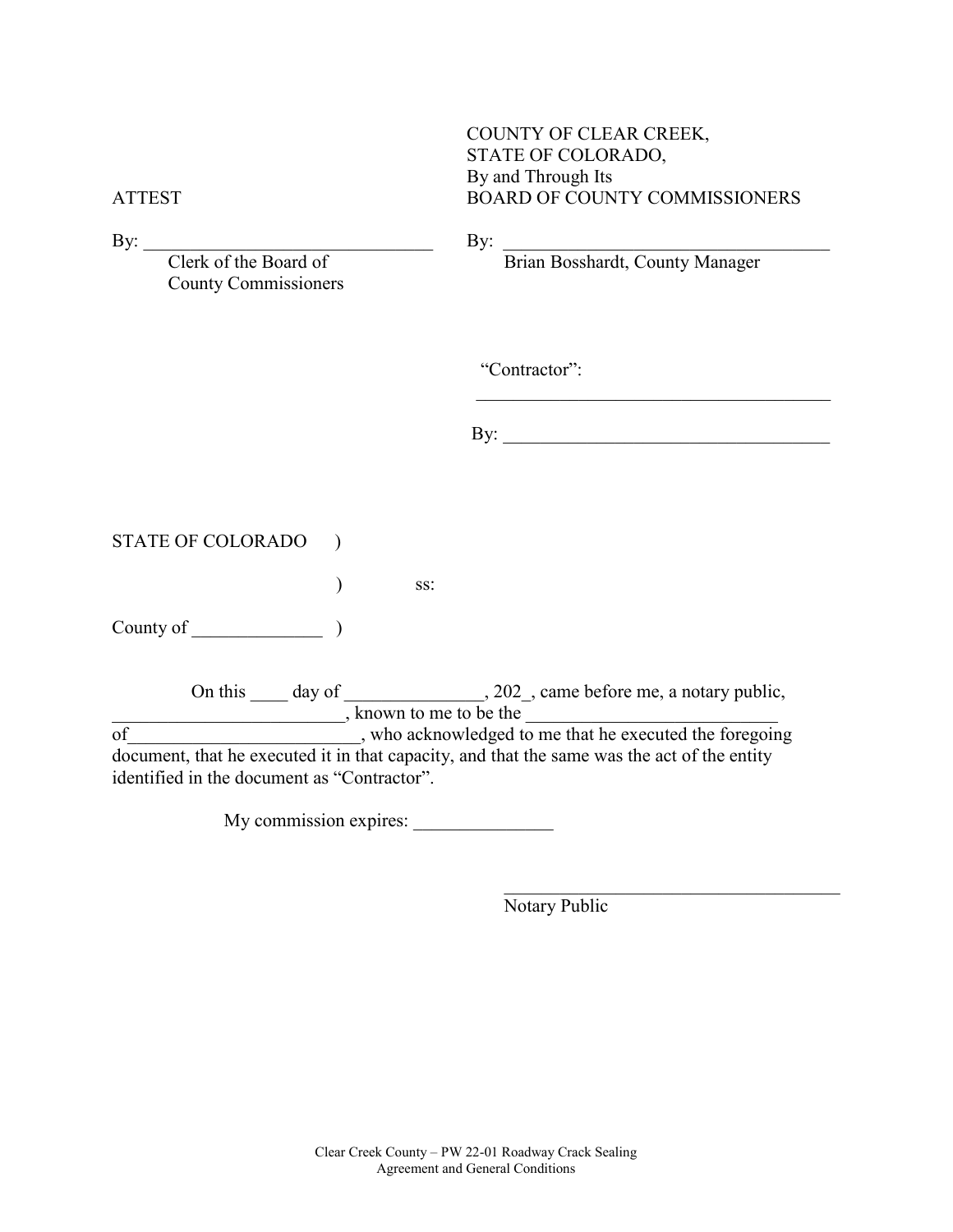| ATTEST | COUNTY OF CLEAR CREEK, STATE OF COLORADO, By and Through Its BOARD OF COUNTY COMMISSIONERS |
|---|---|
| By: _______________________________ | By: ____________________________________ |
| Clerk of the Board of County Commissioners | Brian Bosshardt, County Manager |

"Contractor":
_______________________________________

By: ___________________________________

STATE OF COLORADO )

) ss:

County of ______________ )

On this ____ day of _______________, 202_, came before me, a notary public, _________________________, known to me to be the ___________________________ of_________________________, who acknowledged to me that he executed the foregoing document, that he executed it in that capacity, and that the same was the act of the entity identified in the document as "Contractor".

My commission expires: _______________

_____________________________________
Notary Public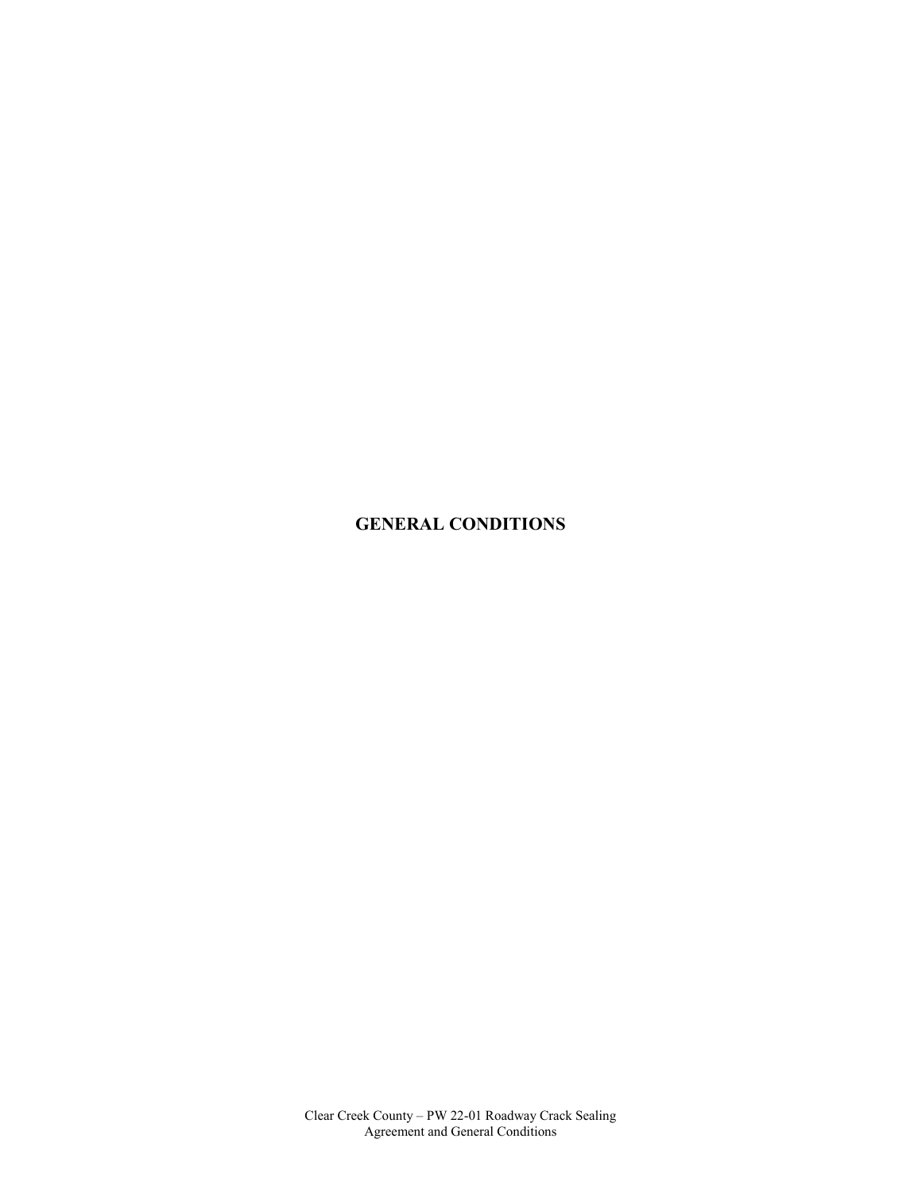# GENERAL CONDITIONS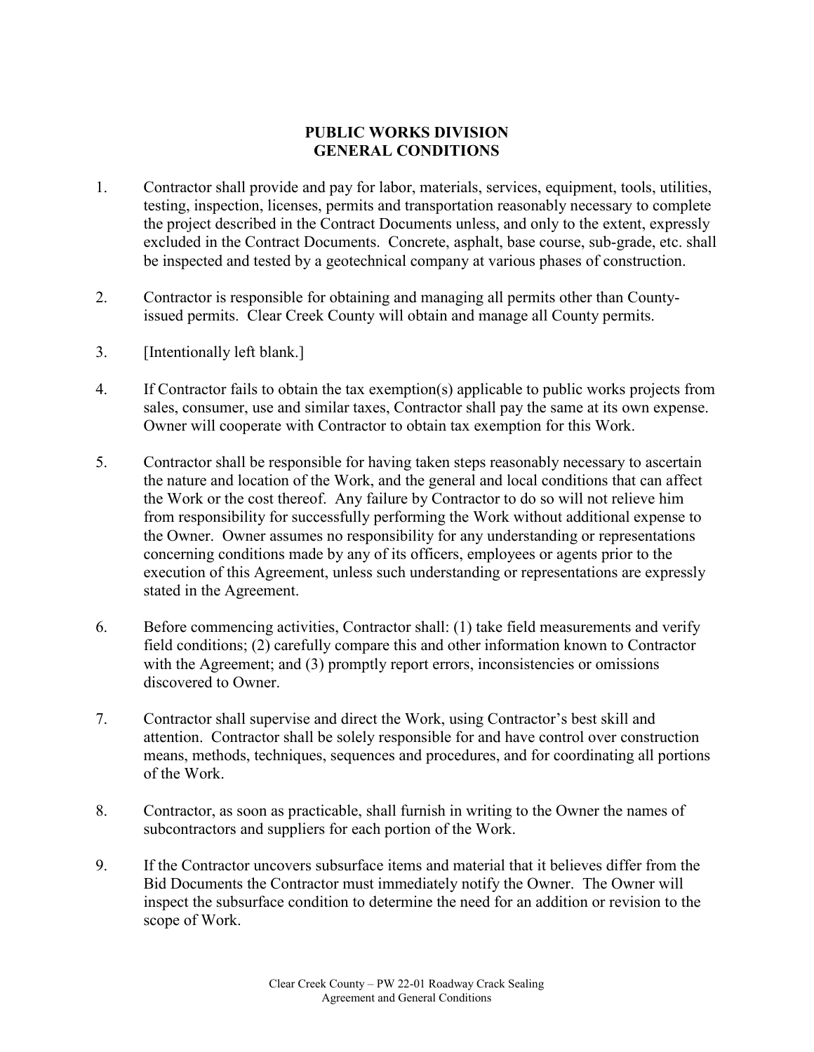# PUBLIC WORKS DIVISION
# GENERAL CONDITIONS

1. Contractor shall provide and pay for labor, materials, services, equipment, tools, utilities, testing, inspection, licenses, permits and transportation reasonably necessary to complete the project described in the Contract Documents unless, and only to the extent, expressly excluded in the Contract Documents. Concrete, asphalt, base course, sub-grade, etc. shall be inspected and tested by a geotechnical company at various phases of construction.

2. Contractor is responsible for obtaining and managing all permits other than County-issued permits. Clear Creek County will obtain and manage all County permits.

3. [Intentionally left blank.]

4. If Contractor fails to obtain the tax exemption(s) applicable to public works projects from sales, consumer, use and similar taxes, Contractor shall pay the same at its own expense. Owner will cooperate with Contractor to obtain tax exemption for this Work.

5. Contractor shall be responsible for having taken steps reasonably necessary to ascertain the nature and location of the Work, and the general and local conditions that can affect the Work or the cost thereof. Any failure by Contractor to do so will not relieve him from responsibility for successfully performing the Work without additional expense to the Owner. Owner assumes no responsibility for any understanding or representations concerning conditions made by any of its officers, employees or agents prior to the execution of this Agreement, unless such understanding or representations are expressly stated in the Agreement.

6. Before commencing activities, Contractor shall: (1) take field measurements and verify field conditions; (2) carefully compare this and other information known to Contractor with the Agreement; and (3) promptly report errors, inconsistencies or omissions discovered to Owner.

7. Contractor shall supervise and direct the Work, using Contractor's best skill and attention. Contractor shall be solely responsible for and have control over construction means, methods, techniques, sequences and procedures, and for coordinating all portions of the Work.

8. Contractor, as soon as practicable, shall furnish in writing to the Owner the names of subcontractors and suppliers for each portion of the Work.

9. If the Contractor uncovers subsurface items and material that it believes differ from the Bid Documents the Contractor must immediately notify the Owner. The Owner will inspect the subsurface condition to determine the need for an addition or revision to the scope of Work.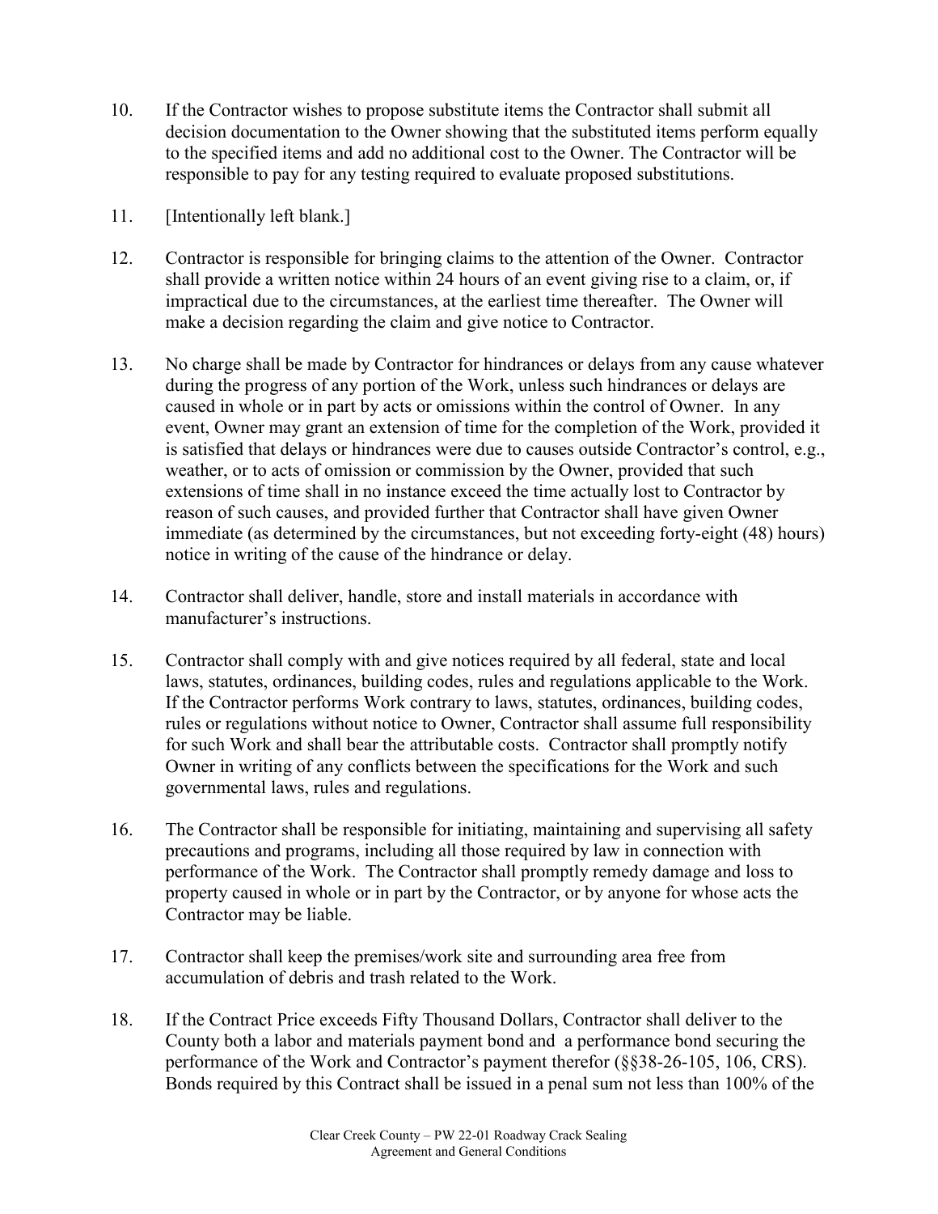10. If the Contractor wishes to propose substitute items the Contractor shall submit all decision documentation to the Owner showing that the substituted items perform equally to the specified items and add no additional cost to the Owner. The Contractor will be responsible to pay for any testing required to evaluate proposed substitutions.

11. [Intentionally left blank.]

12. Contractor is responsible for bringing claims to the attention of the Owner. Contractor shall provide a written notice within 24 hours of an event giving rise to a claim, or, if impractical due to the circumstances, at the earliest time thereafter. The Owner will make a decision regarding the claim and give notice to Contractor.

13. No charge shall be made by Contractor for hindrances or delays from any cause whatever during the progress of any portion of the Work, unless such hindrances or delays are caused in whole or in part by acts or omissions within the control of Owner. In any event, Owner may grant an extension of time for the completion of the Work, provided it is satisfied that delays or hindrances were due to causes outside Contractor's control, e.g., weather, or to acts of omission or commission by the Owner, provided that such extensions of time shall in no instance exceed the time actually lost to Contractor by reason of such causes, and provided further that Contractor shall have given Owner immediate (as determined by the circumstances, but not exceeding forty-eight (48) hours) notice in writing of the cause of the hindrance or delay.

14. Contractor shall deliver, handle, store and install materials in accordance with manufacturer's instructions.

15. Contractor shall comply with and give notices required by all federal, state and local laws, statutes, ordinances, building codes, rules and regulations applicable to the Work. If the Contractor performs Work contrary to laws, statutes, ordinances, building codes, rules or regulations without notice to Owner, Contractor shall assume full responsibility for such Work and shall bear the attributable costs. Contractor shall promptly notify Owner in writing of any conflicts between the specifications for the Work and such governmental laws, rules and regulations.

16. The Contractor shall be responsible for initiating, maintaining and supervising all safety precautions and programs, including all those required by law in connection with performance of the Work. The Contractor shall promptly remedy damage and loss to property caused in whole or in part by the Contractor, or by anyone for whose acts the Contractor may be liable.

17. Contractor shall keep the premises/work site and surrounding area free from accumulation of debris and trash related to the Work.

18. If the Contract Price exceeds Fifty Thousand Dollars, Contractor shall deliver to the County both a labor and materials payment bond and a performance bond securing the performance of the Work and Contractor's payment therefor (§§38-26-105, 106, CRS). Bonds required by this Contract shall be issued in a penal sum not less than 100% of the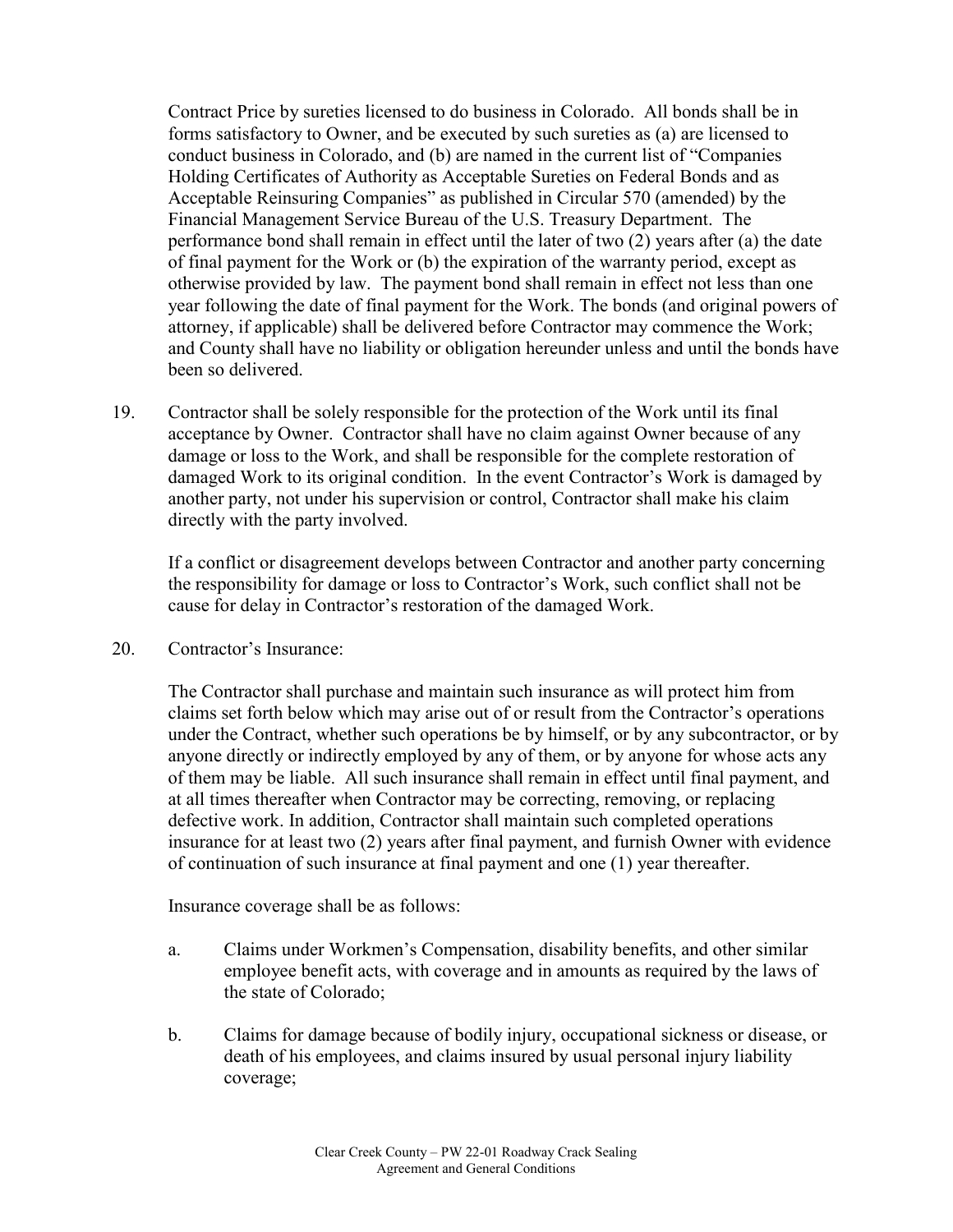Contract Price by sureties licensed to do business in Colorado. All bonds shall be in forms satisfactory to Owner, and be executed by such sureties as (a) are licensed to conduct business in Colorado, and (b) are named in the current list of "Companies Holding Certificates of Authority as Acceptable Sureties on Federal Bonds and as Acceptable Reinsuring Companies" as published in Circular 570 (amended) by the Financial Management Service Bureau of the U.S. Treasury Department. The performance bond shall remain in effect until the later of two (2) years after (a) the date of final payment for the Work or (b) the expiration of the warranty period, except as otherwise provided by law. The payment bond shall remain in effect not less than one year following the date of final payment for the Work. The bonds (and original powers of attorney, if applicable) shall be delivered before Contractor may commence the Work; and County shall have no liability or obligation hereunder unless and until the bonds have been so delivered.

19. Contractor shall be solely responsible for the protection of the Work until its final acceptance by Owner. Contractor shall have no claim against Owner because of any damage or loss to the Work, and shall be responsible for the complete restoration of damaged Work to its original condition. In the event Contractor's Work is damaged by another party, not under his supervision or control, Contractor shall make his claim directly with the party involved.

    If a conflict or disagreement develops between Contractor and another party concerning the responsibility for damage or loss to Contractor's Work, such conflict shall not be cause for delay in Contractor's restoration of the damaged Work.

20. Contractor's Insurance:

    The Contractor shall purchase and maintain such insurance as will protect him from claims set forth below which may arise out of or result from the Contractor's operations under the Contract, whether such operations be by himself, or by any subcontractor, or by anyone directly or indirectly employed by any of them, or by anyone for whose acts any of them may be liable. All such insurance shall remain in effect until final payment, and at all times thereafter when Contractor may be correcting, removing, or replacing defective work. In addition, Contractor shall maintain such completed operations insurance for at least two (2) years after final payment, and furnish Owner with evidence of continuation of such insurance at final payment and one (1) year thereafter.

    Insurance coverage shall be as follows:

    a. Claims under Workmen's Compensation, disability benefits, and other similar employee benefit acts, with coverage and in amounts as required by the laws of the state of Colorado;

    b. Claims for damage because of bodily injury, occupational sickness or disease, or death of his employees, and claims insured by usual personal injury liability coverage;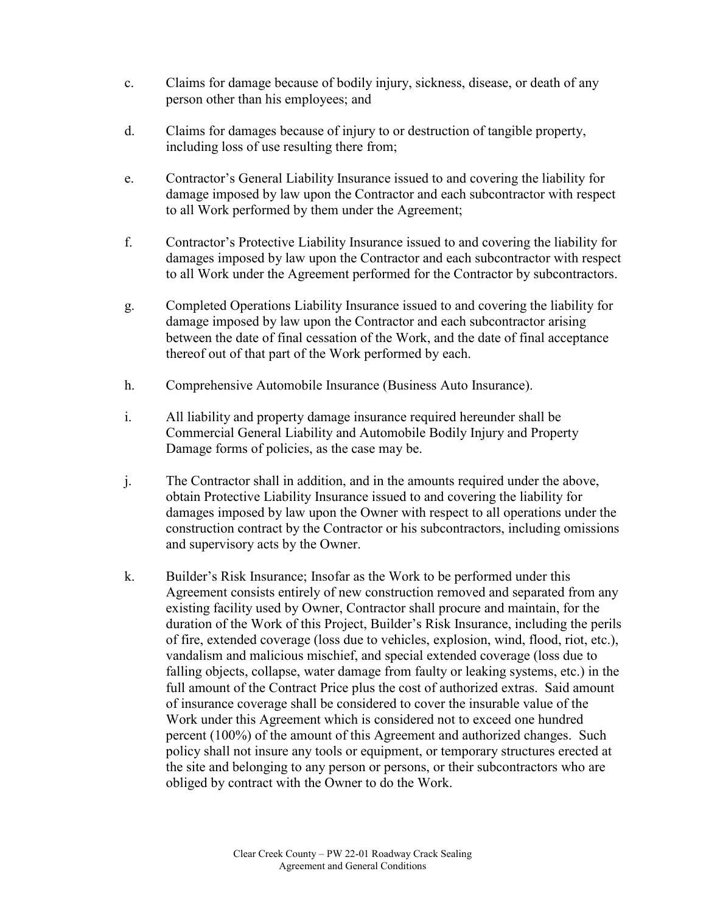c. Claims for damage because of bodily injury, sickness, disease, or death of any person other than his employees; and

d. Claims for damages because of injury to or destruction of tangible property, including loss of use resulting there from;

e. Contractor's General Liability Insurance issued to and covering the liability for damage imposed by law upon the Contractor and each subcontractor with respect to all Work performed by them under the Agreement;

f. Contractor's Protective Liability Insurance issued to and covering the liability for damages imposed by law upon the Contractor and each subcontractor with respect to all Work under the Agreement performed for the Contractor by subcontractors.

g. Completed Operations Liability Insurance issued to and covering the liability for damage imposed by law upon the Contractor and each subcontractor arising between the date of final cessation of the Work, and the date of final acceptance thereof out of that part of the Work performed by each.

h. Comprehensive Automobile Insurance (Business Auto Insurance).

i. All liability and property damage insurance required hereunder shall be Commercial General Liability and Automobile Bodily Injury and Property Damage forms of policies, as the case may be.

j. The Contractor shall in addition, and in the amounts required under the above, obtain Protective Liability Insurance issued to and covering the liability for damages imposed by law upon the Owner with respect to all operations under the construction contract by the Contractor or his subcontractors, including omissions and supervisory acts by the Owner.

k. Builder's Risk Insurance; Insofar as the Work to be performed under this Agreement consists entirely of new construction removed and separated from any existing facility used by Owner, Contractor shall procure and maintain, for the duration of the Work of this Project, Builder's Risk Insurance, including the perils of fire, extended coverage (loss due to vehicles, explosion, wind, flood, riot, etc.), vandalism and malicious mischief, and special extended coverage (loss due to falling objects, collapse, water damage from faulty or leaking systems, etc.) in the full amount of the Contract Price plus the cost of authorized extras. Said amount of insurance coverage shall be considered to cover the insurable value of the Work under this Agreement which is considered not to exceed one hundred percent (100%) of the amount of this Agreement and authorized changes. Such policy shall not insure any tools or equipment, or temporary structures erected at the site and belonging to any person or persons, or their subcontractors who are obliged by contract with the Owner to do the Work.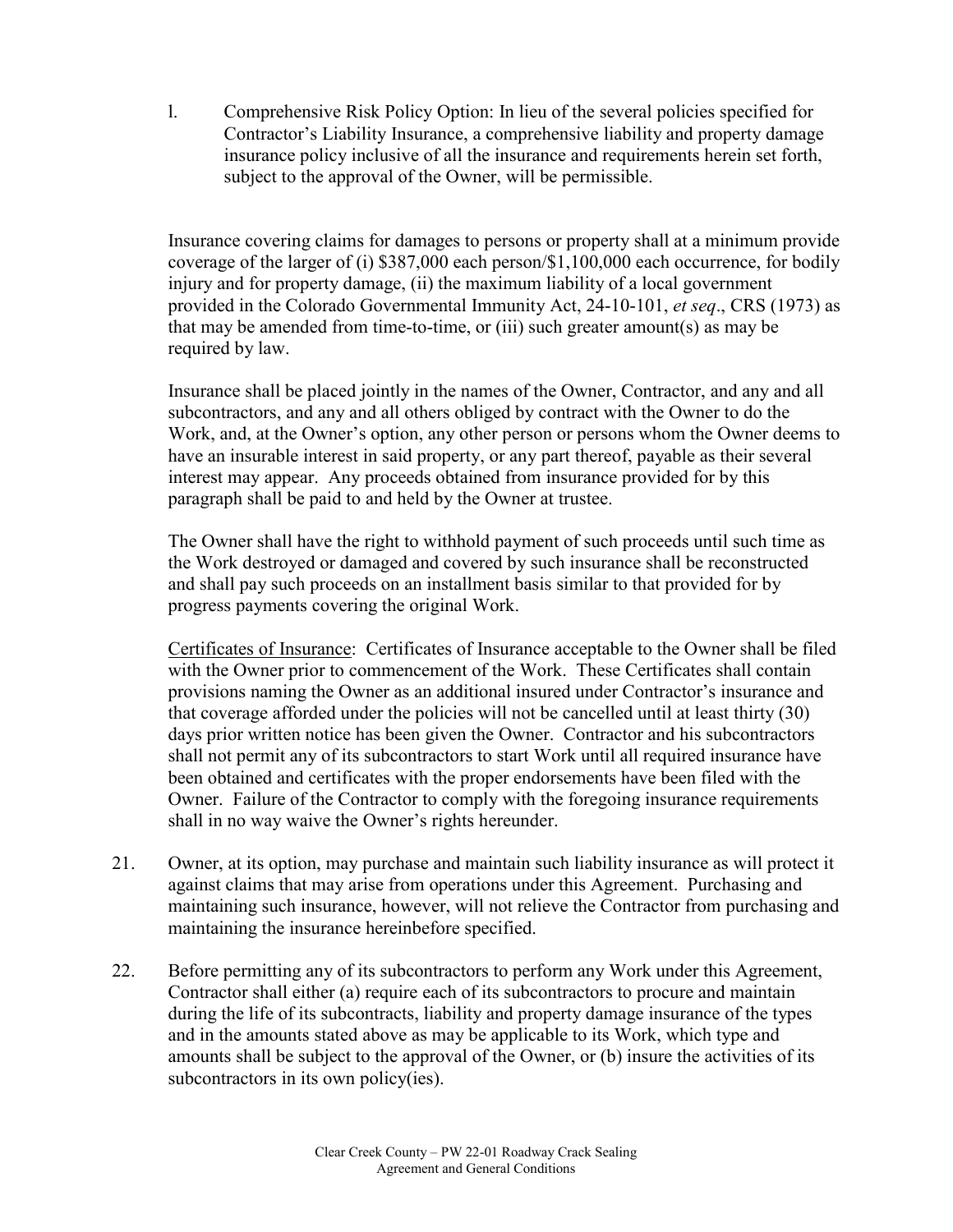l. Comprehensive Risk Policy Option: In lieu of the several policies specified for Contractor's Liability Insurance, a comprehensive liability and property damage insurance policy inclusive of all the insurance and requirements herein set forth, subject to the approval of the Owner, will be permissible.

Insurance covering claims for damages to persons or property shall at a minimum provide coverage of the larger of (i) $387,000 each person/$1,100,000 each occurrence, for bodily injury and for property damage, (ii) the maximum liability of a local government provided in the Colorado Governmental Immunity Act, 24-10-101, *et seq*., CRS (1973) as that may be amended from time-to-time, or (iii) such greater amount(s) as may be required by law.

Insurance shall be placed jointly in the names of the Owner, Contractor, and any and all subcontractors, and any and all others obliged by contract with the Owner to do the Work, and, at the Owner's option, any other person or persons whom the Owner deems to have an insurable interest in said property, or any part thereof, payable as their several interest may appear. Any proceeds obtained from insurance provided for by this paragraph shall be paid to and held by the Owner at trustee.

The Owner shall have the right to withhold payment of such proceeds until such time as the Work destroyed or damaged and covered by such insurance shall be reconstructed and shall pay such proceeds on an installment basis similar to that provided for by progress payments covering the original Work.

<u>Certificates of Insurance</u>: Certificates of Insurance acceptable to the Owner shall be filed with the Owner prior to commencement of the Work. These Certificates shall contain provisions naming the Owner as an additional insured under Contractor's insurance and that coverage afforded under the policies will not be cancelled until at least thirty (30) days prior written notice has been given the Owner. Contractor and his subcontractors shall not permit any of its subcontractors to start Work until all required insurance have been obtained and certificates with the proper endorsements have been filed with the Owner. Failure of the Contractor to comply with the foregoing insurance requirements shall in no way waive the Owner's rights hereunder.

21. Owner, at its option, may purchase and maintain such liability insurance as will protect it against claims that may arise from operations under this Agreement. Purchasing and maintaining such insurance, however, will not relieve the Contractor from purchasing and maintaining the insurance hereinbefore specified.

22. Before permitting any of its subcontractors to perform any Work under this Agreement, Contractor shall either (a) require each of its subcontractors to procure and maintain during the life of its subcontracts, liability and property damage insurance of the types and in the amounts stated above as may be applicable to its Work, which type and amounts shall be subject to the approval of the Owner, or (b) insure the activities of its subcontractors in its own policy(ies).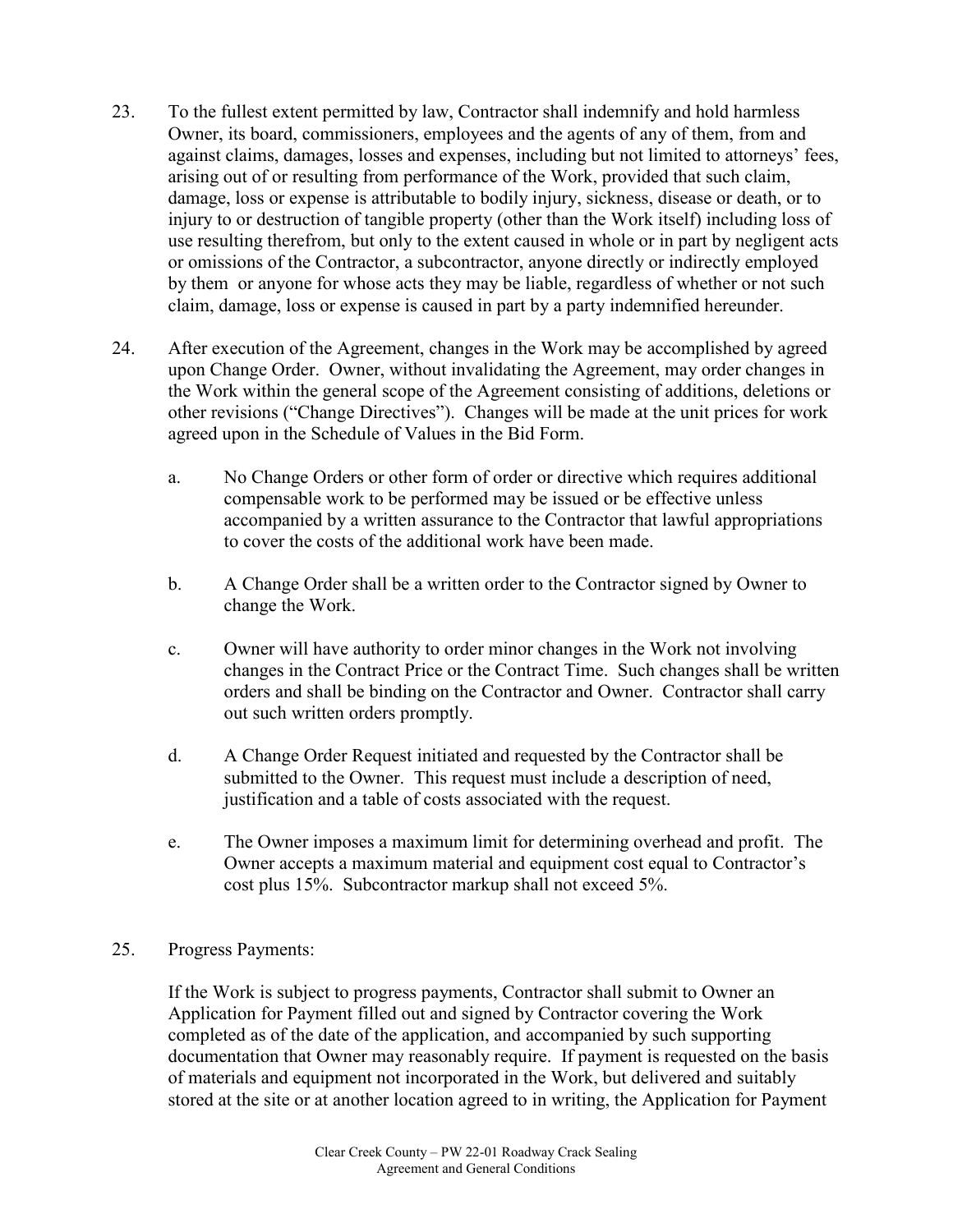23. To the fullest extent permitted by law, Contractor shall indemnify and hold harmless Owner, its board, commissioners, employees and the agents of any of them, from and against claims, damages, losses and expenses, including but not limited to attorneys' fees, arising out of or resulting from performance of the Work, provided that such claim, damage, loss or expense is attributable to bodily injury, sickness, disease or death, or to injury to or destruction of tangible property (other than the Work itself) including loss of use resulting therefrom, but only to the extent caused in whole or in part by negligent acts or omissions of the Contractor, a subcontractor, anyone directly or indirectly employed by them or anyone for whose acts they may be liable, regardless of whether or not such claim, damage, loss or expense is caused in part by a party indemnified hereunder.

24. After execution of the Agreement, changes in the Work may be accomplished by agreed upon Change Order. Owner, without invalidating the Agreement, may order changes in the Work within the general scope of the Agreement consisting of additions, deletions or other revisions ("Change Directives"). Changes will be made at the unit prices for work agreed upon in the Schedule of Values in the Bid Form.

    a. No Change Orders or other form of order or directive which requires additional compensable work to be performed may be issued or be effective unless accompanied by a written assurance to the Contractor that lawful appropriations to cover the costs of the additional work have been made.

    b. A Change Order shall be a written order to the Contractor signed by Owner to change the Work.

    c. Owner will have authority to order minor changes in the Work not involving changes in the Contract Price or the Contract Time. Such changes shall be written orders and shall be binding on the Contractor and Owner. Contractor shall carry out such written orders promptly.

    d. A Change Order Request initiated and requested by the Contractor shall be submitted to the Owner. This request must include a description of need, justification and a table of costs associated with the request.

    e. The Owner imposes a maximum limit for determining overhead and profit. The Owner accepts a maximum material and equipment cost equal to Contractor's cost plus 15%. Subcontractor markup shall not exceed 5%.

25. Progress Payments:

    If the Work is subject to progress payments, Contractor shall submit to Owner an Application for Payment filled out and signed by Contractor covering the Work completed as of the date of the application, and accompanied by such supporting documentation that Owner may reasonably require. If payment is requested on the basis of materials and equipment not incorporated in the Work, but delivered and suitably stored at the site or at another location agreed to in writing, the Application for Payment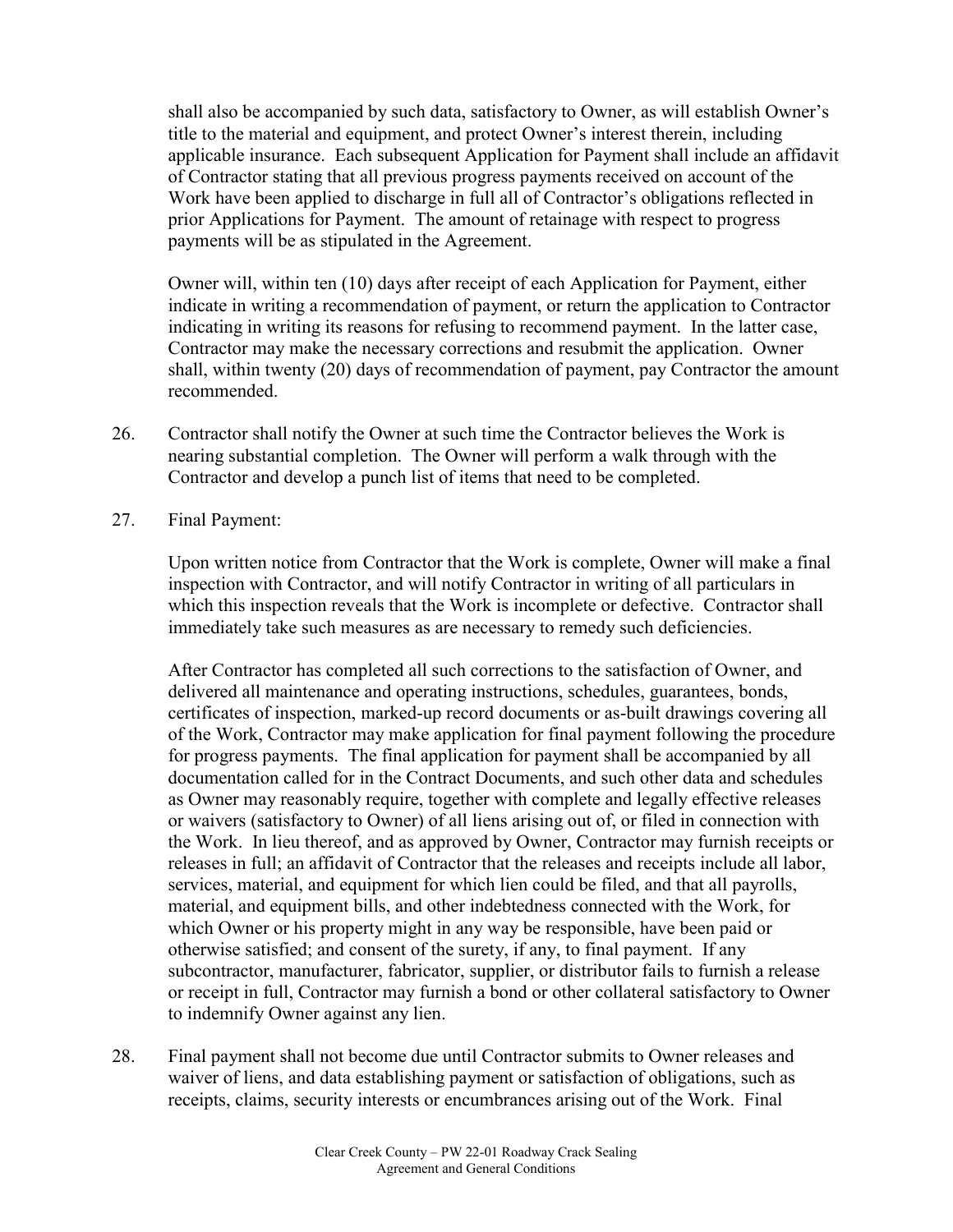shall also be accompanied by such data, satisfactory to Owner, as will establish Owner's title to the material and equipment, and protect Owner's interest therein, including applicable insurance. Each subsequent Application for Payment shall include an affidavit of Contractor stating that all previous progress payments received on account of the Work have been applied to discharge in full all of Contractor's obligations reflected in prior Applications for Payment. The amount of retainage with respect to progress payments will be as stipulated in the Agreement.

Owner will, within ten (10) days after receipt of each Application for Payment, either indicate in writing a recommendation of payment, or return the application to Contractor indicating in writing its reasons for refusing to recommend payment. In the latter case, Contractor may make the necessary corrections and resubmit the application. Owner shall, within twenty (20) days of recommendation of payment, pay Contractor the amount recommended.

26. Contractor shall notify the Owner at such time the Contractor believes the Work is nearing substantial completion. The Owner will perform a walk through with the Contractor and develop a punch list of items that need to be completed.

27. Final Payment:

Upon written notice from Contractor that the Work is complete, Owner will make a final inspection with Contractor, and will notify Contractor in writing of all particulars in which this inspection reveals that the Work is incomplete or defective. Contractor shall immediately take such measures as are necessary to remedy such deficiencies.

After Contractor has completed all such corrections to the satisfaction of Owner, and delivered all maintenance and operating instructions, schedules, guarantees, bonds, certificates of inspection, marked-up record documents or as-built drawings covering all of the Work, Contractor may make application for final payment following the procedure for progress payments. The final application for payment shall be accompanied by all documentation called for in the Contract Documents, and such other data and schedules as Owner may reasonably require, together with complete and legally effective releases or waivers (satisfactory to Owner) of all liens arising out of, or filed in connection with the Work. In lieu thereof, and as approved by Owner, Contractor may furnish receipts or releases in full; an affidavit of Contractor that the releases and receipts include all labor, services, material, and equipment for which lien could be filed, and that all payrolls, material, and equipment bills, and other indebtedness connected with the Work, for which Owner or his property might in any way be responsible, have been paid or otherwise satisfied; and consent of the surety, if any, to final payment. If any subcontractor, manufacturer, fabricator, supplier, or distributor fails to furnish a release or receipt in full, Contractor may furnish a bond or other collateral satisfactory to Owner to indemnify Owner against any lien.

28. Final payment shall not become due until Contractor submits to Owner releases and waiver of liens, and data establishing payment or satisfaction of obligations, such as receipts, claims, security interests or encumbrances arising out of the Work. Final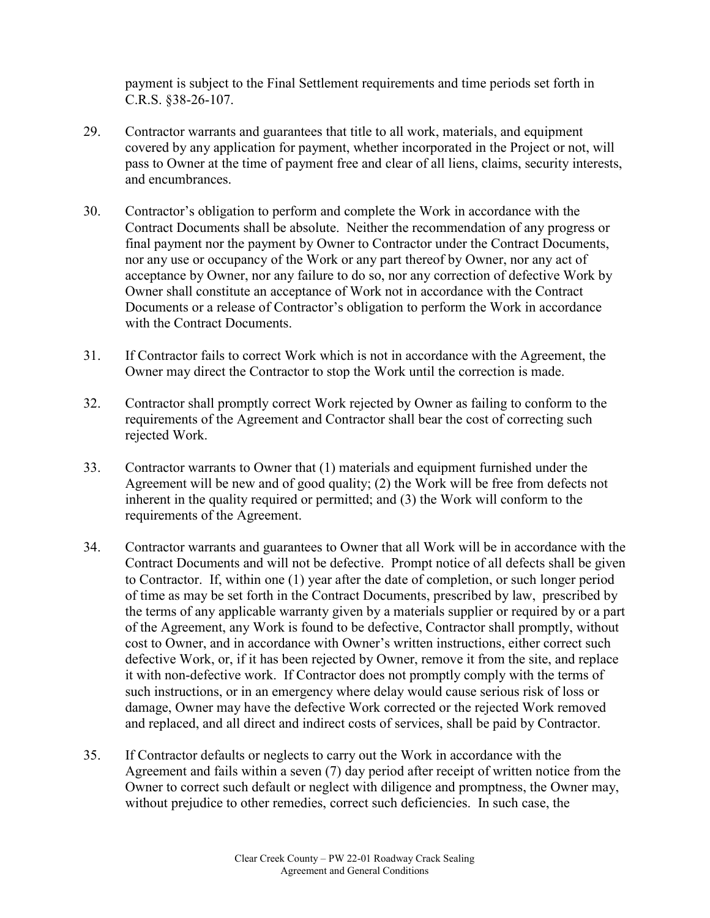payment is subject to the Final Settlement requirements and time periods set forth in C.R.S. §38-26-107.

29. Contractor warrants and guarantees that title to all work, materials, and equipment covered by any application for payment, whether incorporated in the Project or not, will pass to Owner at the time of payment free and clear of all liens, claims, security interests, and encumbrances.

30. Contractor's obligation to perform and complete the Work in accordance with the Contract Documents shall be absolute. Neither the recommendation of any progress or final payment nor the payment by Owner to Contractor under the Contract Documents, nor any use or occupancy of the Work or any part thereof by Owner, nor any act of acceptance by Owner, nor any failure to do so, nor any correction of defective Work by Owner shall constitute an acceptance of Work not in accordance with the Contract Documents or a release of Contractor's obligation to perform the Work in accordance with the Contract Documents.

31. If Contractor fails to correct Work which is not in accordance with the Agreement, the Owner may direct the Contractor to stop the Work until the correction is made.

32. Contractor shall promptly correct Work rejected by Owner as failing to conform to the requirements of the Agreement and Contractor shall bear the cost of correcting such rejected Work.

33. Contractor warrants to Owner that (1) materials and equipment furnished under the Agreement will be new and of good quality; (2) the Work will be free from defects not inherent in the quality required or permitted; and (3) the Work will conform to the requirements of the Agreement.

34. Contractor warrants and guarantees to Owner that all Work will be in accordance with the Contract Documents and will not be defective. Prompt notice of all defects shall be given to Contractor. If, within one (1) year after the date of completion, or such longer period of time as may be set forth in the Contract Documents, prescribed by law, prescribed by the terms of any applicable warranty given by a materials supplier or required by or a part of the Agreement, any Work is found to be defective, Contractor shall promptly, without cost to Owner, and in accordance with Owner's written instructions, either correct such defective Work, or, if it has been rejected by Owner, remove it from the site, and replace it with non-defective work. If Contractor does not promptly comply with the terms of such instructions, or in an emergency where delay would cause serious risk of loss or damage, Owner may have the defective Work corrected or the rejected Work removed and replaced, and all direct and indirect costs of services, shall be paid by Contractor.

35. If Contractor defaults or neglects to carry out the Work in accordance with the Agreement and fails within a seven (7) day period after receipt of written notice from the Owner to correct such default or neglect with diligence and promptness, the Owner may, without prejudice to other remedies, correct such deficiencies. In such case, the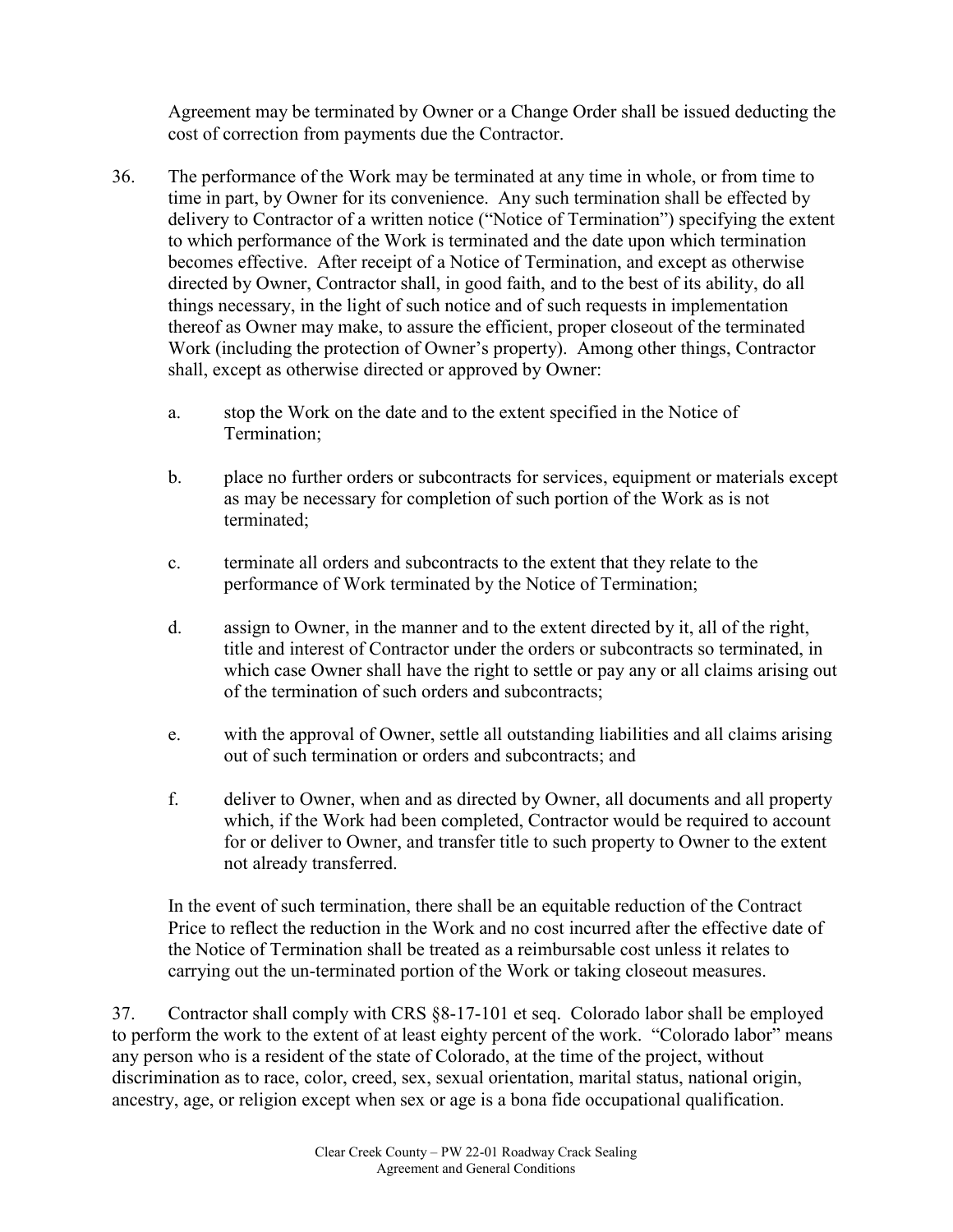Agreement may be terminated by Owner or a Change Order shall be issued deducting the cost of correction from payments due the Contractor.

36. The performance of the Work may be terminated at any time in whole, or from time to time in part, by Owner for its convenience. Any such termination shall be effected by delivery to Contractor of a written notice ("Notice of Termination") specifying the extent to which performance of the Work is terminated and the date upon which termination becomes effective. After receipt of a Notice of Termination, and except as otherwise directed by Owner, Contractor shall, in good faith, and to the best of its ability, do all things necessary, in the light of such notice and of such requests in implementation thereof as Owner may make, to assure the efficient, proper closeout of the terminated Work (including the protection of Owner's property). Among other things, Contractor shall, except as otherwise directed or approved by Owner:

   a. stop the Work on the date and to the extent specified in the Notice of Termination;

   b. place no further orders or subcontracts for services, equipment or materials except as may be necessary for completion of such portion of the Work as is not terminated;

   c. terminate all orders and subcontracts to the extent that they relate to the performance of Work terminated by the Notice of Termination;

   d. assign to Owner, in the manner and to the extent directed by it, all of the right, title and interest of Contractor under the orders or subcontracts so terminated, in which case Owner shall have the right to settle or pay any or all claims arising out of the termination of such orders and subcontracts;

   e. with the approval of Owner, settle all outstanding liabilities and all claims arising out of such termination or orders and subcontracts; and

   f. deliver to Owner, when and as directed by Owner, all documents and all property which, if the Work had been completed, Contractor would be required to account for or deliver to Owner, and transfer title to such property to Owner to the extent not already transferred.

   In the event of such termination, there shall be an equitable reduction of the Contract Price to reflect the reduction in the Work and no cost incurred after the effective date of the Notice of Termination shall be treated as a reimbursable cost unless it relates to carrying out the un-terminated portion of the Work or taking closeout measures.

37. Contractor shall comply with CRS §8-17-101 et seq. Colorado labor shall be employed to perform the work to the extent of at least eighty percent of the work. "Colorado labor" means any person who is a resident of the state of Colorado, at the time of the project, without discrimination as to race, color, creed, sex, sexual orientation, marital status, national origin, ancestry, age, or religion except when sex or age is a bona fide occupational qualification.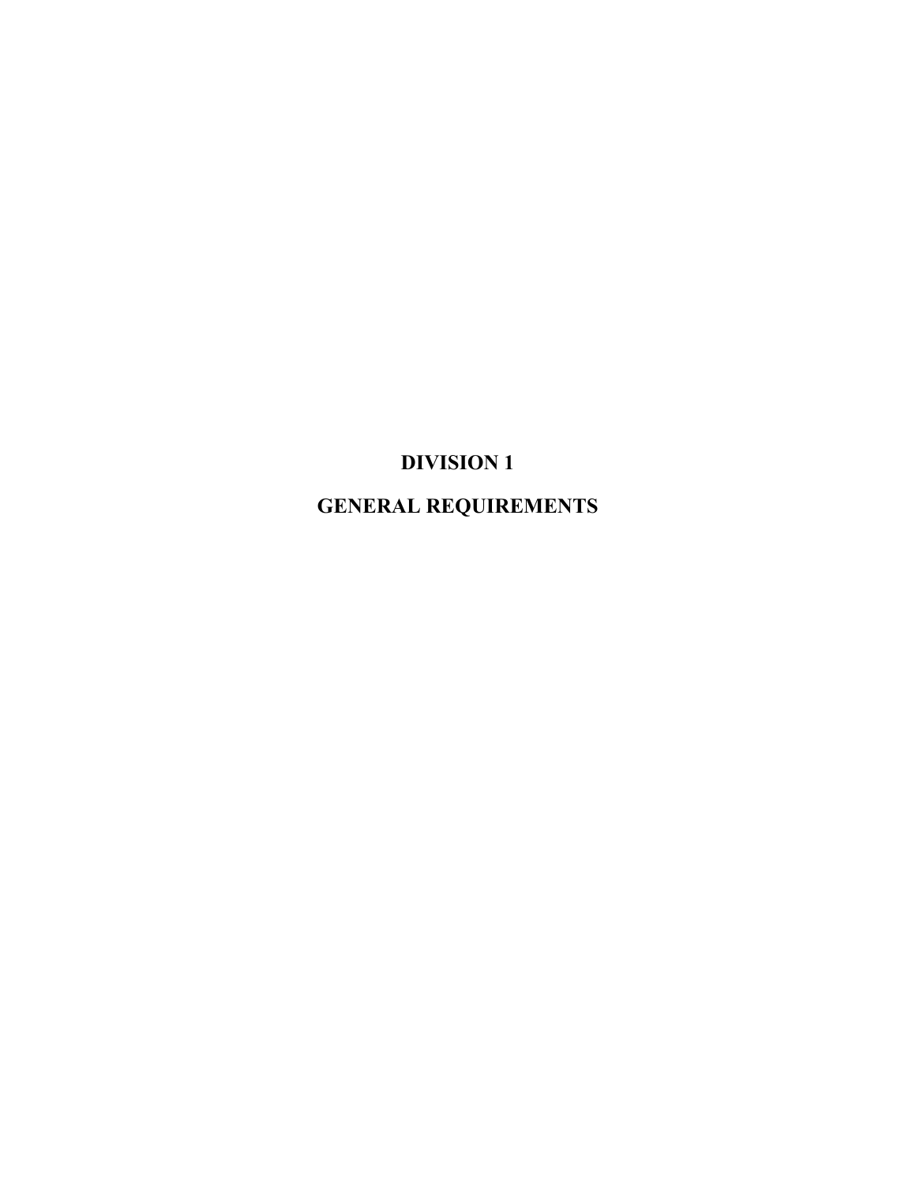# DIVISION 1

# GENERAL REQUIREMENTS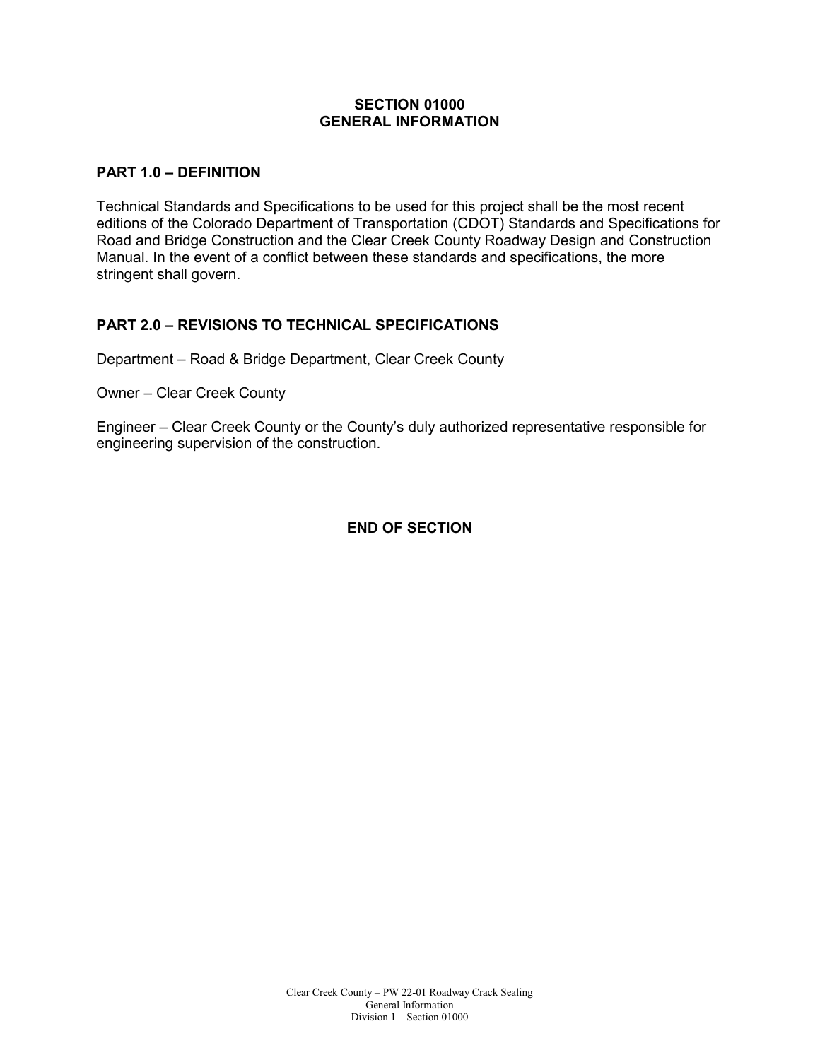# SECTION 01000
# GENERAL INFORMATION

## PART 1.0 – DEFINITION

Technical Standards and Specifications to be used for this project shall be the most recent editions of the Colorado Department of Transportation (CDOT) Standards and Specifications for Road and Bridge Construction and the Clear Creek County Roadway Design and Construction Manual. In the event of a conflict between these standards and specifications, the more stringent shall govern.

## PART 2.0 – REVISIONS TO TECHNICAL SPECIFICATIONS

Department – Road & Bridge Department, Clear Creek County

Owner – Clear Creek County

Engineer – Clear Creek County or the County's duly authorized representative responsible for engineering supervision of the construction.

**END OF SECTION**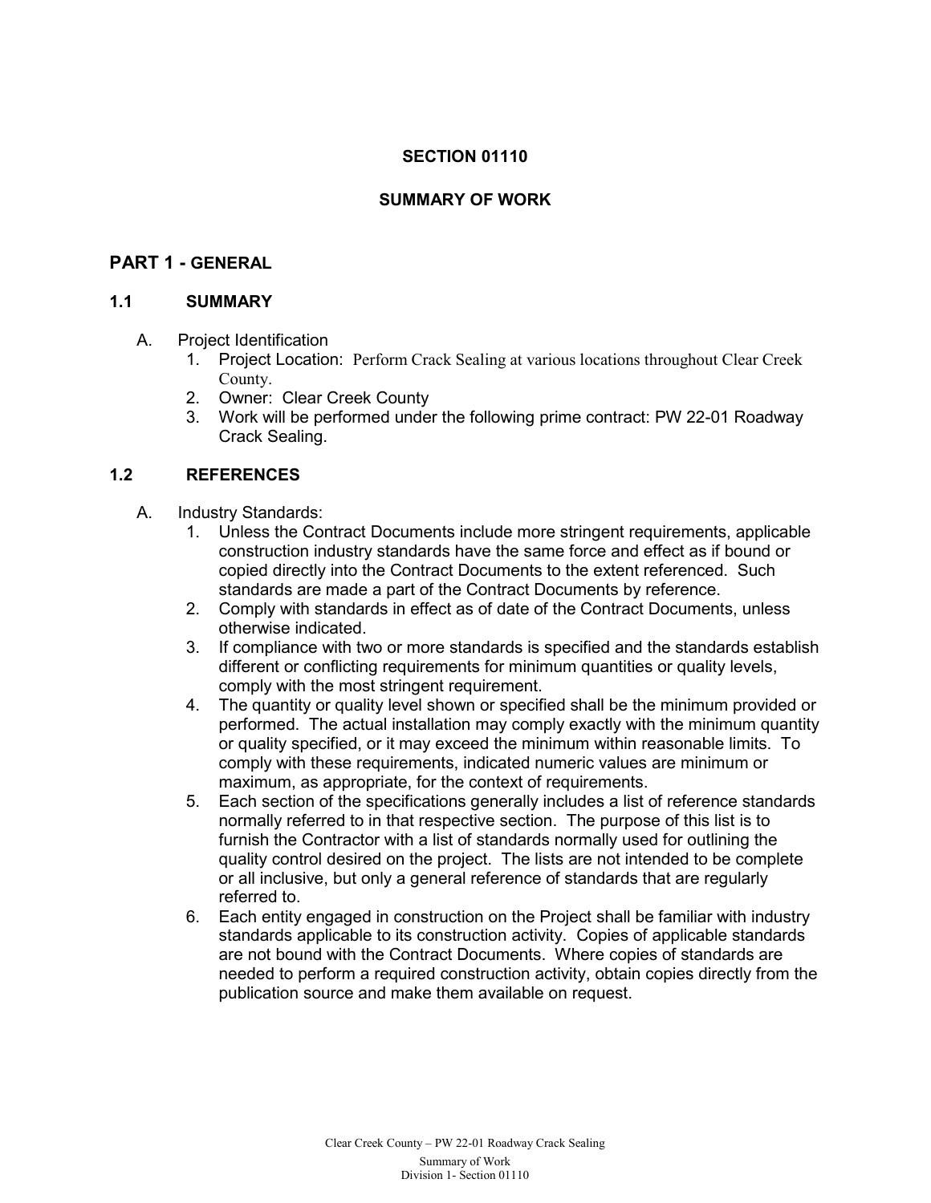# SECTION 01110

# SUMMARY OF WORK

## PART 1 - GENERAL

### 1.1 SUMMARY

A. Project Identification
   1. Project Location: Perform Crack Sealing at various locations throughout Clear Creek County.
   2. Owner: Clear Creek County
   3. Work will be performed under the following prime contract: PW 22-01 Roadway Crack Sealing.

### 1.2 REFERENCES

A. Industry Standards:
   1. Unless the Contract Documents include more stringent requirements, applicable construction industry standards have the same force and effect as if bound or copied directly into the Contract Documents to the extent referenced. Such standards are made a part of the Contract Documents by reference.
   2. Comply with standards in effect as of date of the Contract Documents, unless otherwise indicated.
   3. If compliance with two or more standards is specified and the standards establish different or conflicting requirements for minimum quantities or quality levels, comply with the most stringent requirement.
   4. The quantity or quality level shown or specified shall be the minimum provided or performed. The actual installation may comply exactly with the minimum quantity or quality specified, or it may exceed the minimum within reasonable limits. To comply with these requirements, indicated numeric values are minimum or maximum, as appropriate, for the context of requirements.
   5. Each section of the specifications generally includes a list of reference standards normally referred to in that respective section. The purpose of this list is to furnish the Contractor with a list of standards normally used for outlining the quality control desired on the project. The lists are not intended to be complete or all inclusive, but only a general reference of standards that are regularly referred to.
   6. Each entity engaged in construction on the Project shall be familiar with industry standards applicable to its construction activity. Copies of applicable standards are not bound with the Contract Documents. Where copies of standards are needed to perform a required construction activity, obtain copies directly from the publication source and make them available on request.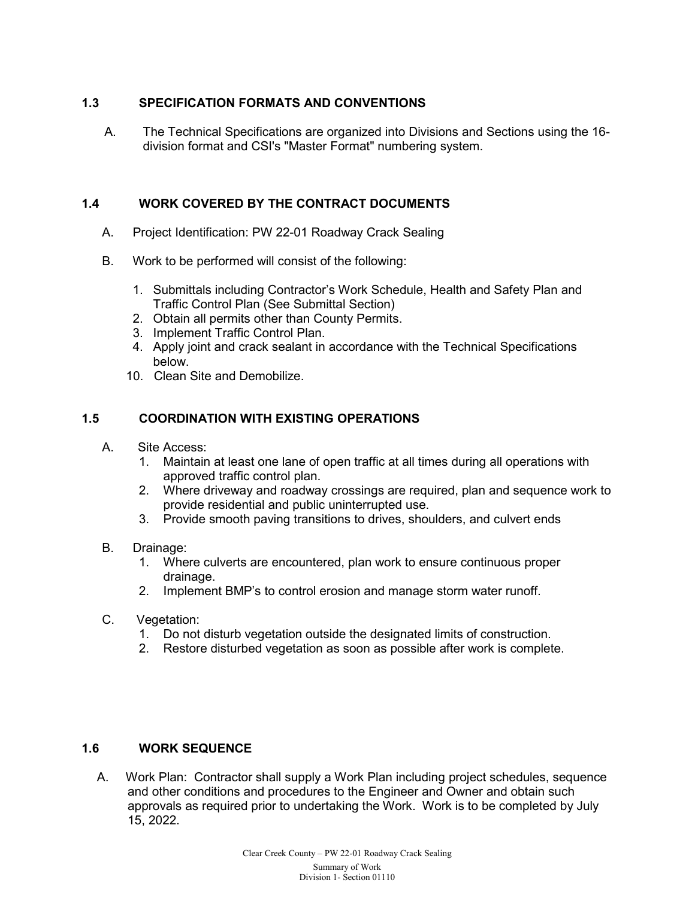## 1.3 SPECIFICATION FORMATS AND CONVENTIONS

A. The Technical Specifications are organized into Divisions and Sections using the 16-division format and CSI's "Master Format" numbering system.

## 1.4 WORK COVERED BY THE CONTRACT DOCUMENTS

A. Project Identification: PW 22-01 Roadway Crack Sealing

B. Work to be performed will consist of the following:

1. Submittals including Contractor's Work Schedule, Health and Safety Plan and Traffic Control Plan (See Submittal Section)
2. Obtain all permits other than County Permits.
3. Implement Traffic Control Plan.
4. Apply joint and crack sealant in accordance with the Technical Specifications below.
10. Clean Site and Demobilize.

## 1.5 COORDINATION WITH EXISTING OPERATIONS

A. Site Access:
   1. Maintain at least one lane of open traffic at all times during all operations with approved traffic control plan.
   2. Where driveway and roadway crossings are required, plan and sequence work to provide residential and public uninterrupted use.
   3. Provide smooth paving transitions to drives, shoulders, and culvert ends

B. Drainage:
   1. Where culverts are encountered, plan work to ensure continuous proper drainage.
   2. Implement BMP's to control erosion and manage storm water runoff.

C. Vegetation:
   1. Do not disturb vegetation outside the designated limits of construction.
   2. Restore disturbed vegetation as soon as possible after work is complete.

## 1.6 WORK SEQUENCE

A. Work Plan: Contractor shall supply a Work Plan including project schedules, sequence and other conditions and procedures to the Engineer and Owner and obtain such approvals as required prior to undertaking the Work. Work is to be completed by July 15, 2022.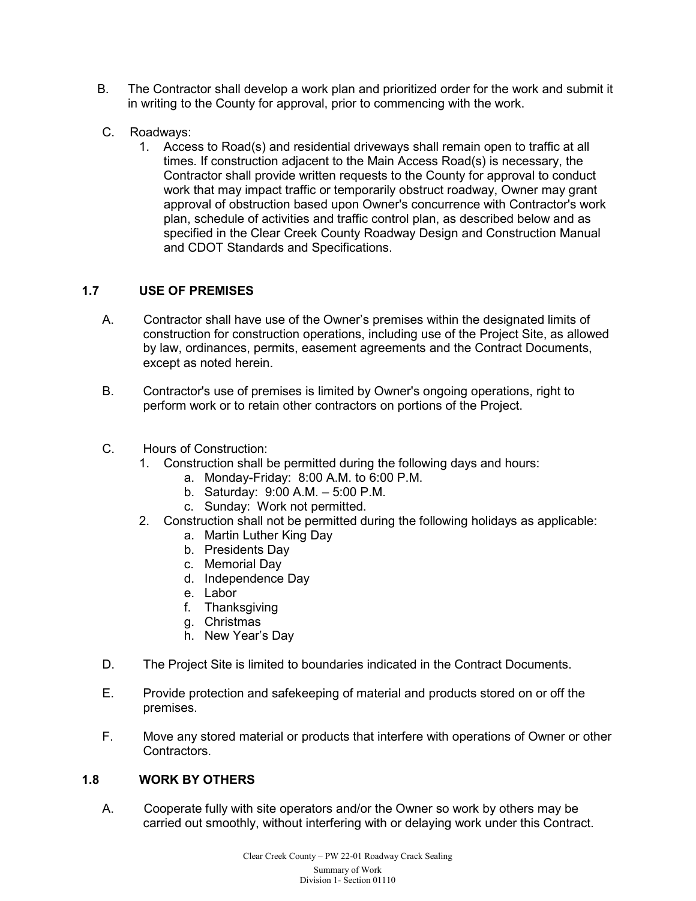B. The Contractor shall develop a work plan and prioritized order for the work and submit it in writing to the County for approval, prior to commencing with the work.

C. Roadways:
   1. Access to Road(s) and residential driveways shall remain open to traffic at all times. If construction adjacent to the Main Access Road(s) is necessary, the Contractor shall provide written requests to the County for approval to conduct work that may impact traffic or temporarily obstruct roadway, Owner may grant approval of obstruction based upon Owner's concurrence with Contractor's work plan, schedule of activities and traffic control plan, as described below and as specified in the Clear Creek County Roadway Design and Construction Manual and CDOT Standards and Specifications.

## 1.7 USE OF PREMISES

A. Contractor shall have use of the Owner's premises within the designated limits of construction for construction operations, including use of the Project Site, as allowed by law, ordinances, permits, easement agreements and the Contract Documents, except as noted herein.

B. Contractor's use of premises is limited by Owner's ongoing operations, right to perform work or to retain other contractors on portions of the Project.

C. Hours of Construction:
   1. Construction shall be permitted during the following days and hours:
      a. Monday-Friday: 8:00 A.M. to 6:00 P.M.
      b. Saturday: 9:00 A.M. – 5:00 P.M.
      c. Sunday: Work not permitted.
   2. Construction shall not be permitted during the following holidays as applicable:
      a. Martin Luther King Day
      b. Presidents Day
      c. Memorial Day
      d. Independence Day
      e. Labor
      f. Thanksgiving
      g. Christmas
      h. New Year's Day

D. The Project Site is limited to boundaries indicated in the Contract Documents.

E. Provide protection and safekeeping of material and products stored on or off the premises.

F. Move any stored material or products that interfere with operations of Owner or other Contractors.

## 1.8 WORK BY OTHERS

A. Cooperate fully with site operators and/or the Owner so work by others may be carried out smoothly, without interfering with or delaying work under this Contract.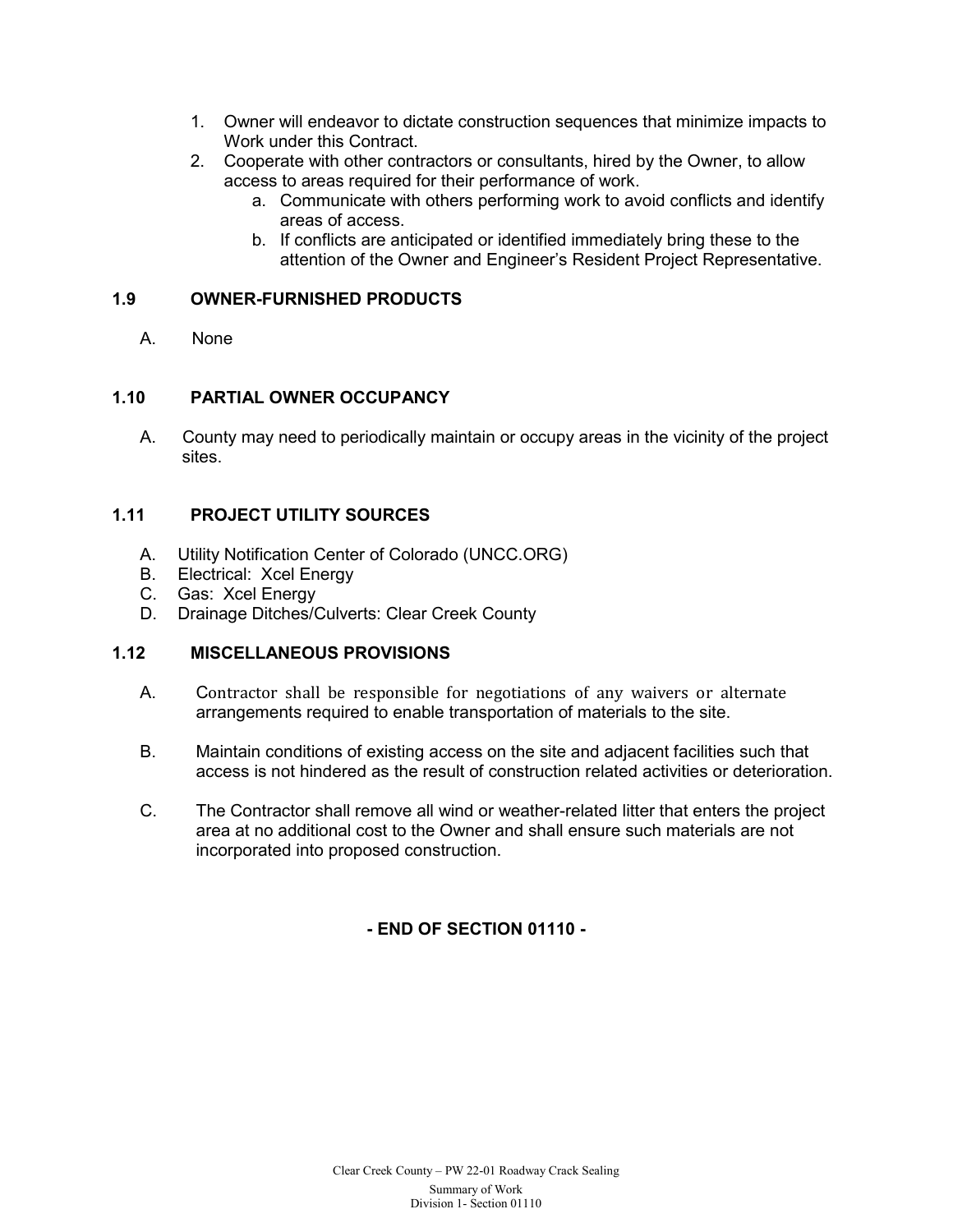1. Owner will endeavor to dictate construction sequences that minimize impacts to Work under this Contract.
2. Cooperate with other contractors or consultants, hired by the Owner, to allow access to areas required for their performance of work.
   a. Communicate with others performing work to avoid conflicts and identify areas of access.
   b. If conflicts are anticipated or identified immediately bring these to the attention of the Owner and Engineer's Resident Project Representative.

### 1.9 OWNER-FURNISHED PRODUCTS

A. None

### 1.10 PARTIAL OWNER OCCUPANCY

A. County may need to periodically maintain or occupy areas in the vicinity of the project sites.

### 1.11 PROJECT UTILITY SOURCES

A. Utility Notification Center of Colorado (UNCC.ORG)
B. Electrical: Xcel Energy
C. Gas: Xcel Energy
D. Drainage Ditches/Culverts: Clear Creek County

### 1.12 MISCELLANEOUS PROVISIONS

A. Contractor shall be responsible for negotiations of any waivers or alternate arrangements required to enable transportation of materials to the site.

B. Maintain conditions of existing access on the site and adjacent facilities such that access is not hindered as the result of construction related activities or deterioration.

C. The Contractor shall remove all wind or weather-related litter that enters the project area at no additional cost to the Owner and shall ensure such materials are not incorporated into proposed construction.

**- END OF SECTION 01110 -**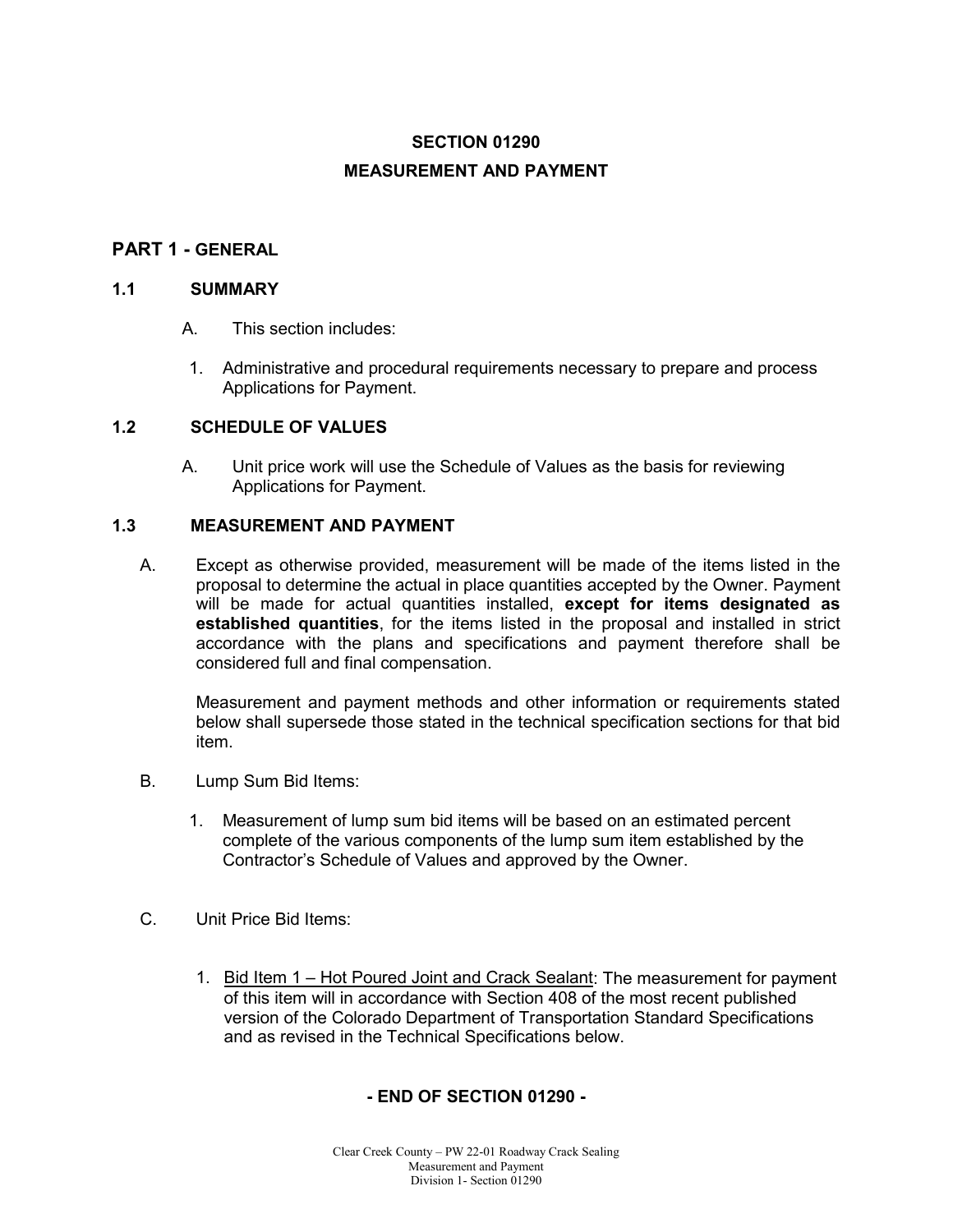# SECTION 01290
# MEASUREMENT AND PAYMENT

## PART 1 - GENERAL

### 1.1 SUMMARY

A. This section includes:

1. Administrative and procedural requirements necessary to prepare and process Applications for Payment.

### 1.2 SCHEDULE OF VALUES

A. Unit price work will use the Schedule of Values as the basis for reviewing Applications for Payment.

### 1.3 MEASUREMENT AND PAYMENT

A. Except as otherwise provided, measurement will be made of the items listed in the proposal to determine the actual in place quantities accepted by the Owner. Payment will be made for actual quantities installed, **except for items designated as established quantities**, for the items listed in the proposal and installed in strict accordance with the plans and specifications and payment therefore shall be considered full and final compensation.

Measurement and payment methods and other information or requirements stated below shall supersede those stated in the technical specification sections for that bid item.

B. Lump Sum Bid Items:

1. Measurement of lump sum bid items will be based on an estimated percent complete of the various components of the lump sum item established by the Contractor's Schedule of Values and approved by the Owner.

C. Unit Price Bid Items:

1. Bid Item 1 – Hot Poured Joint and Crack Sealant: The measurement for payment of this item will in accordance with Section 408 of the most recent published version of the Colorado Department of Transportation Standard Specifications and as revised in the Technical Specifications below.

**- END OF SECTION 01290 -**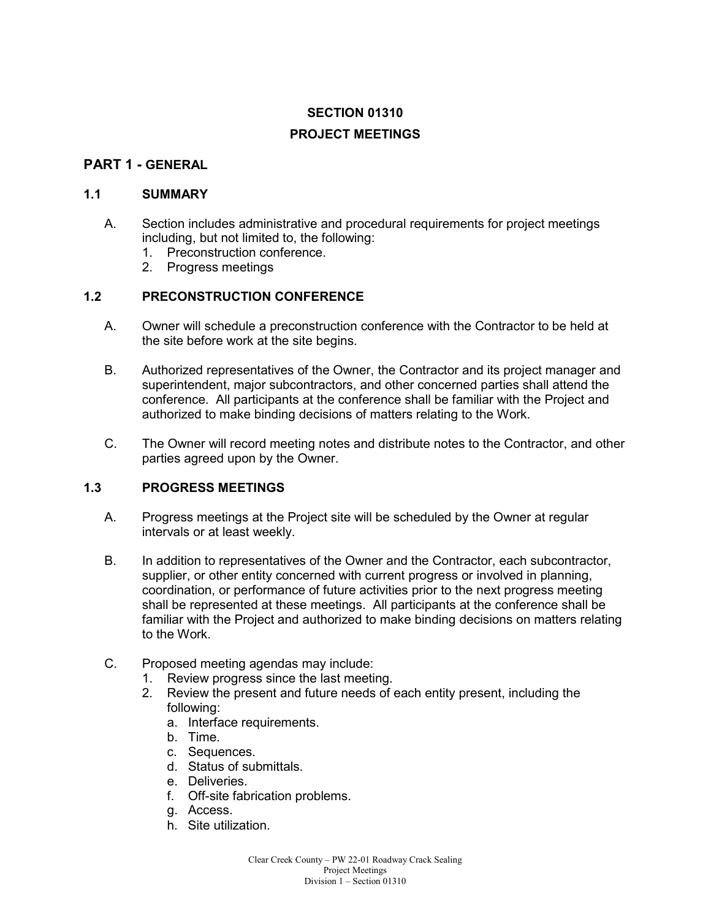# SECTION 01310

# PROJECT MEETINGS

## PART 1 - GENERAL

### 1.1 SUMMARY

A. Section includes administrative and procedural requirements for project meetings including, but not limited to, the following:
   1. Preconstruction conference.
   2. Progress meetings

### 1.2 PRECONSTRUCTION CONFERENCE

A. Owner will schedule a preconstruction conference with the Contractor to be held at the site before work at the site begins.

B. Authorized representatives of the Owner, the Contractor and its project manager and superintendent, major subcontractors, and other concerned parties shall attend the conference. All participants at the conference shall be familiar with the Project and authorized to make binding decisions of matters relating to the Work.

C. The Owner will record meeting notes and distribute notes to the Contractor, and other parties agreed upon by the Owner.

### 1.3 PROGRESS MEETINGS

A. Progress meetings at the Project site will be scheduled by the Owner at regular intervals or at least weekly.

B. In addition to representatives of the Owner and the Contractor, each subcontractor, supplier, or other entity concerned with current progress or involved in planning, coordination, or performance of future activities prior to the next progress meeting shall be represented at these meetings. All participants at the conference shall be familiar with the Project and authorized to make binding decisions on matters relating to the Work.

C. Proposed meeting agendas may include:
   1. Review progress since the last meeting.
   2. Review the present and future needs of each entity present, including the following:
      a. Interface requirements.
      b. Time.
      c. Sequences.
      d. Status of submittals.
      e. Deliveries.
      f. Off-site fabrication problems.
      g. Access.
      h. Site utilization.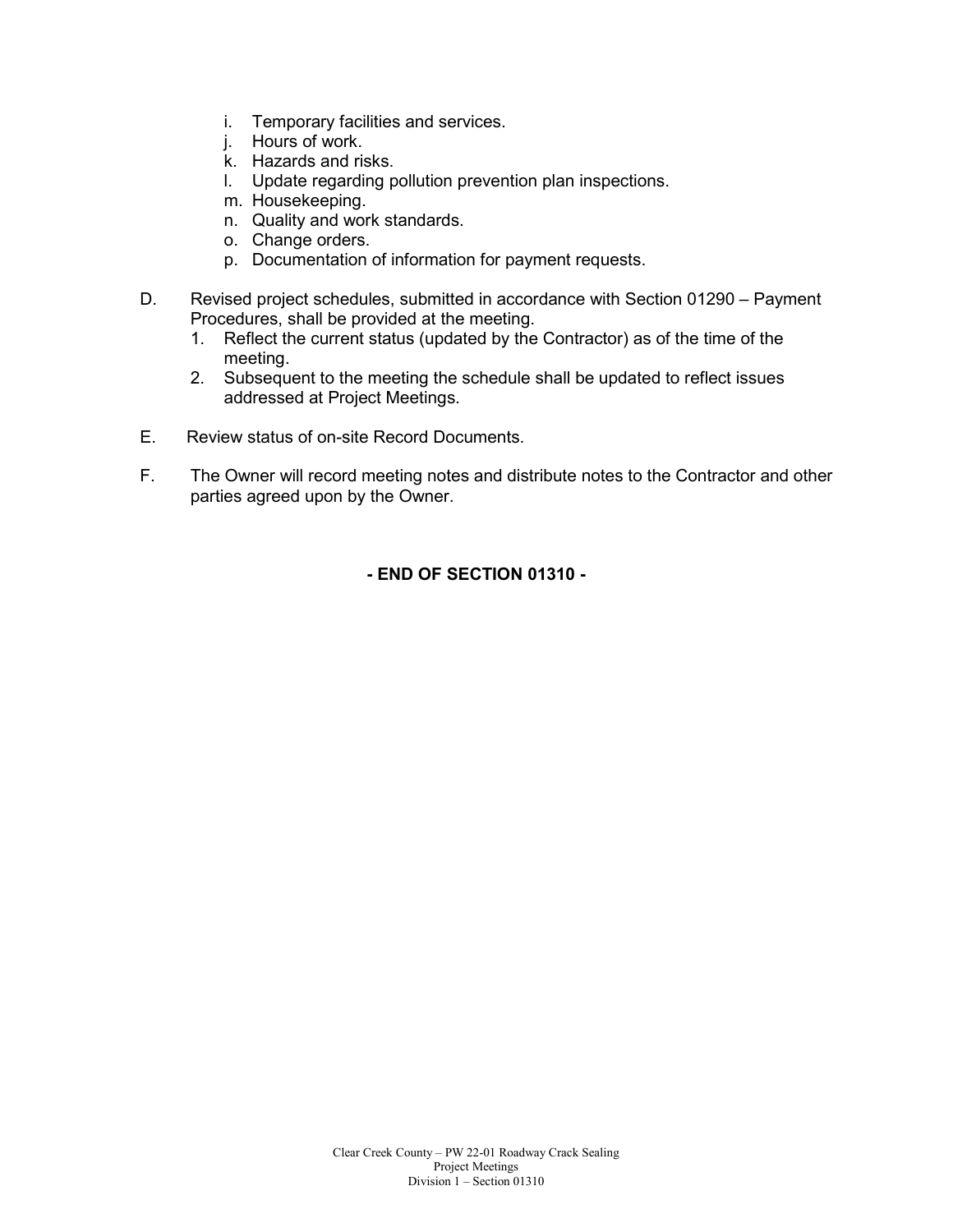i. Temporary facilities and services.
   j. Hours of work.
   k. Hazards and risks.
   l. Update regarding pollution prevention plan inspections.
   m. Housekeeping.
   n. Quality and work standards.
   o. Change orders.
   p. Documentation of information for payment requests.

D. Revised project schedules, submitted in accordance with Section 01290 – Payment Procedures, shall be provided at the meeting.
   1. Reflect the current status (updated by the Contractor) as of the time of the meeting.
   2. Subsequent to the meeting the schedule shall be updated to reflect issues addressed at Project Meetings.

E. Review status of on-site Record Documents.

F. The Owner will record meeting notes and distribute notes to the Contractor and other parties agreed upon by the Owner.

**- END OF SECTION 01310 -**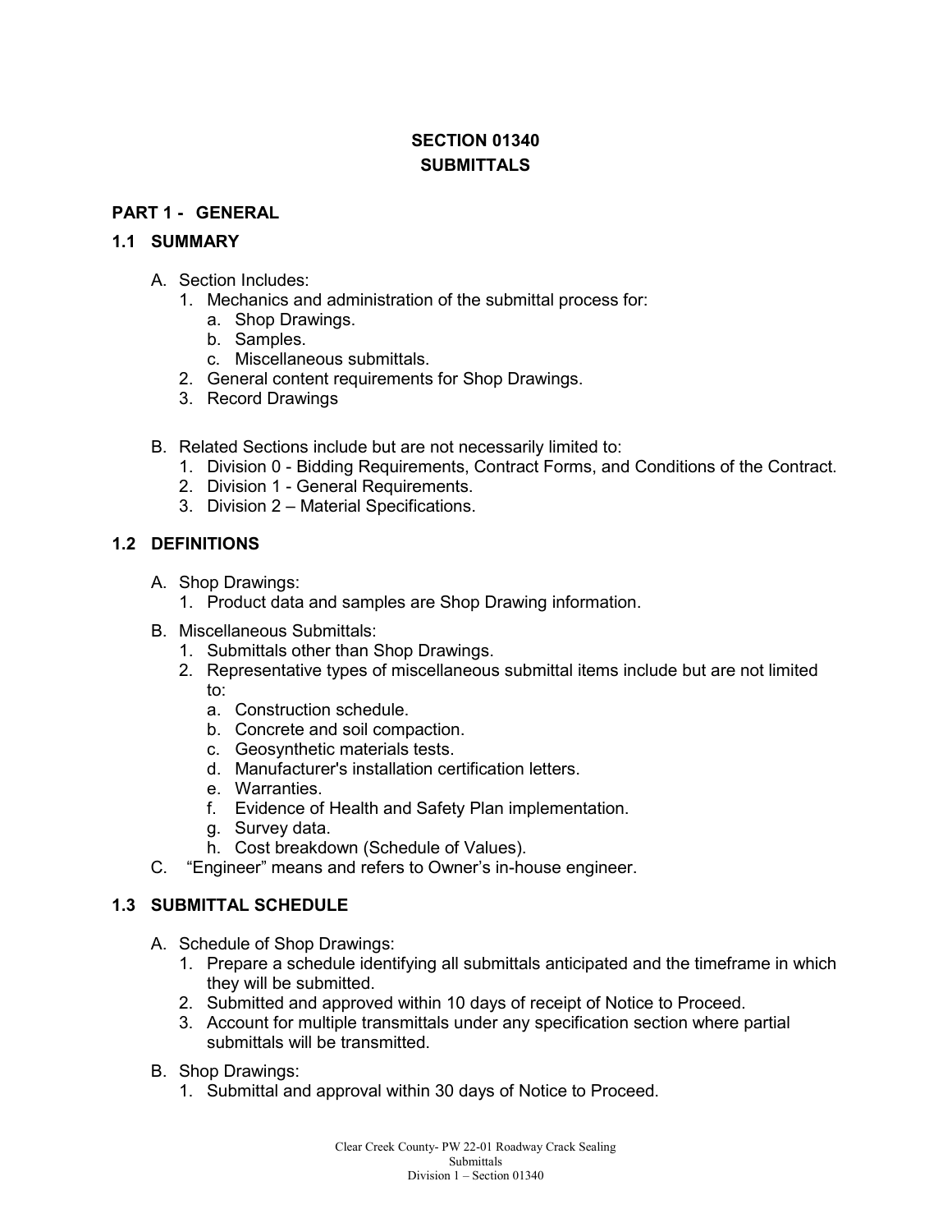# SECTION 01340
# SUBMITTALS

## PART 1 - GENERAL

### 1.1 SUMMARY

A. Section Includes:
   1. Mechanics and administration of the submittal process for:
      a. Shop Drawings.
      b. Samples.
      c. Miscellaneous submittals.
   2. General content requirements for Shop Drawings.
   3. Record Drawings

B. Related Sections include but are not necessarily limited to:
   1. Division 0 - Bidding Requirements, Contract Forms, and Conditions of the Contract.
   2. Division 1 - General Requirements.
   3. Division 2 – Material Specifications.

### 1.2 DEFINITIONS

A. Shop Drawings:
   1. Product data and samples are Shop Drawing information.

B. Miscellaneous Submittals:
   1. Submittals other than Shop Drawings.
   2. Representative types of miscellaneous submittal items include but are not limited to:
      a. Construction schedule.
      b. Concrete and soil compaction.
      c. Geosynthetic materials tests.
      d. Manufacturer's installation certification letters.
      e. Warranties.
      f. Evidence of Health and Safety Plan implementation.
      g. Survey data.
      h. Cost breakdown (Schedule of Values).

C. "Engineer" means and refers to Owner's in-house engineer.

### 1.3 SUBMITTAL SCHEDULE

A. Schedule of Shop Drawings:
   1. Prepare a schedule identifying all submittals anticipated and the timeframe in which they will be submitted.
   2. Submitted and approved within 10 days of receipt of Notice to Proceed.
   3. Account for multiple transmittals under any specification section where partial submittals will be transmitted.

B. Shop Drawings:
   1. Submittal and approval within 30 days of Notice to Proceed.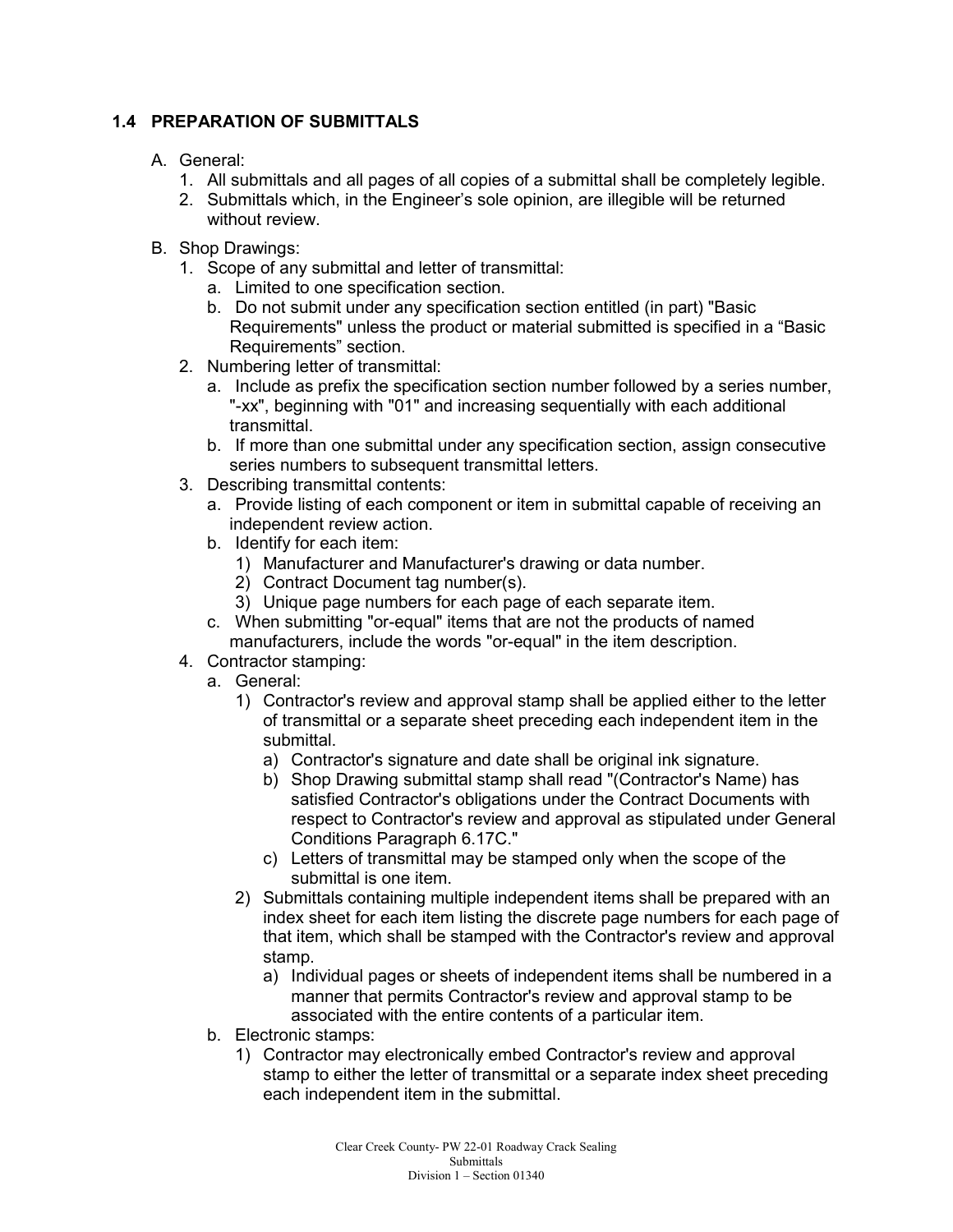## 1.4 PREPARATION OF SUBMITTALS

A. General:
   1. All submittals and all pages of all copies of a submittal shall be completely legible.
   2. Submittals which, in the Engineer's sole opinion, are illegible will be returned without review.

B. Shop Drawings:
   1. Scope of any submittal and letter of transmittal:
      a. Limited to one specification section.
      b. Do not submit under any specification section entitled (in part) "Basic Requirements" unless the product or material submitted is specified in a "Basic Requirements" section.
   2. Numbering letter of transmittal:
      a. Include as prefix the specification section number followed by a series number, "-xx", beginning with "01" and increasing sequentially with each additional transmittal.
      b. If more than one submittal under any specification section, assign consecutive series numbers to subsequent transmittal letters.
   3. Describing transmittal contents:
      a. Provide listing of each component or item in submittal capable of receiving an independent review action.
      b. Identify for each item:
         1) Manufacturer and Manufacturer's drawing or data number.
         2) Contract Document tag number(s).
         3) Unique page numbers for each page of each separate item.
      c. When submitting "or-equal" items that are not the products of named manufacturers, include the words "or-equal" in the item description.
   4. Contractor stamping:
      a. General:
         1) Contractor's review and approval stamp shall be applied either to the letter of transmittal or a separate sheet preceding each independent item in the submittal.
            a) Contractor's signature and date shall be original ink signature.
            b) Shop Drawing submittal stamp shall read "(Contractor's Name) has satisfied Contractor's obligations under the Contract Documents with respect to Contractor's review and approval as stipulated under General Conditions Paragraph 6.17C."
            c) Letters of transmittal may be stamped only when the scope of the submittal is one item.
         2) Submittals containing multiple independent items shall be prepared with an index sheet for each item listing the discrete page numbers for each page of that item, which shall be stamped with the Contractor's review and approval stamp.
            a) Individual pages or sheets of independent items shall be numbered in a manner that permits Contractor's review and approval stamp to be associated with the entire contents of a particular item.
      b. Electronic stamps:
         1) Contractor may electronically embed Contractor's review and approval stamp to either the letter of transmittal or a separate index sheet preceding each independent item in the submittal.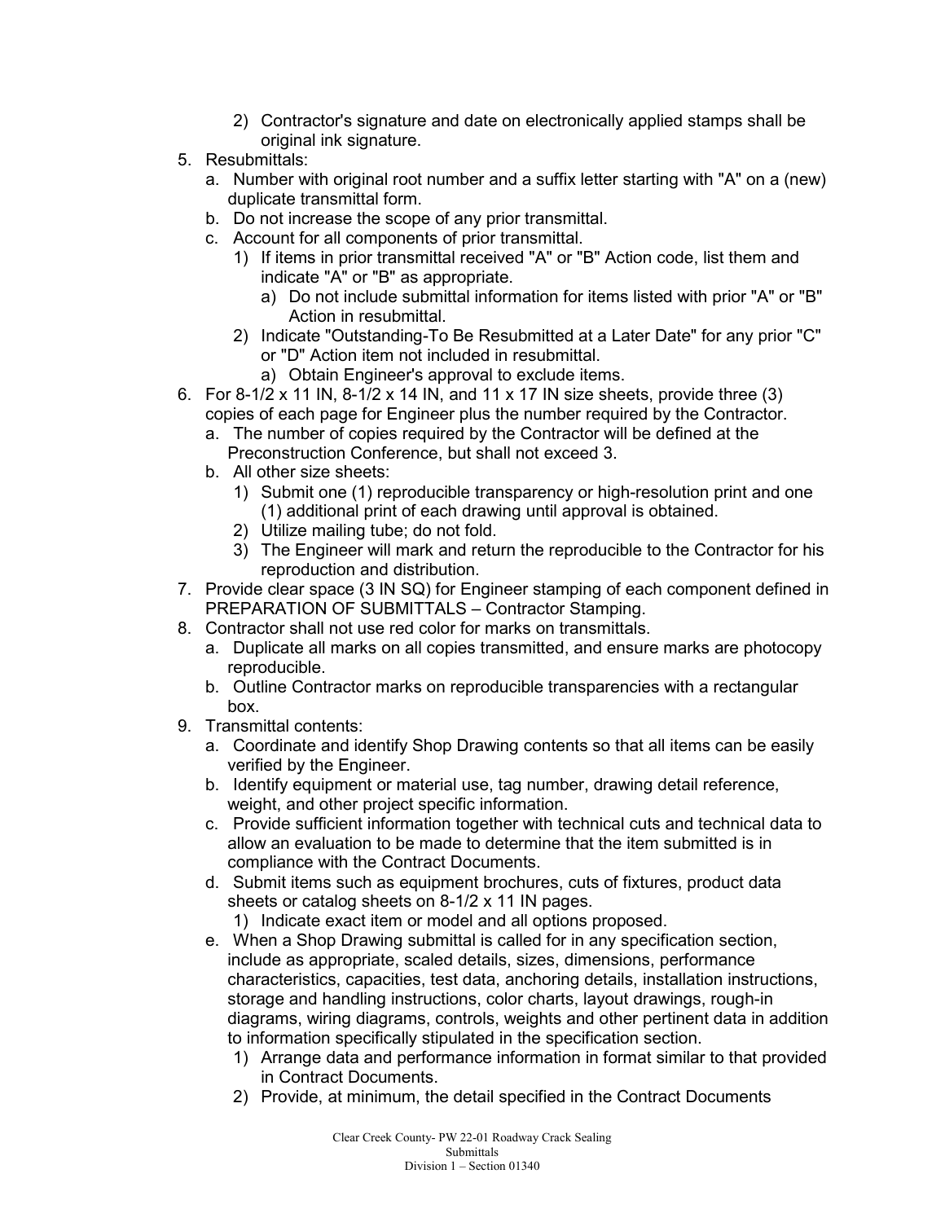2) Contractor's signature and date on electronically applied stamps shall be original ink signature.

5. Resubmittals:
   a. Number with original root number and a suffix letter starting with "A" on a (new) duplicate transmittal form.
   b. Do not increase the scope of any prior transmittal.
   c. Account for all components of prior transmittal.
      1) If items in prior transmittal received "A" or "B" Action code, list them and indicate "A" or "B" as appropriate.
         a) Do not include submittal information for items listed with prior "A" or "B" Action in resubmittal.
      2) Indicate "Outstanding-To Be Resubmitted at a Later Date" for any prior "C" or "D" Action item not included in resubmittal.
         a) Obtain Engineer's approval to exclude items.
6. For 8-1/2 x 11 IN, 8-1/2 x 14 IN, and 11 x 17 IN size sheets, provide three (3) copies of each page for Engineer plus the number required by the Contractor.
   a. The number of copies required by the Contractor will be defined at the Preconstruction Conference, but shall not exceed 3.
   b. All other size sheets:
      1) Submit one (1) reproducible transparency or high-resolution print and one (1) additional print of each drawing until approval is obtained.
      2) Utilize mailing tube; do not fold.
      3) The Engineer will mark and return the reproducible to the Contractor for his reproduction and distribution.
7. Provide clear space (3 IN SQ) for Engineer stamping of each component defined in PREPARATION OF SUBMITTALS – Contractor Stamping.
8. Contractor shall not use red color for marks on transmittals.
   a. Duplicate all marks on all copies transmitted, and ensure marks are photocopy reproducible.
   b. Outline Contractor marks on reproducible transparencies with a rectangular box.
9. Transmittal contents:
   a. Coordinate and identify Shop Drawing contents so that all items can be easily verified by the Engineer.
   b. Identify equipment or material use, tag number, drawing detail reference, weight, and other project specific information.
   c. Provide sufficient information together with technical cuts and technical data to allow an evaluation to be made to determine that the item submitted is in compliance with the Contract Documents.
   d. Submit items such as equipment brochures, cuts of fixtures, product data sheets or catalog sheets on 8-1/2 x 11 IN pages.
      1) Indicate exact item or model and all options proposed.
   e. When a Shop Drawing submittal is called for in any specification section, include as appropriate, scaled details, sizes, dimensions, performance characteristics, capacities, test data, anchoring details, installation instructions, storage and handling instructions, color charts, layout drawings, rough-in diagrams, wiring diagrams, controls, weights and other pertinent data in addition to information specifically stipulated in the specification section.
      1) Arrange data and performance information in format similar to that provided in Contract Documents.
      2) Provide, at minimum, the detail specified in the Contract Documents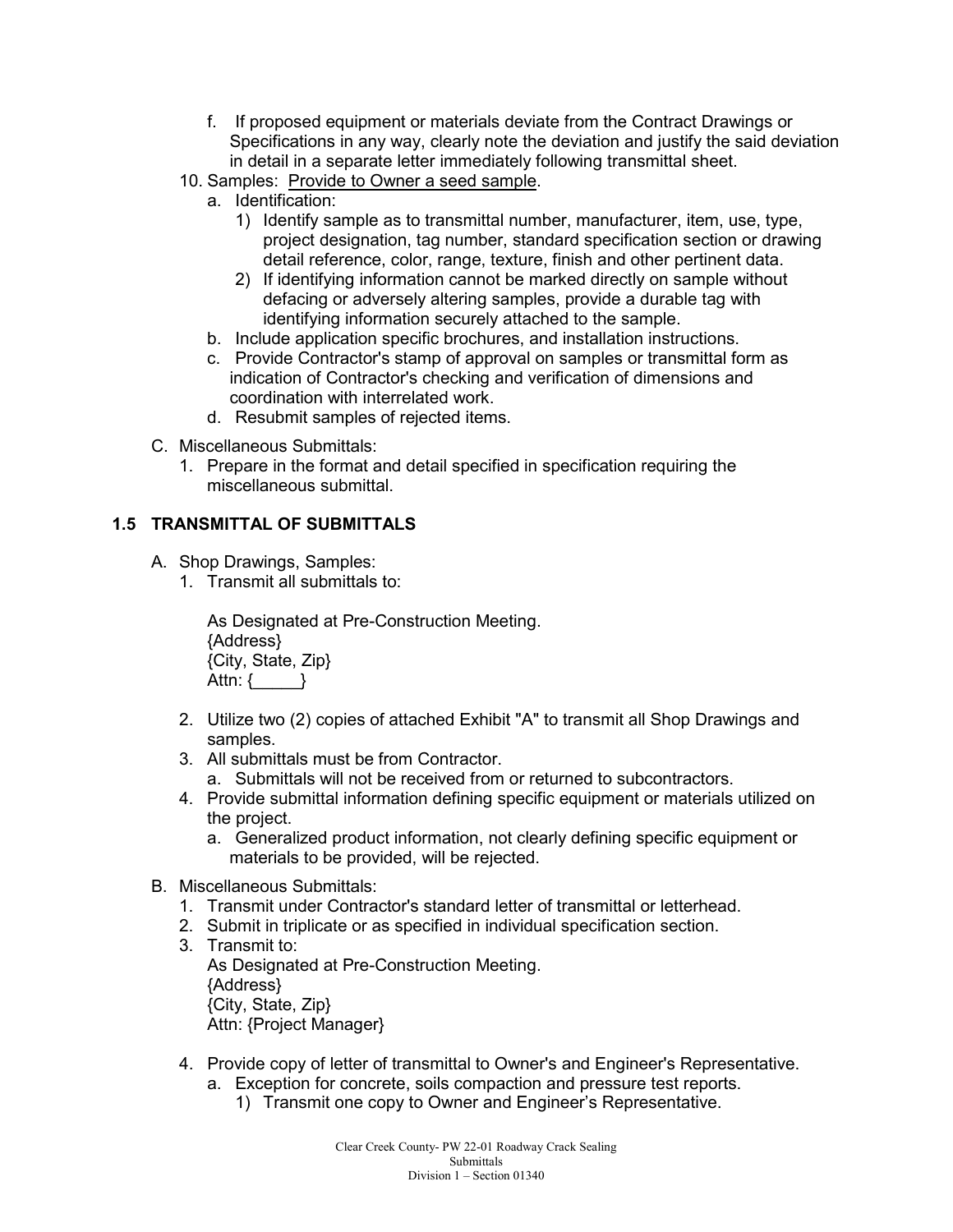f. If proposed equipment or materials deviate from the Contract Drawings or Specifications in any way, clearly note the deviation and justify the said deviation in detail in a separate letter immediately following transmittal sheet.

10. Samples: <u>Provide to Owner a seed sample</u>.
    a. Identification:
        1) Identify sample as to transmittal number, manufacturer, item, use, type, project designation, tag number, standard specification section or drawing detail reference, color, range, texture, finish and other pertinent data.
        2) If identifying information cannot be marked directly on sample without defacing or adversely altering samples, provide a durable tag with identifying information securely attached to the sample.
    b. Include application specific brochures, and installation instructions.
    c. Provide Contractor's stamp of approval on samples or transmittal form as indication of Contractor's checking and verification of dimensions and coordination with interrelated work.
    d. Resubmit samples of rejected items.

C. Miscellaneous Submittals:
    1. Prepare in the format and detail specified in specification requiring the miscellaneous submittal.

### 1.5 TRANSMITTAL OF SUBMITTALS

A. Shop Drawings, Samples:
    1. Transmit all submittals to:

        As Designated at Pre-Construction Meeting.
        {Address}
        {City, State, Zip}
        Attn: {_____}

    2. Utilize two (2) copies of attached Exhibit "A" to transmit all Shop Drawings and samples.
    3. All submittals must be from Contractor.
        a. Submittals will not be received from or returned to subcontractors.
    4. Provide submittal information defining specific equipment or materials utilized on the project.
        a. Generalized product information, not clearly defining specific equipment or materials to be provided, will be rejected.

B. Miscellaneous Submittals:
    1. Transmit under Contractor's standard letter of transmittal or letterhead.
    2. Submit in triplicate or as specified in individual specification section.
    3. Transmit to:
        As Designated at Pre-Construction Meeting.
        {Address}
        {City, State, Zip}
        Attn: {Project Manager}

    4. Provide copy of letter of transmittal to Owner's and Engineer's Representative.
        a. Exception for concrete, soils compaction and pressure test reports.
            1) Transmit one copy to Owner and Engineer's Representative.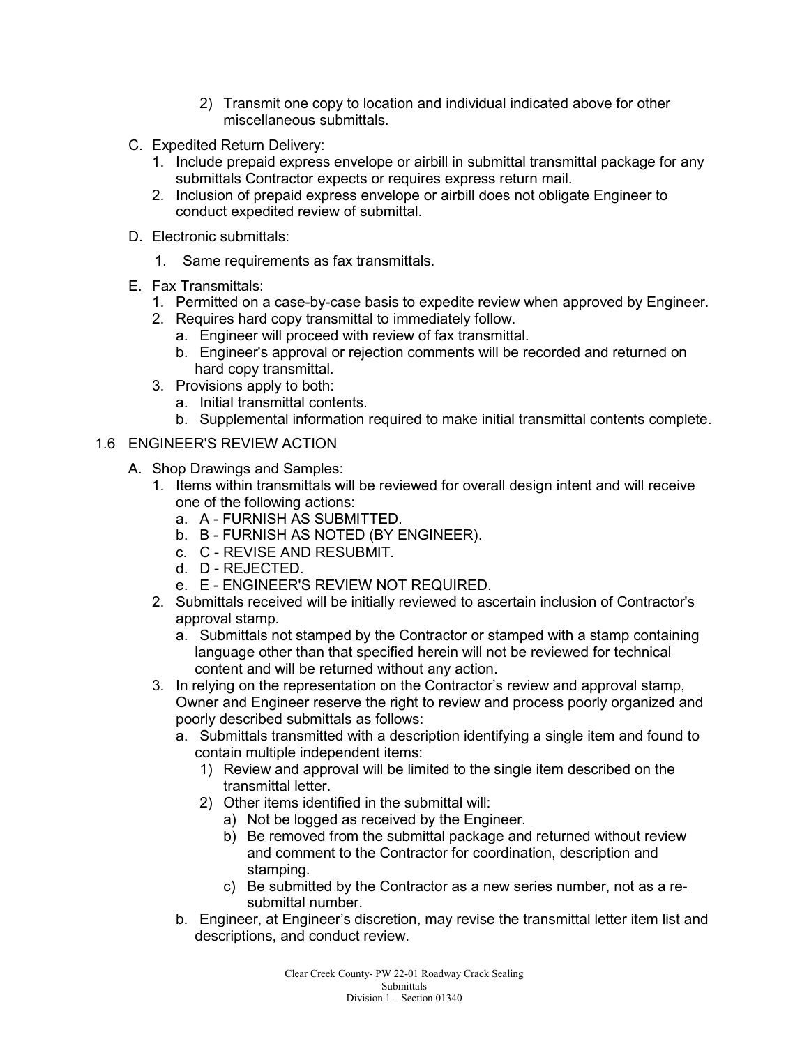2) Transmit one copy to location and individual indicated above for other miscellaneous submittals.

C. Expedited Return Delivery:
   1. Include prepaid express envelope or airbill in submittal transmittal package for any submittals Contractor expects or requires express return mail.
   2. Inclusion of prepaid express envelope or airbill does not obligate Engineer to conduct expedited review of submittal.

D. Electronic submittals:
   1. Same requirements as fax transmittals.

E. Fax Transmittals:
   1. Permitted on a case-by-case basis to expedite review when approved by Engineer.
   2. Requires hard copy transmittal to immediately follow.
      a. Engineer will proceed with review of fax transmittal.
      b. Engineer's approval or rejection comments will be recorded and returned on hard copy transmittal.
   3. Provisions apply to both:
      a. Initial transmittal contents.
      b. Supplemental information required to make initial transmittal contents complete.

## 1.6 ENGINEER'S REVIEW ACTION

A. Shop Drawings and Samples:
   1. Items within transmittals will be reviewed for overall design intent and will receive one of the following actions:
      a. A - FURNISH AS SUBMITTED.
      b. B - FURNISH AS NOTED (BY ENGINEER).
      c. C - REVISE AND RESUBMIT.
      d. D - REJECTED.
      e. E - ENGINEER'S REVIEW NOT REQUIRED.
   2. Submittals received will be initially reviewed to ascertain inclusion of Contractor's approval stamp.
      a. Submittals not stamped by the Contractor or stamped with a stamp containing language other than that specified herein will not be reviewed for technical content and will be returned without any action.
   3. In relying on the representation on the Contractor's review and approval stamp, Owner and Engineer reserve the right to review and process poorly organized and poorly described submittals as follows:
      a. Submittals transmitted with a description identifying a single item and found to contain multiple independent items:
         1) Review and approval will be limited to the single item described on the transmittal letter.
         2) Other items identified in the submittal will:
            a) Not be logged as received by the Engineer.
            b) Be removed from the submittal package and returned without review and comment to the Contractor for coordination, description and stamping.
            c) Be submitted by the Contractor as a new series number, not as a re-submittal number.
      b. Engineer, at Engineer's discretion, may revise the transmittal letter item list and descriptions, and conduct review.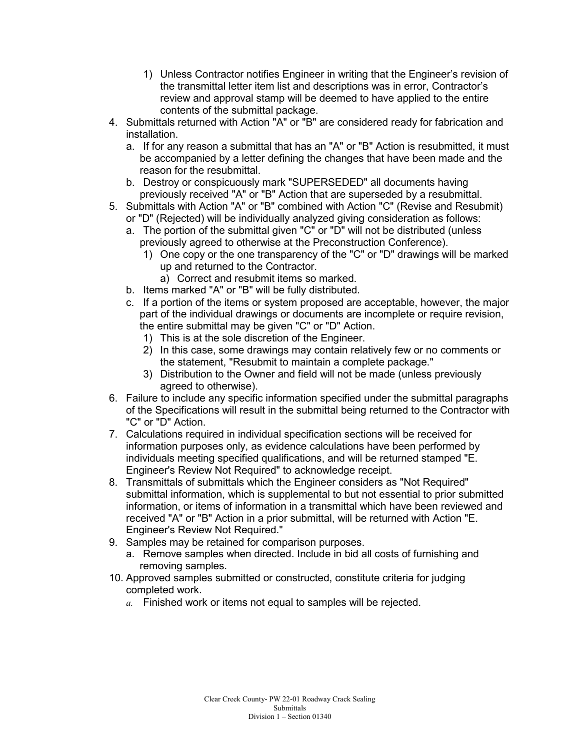1) Unless Contractor notifies Engineer in writing that the Engineer's revision of the transmittal letter item list and descriptions was in error, Contractor's review and approval stamp will be deemed to have applied to the entire contents of the submittal package.

4. Submittals returned with Action "A" or "B" are considered ready for fabrication and installation.
   a. If for any reason a submittal that has an "A" or "B" Action is resubmitted, it must be accompanied by a letter defining the changes that have been made and the reason for the resubmittal.
   b. Destroy or conspicuously mark "SUPERSEDED" all documents having previously received "A" or "B" Action that are superseded by a resubmittal.
5. Submittals with Action "A" or "B" combined with Action "C" (Revise and Resubmit) or "D" (Rejected) will be individually analyzed giving consideration as follows:
   a. The portion of the submittal given "C" or "D" will not be distributed (unless previously agreed to otherwise at the Preconstruction Conference).
      1) One copy or the one transparency of the "C" or "D" drawings will be marked up and returned to the Contractor.
         a) Correct and resubmit items so marked.
   b. Items marked "A" or "B" will be fully distributed.
   c. If a portion of the items or system proposed are acceptable, however, the major part of the individual drawings or documents are incomplete or require revision, the entire submittal may be given "C" or "D" Action.
      1) This is at the sole discretion of the Engineer.
      2) In this case, some drawings may contain relatively few or no comments or the statement, "Resubmit to maintain a complete package."
      3) Distribution to the Owner and field will not be made (unless previously agreed to otherwise).
6. Failure to include any specific information specified under the submittal paragraphs of the Specifications will result in the submittal being returned to the Contractor with "C" or "D" Action.
7. Calculations required in individual specification sections will be received for information purposes only, as evidence calculations have been performed by individuals meeting specified qualifications, and will be returned stamped "E. Engineer's Review Not Required" to acknowledge receipt.
8. Transmittals of submittals which the Engineer considers as "Not Required" submittal information, which is supplemental to but not essential to prior submitted information, or items of information in a transmittal which have been reviewed and received "A" or "B" Action in a prior submittal, will be returned with Action "E. Engineer's Review Not Required."
9. Samples may be retained for comparison purposes.
   a. Remove samples when directed. Include in bid all costs of furnishing and removing samples.
10. Approved samples submitted or constructed, constitute criteria for judging completed work.
    a. Finished work or items not equal to samples will be rejected.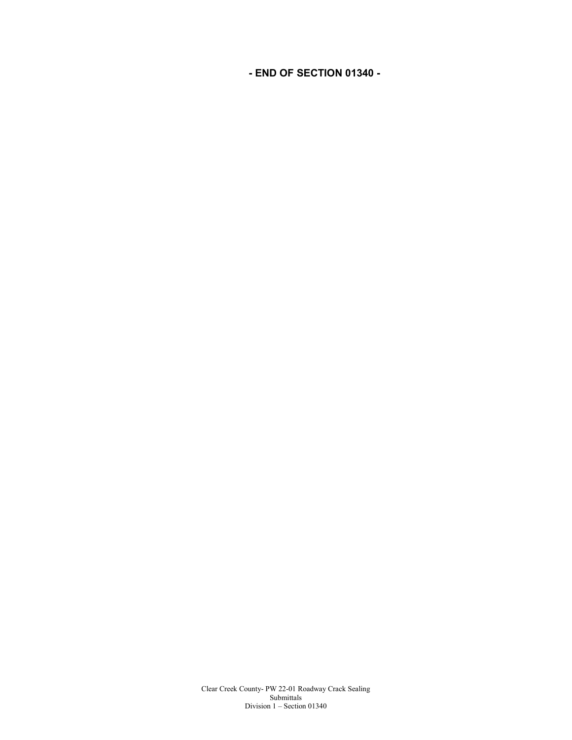**- END OF SECTION 01340 -**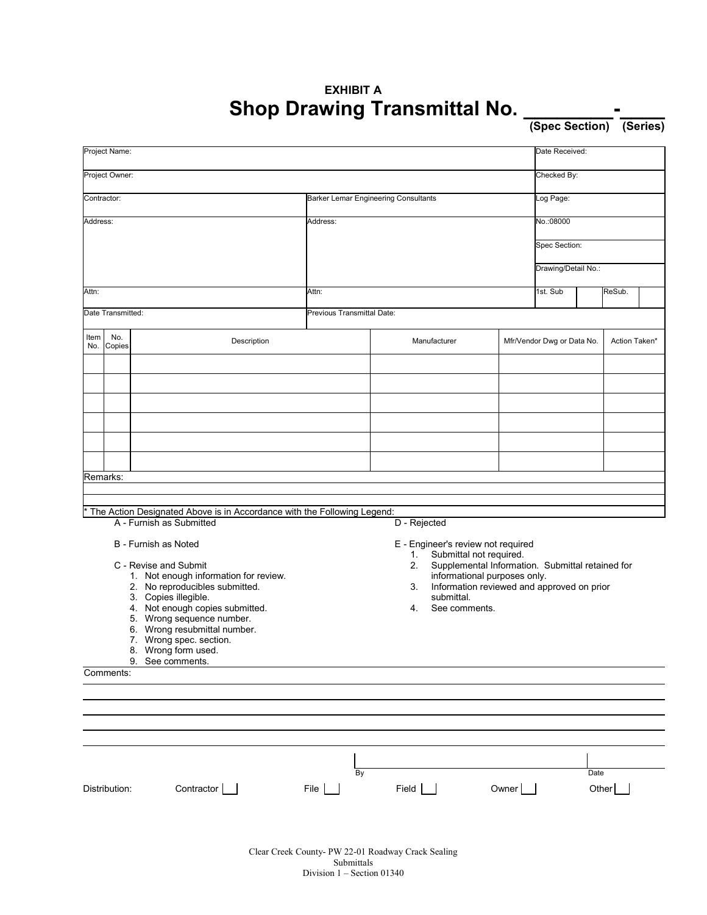**EXHIBIT A**

# Shop Drawing Transmittal No. ________-____

**(Spec Section) (Series)**

| Project Name: | | Date Received: | |
|---|---|---|---|
| Project Owner: | | Checked By: | |
| Contractor: | Barker Lemar Engineering Consultants | Log Page: | |
| Address: | Address: | No.:08000 | |
| | | Spec Section: | |
| | | Drawing/Detail No.: | |
| Attn: | Attn: | 1st. Sub | ReSub. |
| Date Transmitted: | Previous Transmittal Date: | | |

| Item No. | No. Copies | Description | Manufacturer | Mfr/Vendor Dwg or Data No. | Action Taken* |
|---|---|---|---|---|---|
| | | | | | |
| | | | | | |
| | | | | | |
| | | | | | |
| | | | | | |
| | | | | | |

Remarks:

\* The Action Designated Above is in Accordance with the Following Legend:

A - Furnish as Submitted

B - Furnish as Noted

C - Revise and Submit
1. Not enough information for review.
2. No reproducibles submitted.
3. Copies illegible.
4. Not enough copies submitted.
5. Wrong sequence number.
6. Wrong resubmittal number.
7. Wrong spec. section.
8. Wrong form used.
9. See comments.

D - Rejected

E - Engineer's review not required
1. Submittal not required.
2. Supplemental Information. Submittal retained for informational purposes only.
3. Information reviewed and approved on prior submittal.
4. See comments.

Comments:

By ____________________ Date __________

Distribution: Contractor [ ] File [ ] Field [ ] Owner [ ] Other [ ]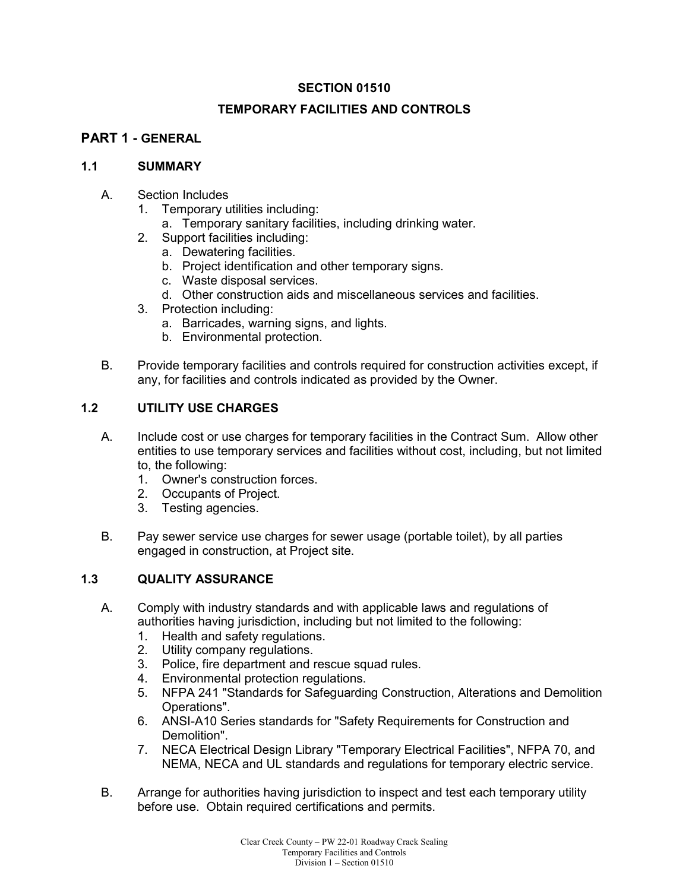# SECTION 01510

# TEMPORARY FACILITIES AND CONTROLS

## PART 1 - GENERAL

### 1.1 SUMMARY

A. Section Includes
   1. Temporary utilities including:
      a. Temporary sanitary facilities, including drinking water.
   2. Support facilities including:
      a. Dewatering facilities.
      b. Project identification and other temporary signs.
      c. Waste disposal services.
      d. Other construction aids and miscellaneous services and facilities.
   3. Protection including:
      a. Barricades, warning signs, and lights.
      b. Environmental protection.

B. Provide temporary facilities and controls required for construction activities except, if any, for facilities and controls indicated as provided by the Owner.

### 1.2 UTILITY USE CHARGES

A. Include cost or use charges for temporary facilities in the Contract Sum. Allow other entities to use temporary services and facilities without cost, including, but not limited to, the following:
   1. Owner's construction forces.
   2. Occupants of Project.
   3. Testing agencies.

B. Pay sewer service use charges for sewer usage (portable toilet), by all parties engaged in construction, at Project site.

### 1.3 QUALITY ASSURANCE

A. Comply with industry standards and with applicable laws and regulations of authorities having jurisdiction, including but not limited to the following:
   1. Health and safety regulations.
   2. Utility company regulations.
   3. Police, fire department and rescue squad rules.
   4. Environmental protection regulations.
   5. NFPA 241 "Standards for Safeguarding Construction, Alterations and Demolition Operations".
   6. ANSI-A10 Series standards for "Safety Requirements for Construction and Demolition".
   7. NECA Electrical Design Library "Temporary Electrical Facilities", NFPA 70, and NEMA, NECA and UL standards and regulations for temporary electric service.

B. Arrange for authorities having jurisdiction to inspect and test each temporary utility before use. Obtain required certifications and permits.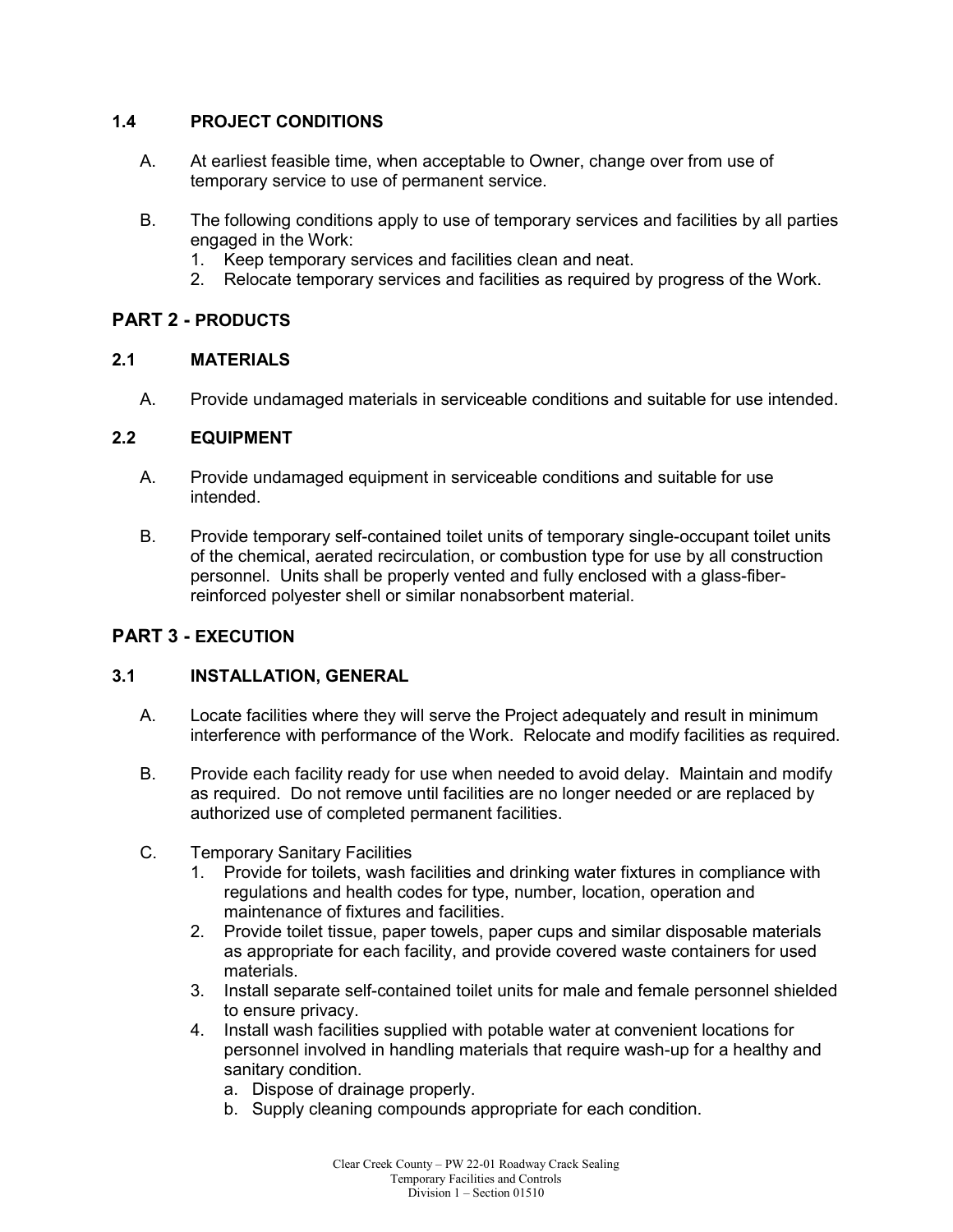### 1.4 PROJECT CONDITIONS

A. At earliest feasible time, when acceptable to Owner, change over from use of temporary service to use of permanent service.

B. The following conditions apply to use of temporary services and facilities by all parties engaged in the Work:
   1. Keep temporary services and facilities clean and neat.
   2. Relocate temporary services and facilities as required by progress of the Work.

## PART 2 - PRODUCTS

### 2.1 MATERIALS

A. Provide undamaged materials in serviceable conditions and suitable for use intended.

### 2.2 EQUIPMENT

A. Provide undamaged equipment in serviceable conditions and suitable for use intended.

B. Provide temporary self-contained toilet units of temporary single-occupant toilet units of the chemical, aerated recirculation, or combustion type for use by all construction personnel. Units shall be properly vented and fully enclosed with a glass-fiber-reinforced polyester shell or similar nonabsorbent material.

## PART 3 - EXECUTION

### 3.1 INSTALLATION, GENERAL

A. Locate facilities where they will serve the Project adequately and result in minimum interference with performance of the Work. Relocate and modify facilities as required.

B. Provide each facility ready for use when needed to avoid delay. Maintain and modify as required. Do not remove until facilities are no longer needed or are replaced by authorized use of completed permanent facilities.

C. Temporary Sanitary Facilities
   1. Provide for toilets, wash facilities and drinking water fixtures in compliance with regulations and health codes for type, number, location, operation and maintenance of fixtures and facilities.
   2. Provide toilet tissue, paper towels, paper cups and similar disposable materials as appropriate for each facility, and provide covered waste containers for used materials.
   3. Install separate self-contained toilet units for male and female personnel shielded to ensure privacy.
   4. Install wash facilities supplied with potable water at convenient locations for personnel involved in handling materials that require wash-up for a healthy and sanitary condition.
      a. Dispose of drainage properly.
      b. Supply cleaning compounds appropriate for each condition.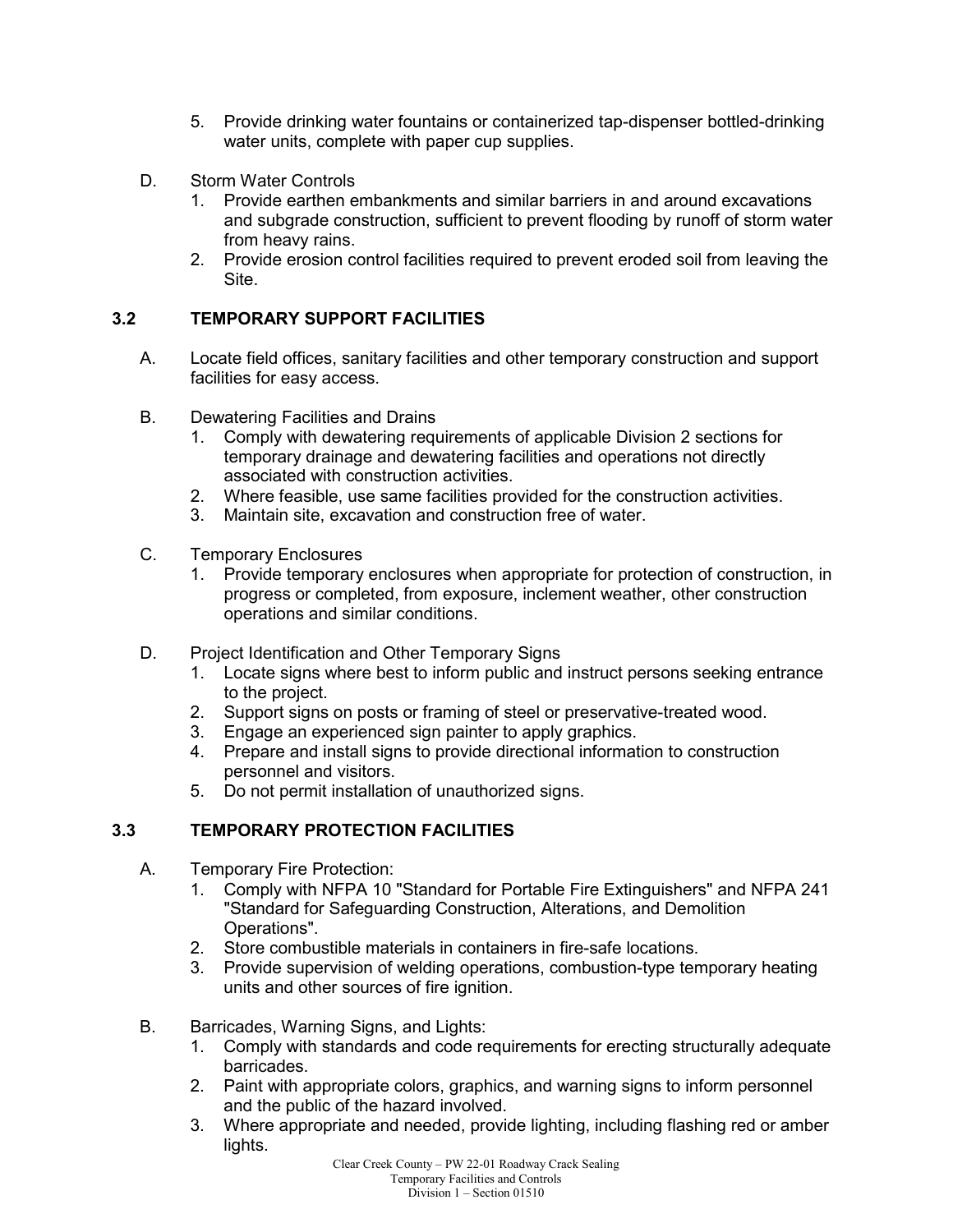5. Provide drinking water fountains or containerized tap-dispenser bottled-drinking water units, complete with paper cup supplies.

D. Storm Water Controls
   1. Provide earthen embankments and similar barriers in and around excavations and subgrade construction, sufficient to prevent flooding by runoff of storm water from heavy rains.
   2. Provide erosion control facilities required to prevent eroded soil from leaving the Site.

### 3.2 TEMPORARY SUPPORT FACILITIES

A. Locate field offices, sanitary facilities and other temporary construction and support facilities for easy access.

B. Dewatering Facilities and Drains
   1. Comply with dewatering requirements of applicable Division 2 sections for temporary drainage and dewatering facilities and operations not directly associated with construction activities.
   2. Where feasible, use same facilities provided for the construction activities.
   3. Maintain site, excavation and construction free of water.

C. Temporary Enclosures
   1. Provide temporary enclosures when appropriate for protection of construction, in progress or completed, from exposure, inclement weather, other construction operations and similar conditions.

D. Project Identification and Other Temporary Signs
   1. Locate signs where best to inform public and instruct persons seeking entrance to the project.
   2. Support signs on posts or framing of steel or preservative-treated wood.
   3. Engage an experienced sign painter to apply graphics.
   4. Prepare and install signs to provide directional information to construction personnel and visitors.
   5. Do not permit installation of unauthorized signs.

### 3.3 TEMPORARY PROTECTION FACILITIES

A. Temporary Fire Protection:
   1. Comply with NFPA 10 "Standard for Portable Fire Extinguishers" and NFPA 241 "Standard for Safeguarding Construction, Alterations, and Demolition Operations".
   2. Store combustible materials in containers in fire-safe locations.
   3. Provide supervision of welding operations, combustion-type temporary heating units and other sources of fire ignition.

B. Barricades, Warning Signs, and Lights:
   1. Comply with standards and code requirements for erecting structurally adequate barricades.
   2. Paint with appropriate colors, graphics, and warning signs to inform personnel and the public of the hazard involved.
   3. Where appropriate and needed, provide lighting, including flashing red or amber lights.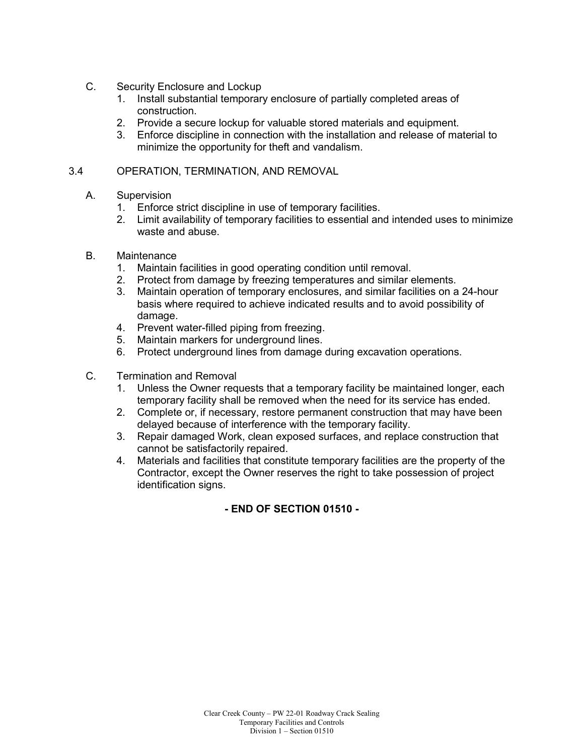C. Security Enclosure and Lockup

1. Install substantial temporary enclosure of partially completed areas of construction.
2. Provide a secure lockup for valuable stored materials and equipment.
3. Enforce discipline in connection with the installation and release of material to minimize the opportunity for theft and vandalism.

## 3.4 OPERATION, TERMINATION, AND REMOVAL

A. Supervision

1. Enforce strict discipline in use of temporary facilities.
2. Limit availability of temporary facilities to essential and intended uses to minimize waste and abuse.

B. Maintenance

1. Maintain facilities in good operating condition until removal.
2. Protect from damage by freezing temperatures and similar elements.
3. Maintain operation of temporary enclosures, and similar facilities on a 24-hour basis where required to achieve indicated results and to avoid possibility of damage.
4. Prevent water-filled piping from freezing.
5. Maintain markers for underground lines.
6. Protect underground lines from damage during excavation operations.

C. Termination and Removal

1. Unless the Owner requests that a temporary facility be maintained longer, each temporary facility shall be removed when the need for its service has ended.
2. Complete or, if necessary, restore permanent construction that may have been delayed because of interference with the temporary facility.
3. Repair damaged Work, clean exposed surfaces, and replace construction that cannot be satisfactorily repaired.
4. Materials and facilities that constitute temporary facilities are the property of the Contractor, except the Owner reserves the right to take possession of project identification signs.

**- END OF SECTION 01510 -**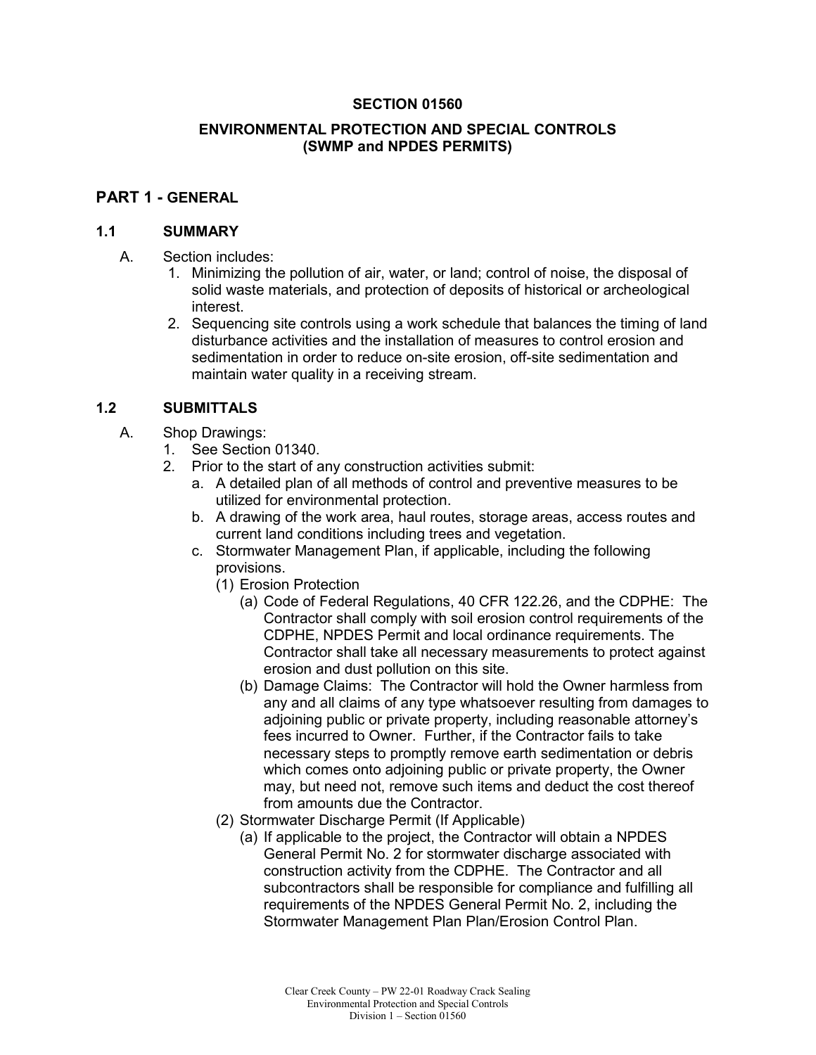**SECTION 01560**

**ENVIRONMENTAL PROTECTION AND SPECIAL CONTROLS (SWMP and NPDES PERMITS)**

## PART 1 - GENERAL

### 1.1 SUMMARY

A. Section includes:
   1. Minimizing the pollution of air, water, or land; control of noise, the disposal of solid waste materials, and protection of deposits of historical or archeological interest.
   2. Sequencing site controls using a work schedule that balances the timing of land disturbance activities and the installation of measures to control erosion and sedimentation in order to reduce on-site erosion, off-site sedimentation and maintain water quality in a receiving stream.

### 1.2 SUBMITTALS

A. Shop Drawings:
   1. See Section 01340.
   2. Prior to the start of any construction activities submit:
      a. A detailed plan of all methods of control and preventive measures to be utilized for environmental protection.
      b. A drawing of the work area, haul routes, storage areas, access routes and current land conditions including trees and vegetation.
      c. Stormwater Management Plan, if applicable, including the following provisions.
         (1) Erosion Protection
            (a) Code of Federal Regulations, 40 CFR 122.26, and the CDPHE: The Contractor shall comply with soil erosion control requirements of the CDPHE, NPDES Permit and local ordinance requirements. The Contractor shall take all necessary measurements to protect against erosion and dust pollution on this site.
            (b) Damage Claims: The Contractor will hold the Owner harmless from any and all claims of any type whatsoever resulting from damages to adjoining public or private property, including reasonable attorney's fees incurred to Owner. Further, if the Contractor fails to take necessary steps to promptly remove earth sedimentation or debris which comes onto adjoining public or private property, the Owner may, but need not, remove such items and deduct the cost thereof from amounts due the Contractor.
         (2) Stormwater Discharge Permit (If Applicable)
            (a) If applicable to the project, the Contractor will obtain a NPDES General Permit No. 2 for stormwater discharge associated with construction activity from the CDPHE. The Contractor and all subcontractors shall be responsible for compliance and fulfilling all requirements of the NPDES General Permit No. 2, including the Stormwater Management Plan Plan/Erosion Control Plan.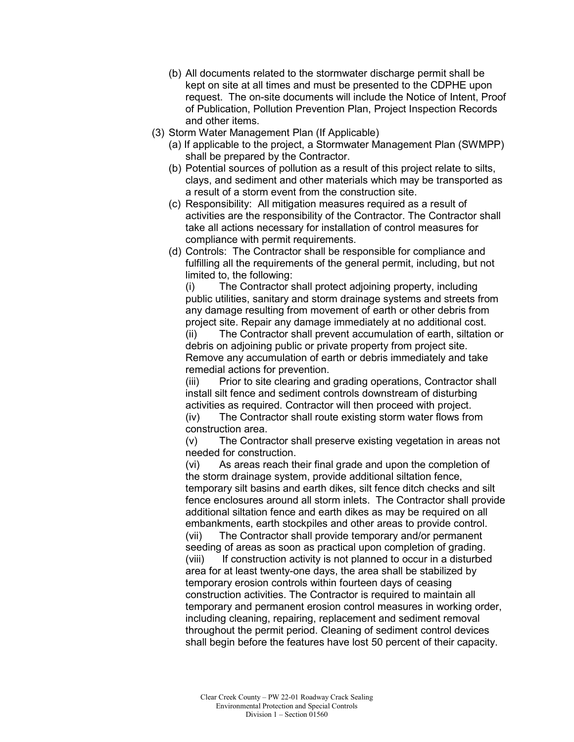(b) All documents related to the stormwater discharge permit shall be kept on site at all times and must be presented to the CDPHE upon request. The on-site documents will include the Notice of Intent, Proof of Publication, Pollution Prevention Plan, Project Inspection Records and other items.

(3) Storm Water Management Plan (If Applicable)

(a) If applicable to the project, a Stormwater Management Plan (SWMPP) shall be prepared by the Contractor.

(b) Potential sources of pollution as a result of this project relate to silts, clays, and sediment and other materials which may be transported as a result of a storm event from the construction site.

(c) Responsibility: All mitigation measures required as a result of activities are the responsibility of the Contractor. The Contractor shall take all actions necessary for installation of control measures for compliance with permit requirements.

(d) Controls: The Contractor shall be responsible for compliance and fulfilling all the requirements of the general permit, including, but not limited to, the following:

(i) The Contractor shall protect adjoining property, including public utilities, sanitary and storm drainage systems and streets from any damage resulting from movement of earth or other debris from project site. Repair any damage immediately at no additional cost.

(ii) The Contractor shall prevent accumulation of earth, siltation or debris on adjoining public or private property from project site. Remove any accumulation of earth or debris immediately and take remedial actions for prevention.

(iii) Prior to site clearing and grading operations, Contractor shall install silt fence and sediment controls downstream of disturbing activities as required. Contractor will then proceed with project.

(iv) The Contractor shall route existing storm water flows from construction area.

(v) The Contractor shall preserve existing vegetation in areas not needed for construction.

(vi) As areas reach their final grade and upon the completion of the storm drainage system, provide additional siltation fence, temporary silt basins and earth dikes, silt fence ditch checks and silt fence enclosures around all storm inlets. The Contractor shall provide additional siltation fence and earth dikes as may be required on all embankments, earth stockpiles and other areas to provide control.

(vii) The Contractor shall provide temporary and/or permanent seeding of areas as soon as practical upon completion of grading.

(viii) If construction activity is not planned to occur in a disturbed area for at least twenty-one days, the area shall be stabilized by temporary erosion controls within fourteen days of ceasing construction activities. The Contractor is required to maintain all temporary and permanent erosion control measures in working order, including cleaning, repairing, replacement and sediment removal throughout the permit period. Cleaning of sediment control devices shall begin before the features have lost 50 percent of their capacity.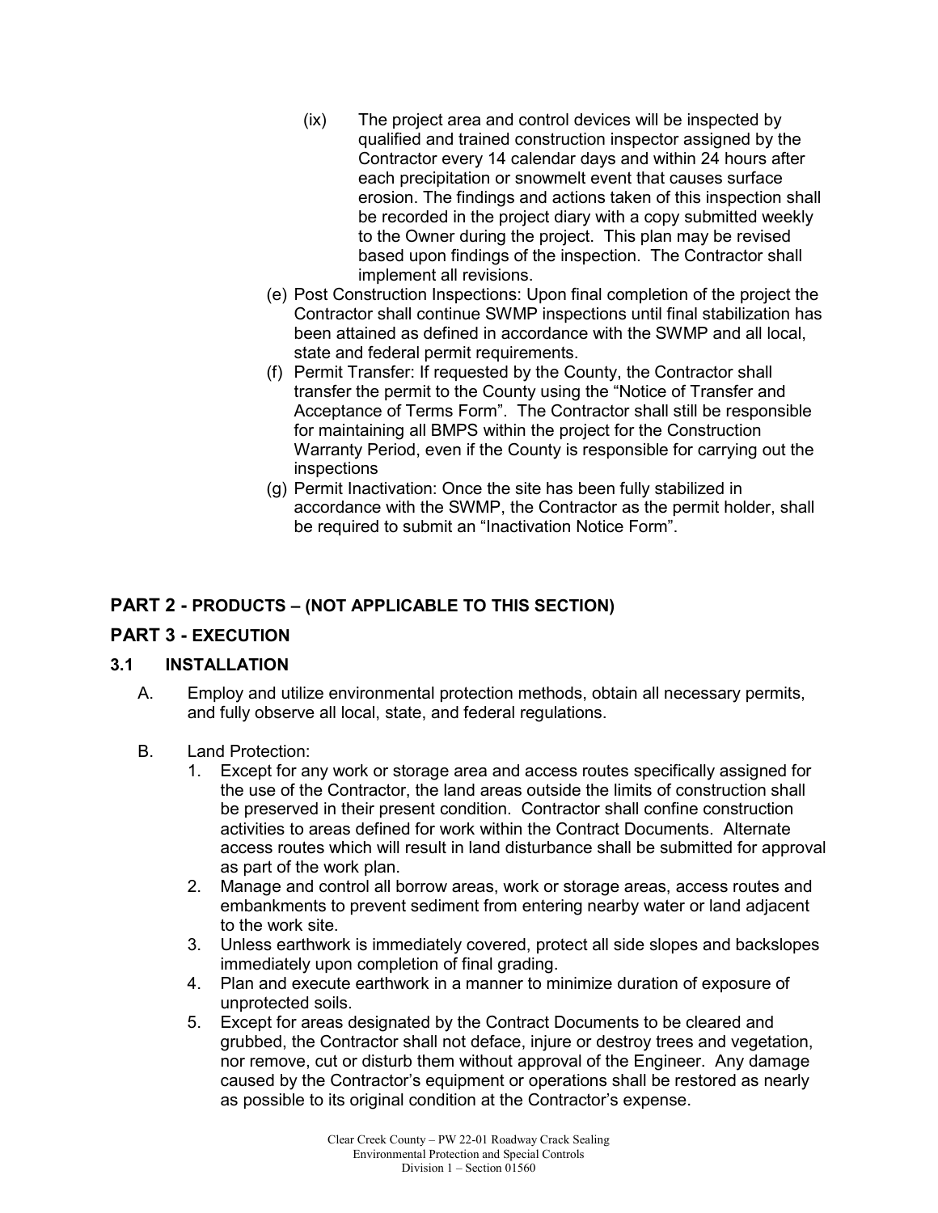(ix) The project area and control devices will be inspected by qualified and trained construction inspector assigned by the Contractor every 14 calendar days and within 24 hours after each precipitation or snowmelt event that causes surface erosion. The findings and actions taken of this inspection shall be recorded in the project diary with a copy submitted weekly to the Owner during the project. This plan may be revised based upon findings of the inspection. The Contractor shall implement all revisions.

(e) Post Construction Inspections: Upon final completion of the project the Contractor shall continue SWMP inspections until final stabilization has been attained as defined in accordance with the SWMP and all local, state and federal permit requirements.

(f) Permit Transfer: If requested by the County, the Contractor shall transfer the permit to the County using the "Notice of Transfer and Acceptance of Terms Form". The Contractor shall still be responsible for maintaining all BMPS within the project for the Construction Warranty Period, even if the County is responsible for carrying out the inspections

(g) Permit Inactivation: Once the site has been fully stabilized in accordance with the SWMP, the Contractor as the permit holder, shall be required to submit an "Inactivation Notice Form".

## PART 2 - PRODUCTS – (NOT APPLICABLE TO THIS SECTION)

## PART 3 - EXECUTION

### 3.1 INSTALLATION

A. Employ and utilize environmental protection methods, obtain all necessary permits, and fully observe all local, state, and federal regulations.

B. Land Protection:

1. Except for any work or storage area and access routes specifically assigned for the use of the Contractor, the land areas outside the limits of construction shall be preserved in their present condition. Contractor shall confine construction activities to areas defined for work within the Contract Documents. Alternate access routes which will result in land disturbance shall be submitted for approval as part of the work plan.
2. Manage and control all borrow areas, work or storage areas, access routes and embankments to prevent sediment from entering nearby water or land adjacent to the work site.
3. Unless earthwork is immediately covered, protect all side slopes and backslopes immediately upon completion of final grading.
4. Plan and execute earthwork in a manner to minimize duration of exposure of unprotected soils.
5. Except for areas designated by the Contract Documents to be cleared and grubbed, the Contractor shall not deface, injure or destroy trees and vegetation, nor remove, cut or disturb them without approval of the Engineer. Any damage caused by the Contractor's equipment or operations shall be restored as nearly as possible to its original condition at the Contractor's expense.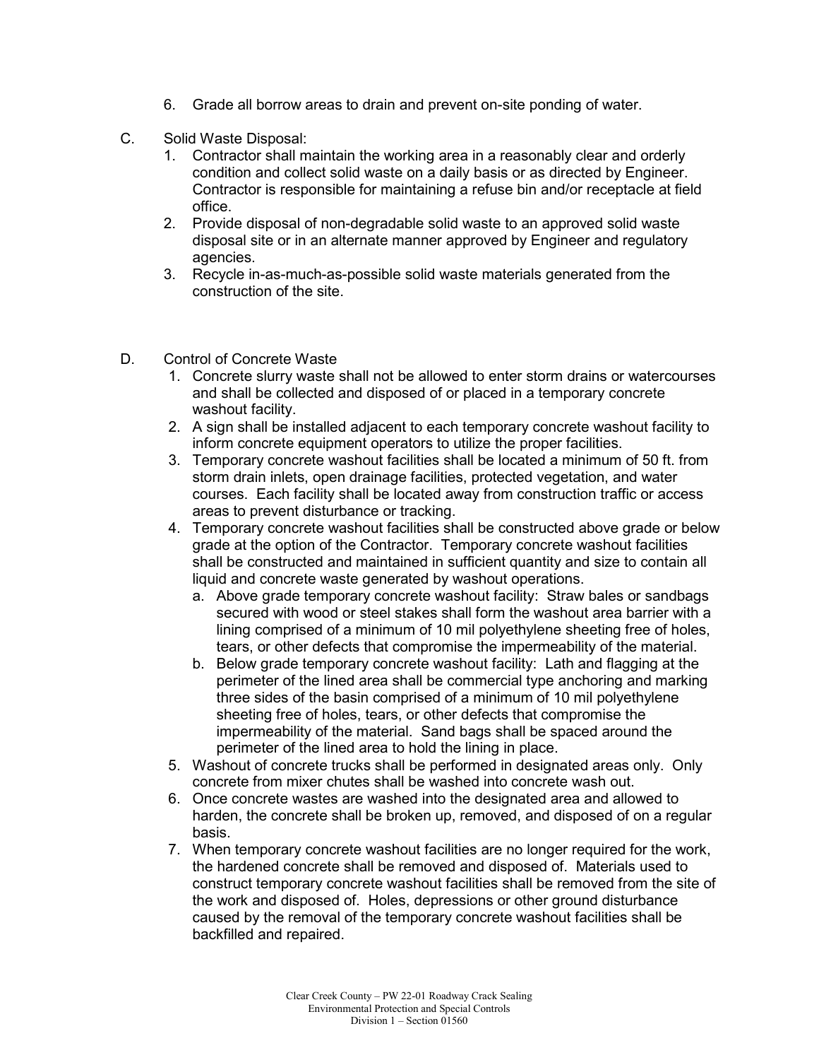6. Grade all borrow areas to drain and prevent on-site ponding of water.

C. Solid Waste Disposal:

1. Contractor shall maintain the working area in a reasonably clear and orderly condition and collect solid waste on a daily basis or as directed by Engineer. Contractor is responsible for maintaining a refuse bin and/or receptacle at field office.
2. Provide disposal of non-degradable solid waste to an approved solid waste disposal site or in an alternate manner approved by Engineer and regulatory agencies.
3. Recycle in-as-much-as-possible solid waste materials generated from the construction of the site.

D. Control of Concrete Waste

1. Concrete slurry waste shall not be allowed to enter storm drains or watercourses and shall be collected and disposed of or placed in a temporary concrete washout facility.
2. A sign shall be installed adjacent to each temporary concrete washout facility to inform concrete equipment operators to utilize the proper facilities.
3. Temporary concrete washout facilities shall be located a minimum of 50 ft. from storm drain inlets, open drainage facilities, protected vegetation, and water courses. Each facility shall be located away from construction traffic or access areas to prevent disturbance or tracking.
4. Temporary concrete washout facilities shall be constructed above grade or below grade at the option of the Contractor. Temporary concrete washout facilities shall be constructed and maintained in sufficient quantity and size to contain all liquid and concrete waste generated by washout operations.
   a. Above grade temporary concrete washout facility: Straw bales or sandbags secured with wood or steel stakes shall form the washout area barrier with a lining comprised of a minimum of 10 mil polyethylene sheeting free of holes, tears, or other defects that compromise the impermeability of the material.
   b. Below grade temporary concrete washout facility: Lath and flagging at the perimeter of the lined area shall be commercial type anchoring and marking three sides of the basin comprised of a minimum of 10 mil polyethylene sheeting free of holes, tears, or other defects that compromise the impermeability of the material. Sand bags shall be spaced around the perimeter of the lined area to hold the lining in place.
5. Washout of concrete trucks shall be performed in designated areas only. Only concrete from mixer chutes shall be washed into concrete wash out.
6. Once concrete wastes are washed into the designated area and allowed to harden, the concrete shall be broken up, removed, and disposed of on a regular basis.
7. When temporary concrete washout facilities are no longer required for the work, the hardened concrete shall be removed and disposed of. Materials used to construct temporary concrete washout facilities shall be removed from the site of the work and disposed of. Holes, depressions or other ground disturbance caused by the removal of the temporary concrete washout facilities shall be backfilled and repaired.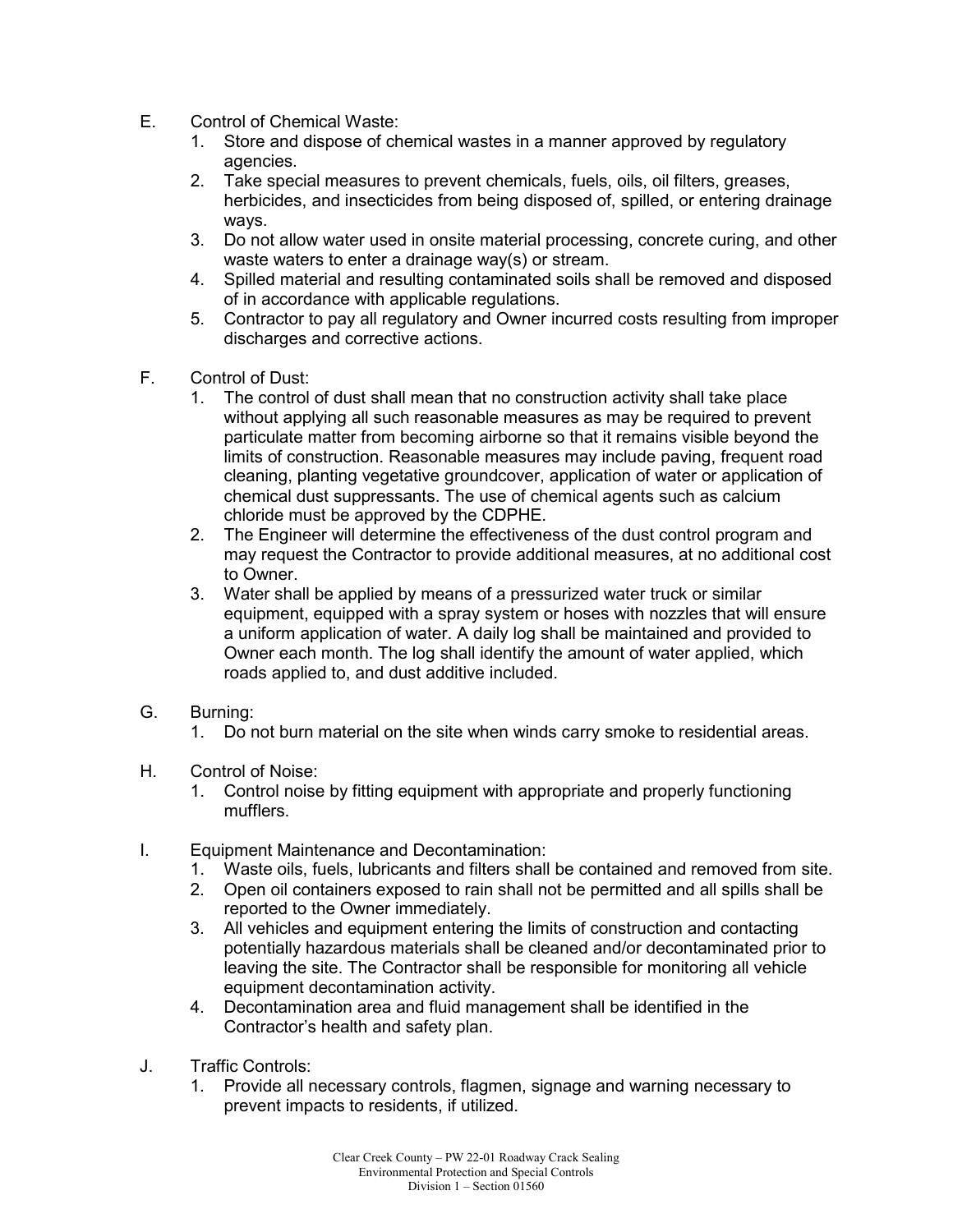E. Control of Chemical Waste:

1. Store and dispose of chemical wastes in a manner approved by regulatory agencies.
2. Take special measures to prevent chemicals, fuels, oils, oil filters, greases, herbicides, and insecticides from being disposed of, spilled, or entering drainage ways.
3. Do not allow water used in onsite material processing, concrete curing, and other waste waters to enter a drainage way(s) or stream.
4. Spilled material and resulting contaminated soils shall be removed and disposed of in accordance with applicable regulations.
5. Contractor to pay all regulatory and Owner incurred costs resulting from improper discharges and corrective actions.

F. Control of Dust:

1. The control of dust shall mean that no construction activity shall take place without applying all such reasonable measures as may be required to prevent particulate matter from becoming airborne so that it remains visible beyond the limits of construction. Reasonable measures may include paving, frequent road cleaning, planting vegetative groundcover, application of water or application of chemical dust suppressants. The use of chemical agents such as calcium chloride must be approved by the CDPHE.
2. The Engineer will determine the effectiveness of the dust control program and may request the Contractor to provide additional measures, at no additional cost to Owner.
3. Water shall be applied by means of a pressurized water truck or similar equipment, equipped with a spray system or hoses with nozzles that will ensure a uniform application of water. A daily log shall be maintained and provided to Owner each month. The log shall identify the amount of water applied, which roads applied to, and dust additive included.

G. Burning:

1. Do not burn material on the site when winds carry smoke to residential areas.

H. Control of Noise:

1. Control noise by fitting equipment with appropriate and properly functioning mufflers.

I. Equipment Maintenance and Decontamination:

1. Waste oils, fuels, lubricants and filters shall be contained and removed from site.
2. Open oil containers exposed to rain shall not be permitted and all spills shall be reported to the Owner immediately.
3. All vehicles and equipment entering the limits of construction and contacting potentially hazardous materials shall be cleaned and/or decontaminated prior to leaving the site. The Contractor shall be responsible for monitoring all vehicle equipment decontamination activity.
4. Decontamination area and fluid management shall be identified in the Contractor's health and safety plan.

J. Traffic Controls:

1. Provide all necessary controls, flagmen, signage and warning necessary to prevent impacts to residents, if utilized.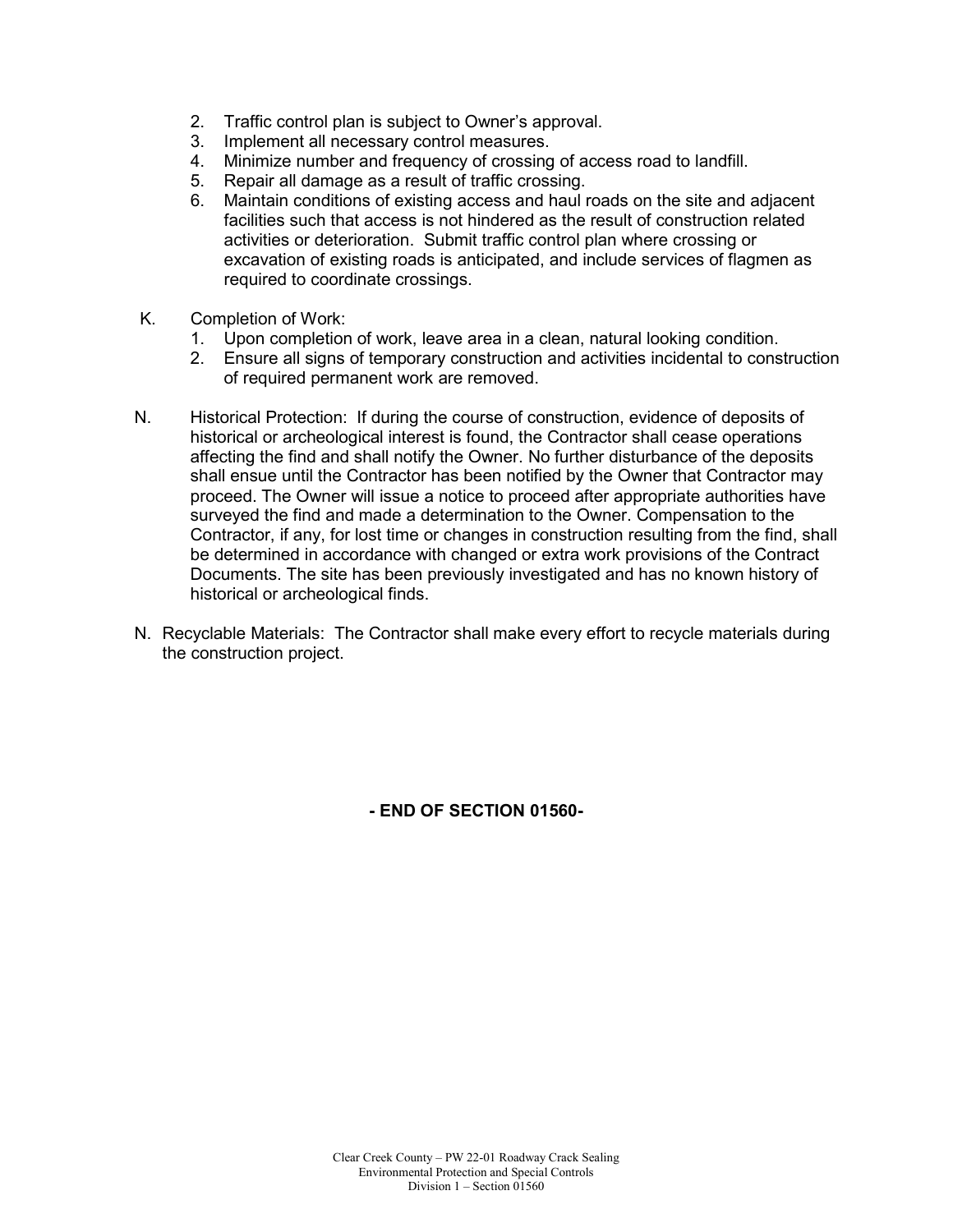2. Traffic control plan is subject to Owner's approval.
3. Implement all necessary control measures.
4. Minimize number and frequency of crossing of access road to landfill.
5. Repair all damage as a result of traffic crossing.
6. Maintain conditions of existing access and haul roads on the site and adjacent facilities such that access is not hindered as the result of construction related activities or deterioration. Submit traffic control plan where crossing or excavation of existing roads is anticipated, and include services of flagmen as required to coordinate crossings.

K. Completion of Work:

1. Upon completion of work, leave area in a clean, natural looking condition.
2. Ensure all signs of temporary construction and activities incidental to construction of required permanent work are removed.

N. Historical Protection: If during the course of construction, evidence of deposits of historical or archeological interest is found, the Contractor shall cease operations affecting the find and shall notify the Owner. No further disturbance of the deposits shall ensue until the Contractor has been notified by the Owner that Contractor may proceed. The Owner will issue a notice to proceed after appropriate authorities have surveyed the find and made a determination to the Owner. Compensation to the Contractor, if any, for lost time or changes in construction resulting from the find, shall be determined in accordance with changed or extra work provisions of the Contract Documents. The site has been previously investigated and has no known history of historical or archeological finds.

N. Recyclable Materials: The Contractor shall make every effort to recycle materials during the construction project.

**- END OF SECTION 01560-**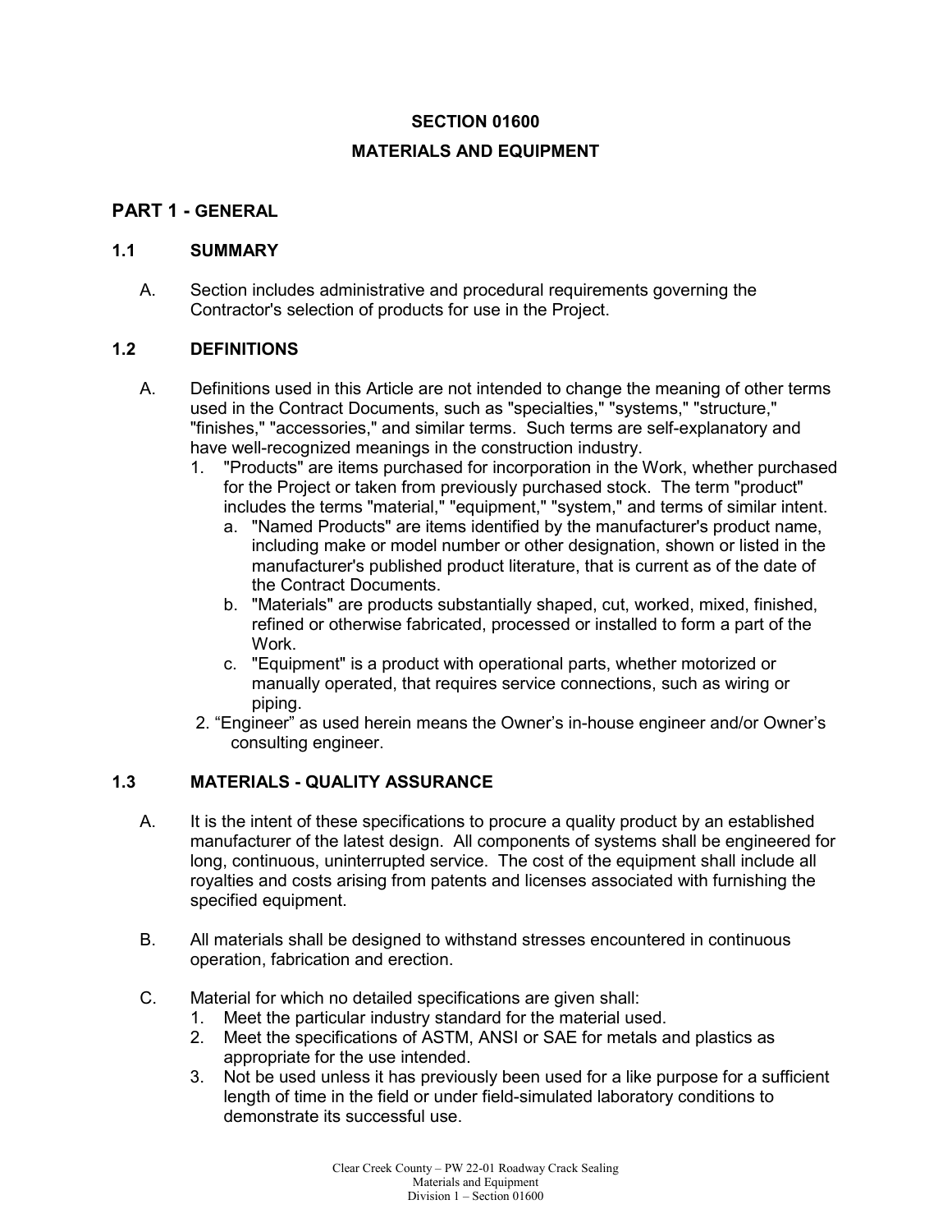# SECTION 01600

# MATERIALS AND EQUIPMENT

## PART 1 - GENERAL

### 1.1 SUMMARY

A. Section includes administrative and procedural requirements governing the Contractor's selection of products for use in the Project.

### 1.2 DEFINITIONS

A. Definitions used in this Article are not intended to change the meaning of other terms used in the Contract Documents, such as "specialties," "systems," "structure," "finishes," "accessories," and similar terms. Such terms are self-explanatory and have well-recognized meanings in the construction industry.

1. "Products" are items purchased for incorporation in the Work, whether purchased for the Project or taken from previously purchased stock. The term "product" includes the terms "material," "equipment," "system," and terms of similar intent.
   a. "Named Products" are items identified by the manufacturer's product name, including make or model number or other designation, shown or listed in the manufacturer's published product literature, that is current as of the date of the Contract Documents.
   b. "Materials" are products substantially shaped, cut, worked, mixed, finished, refined or otherwise fabricated, processed or installed to form a part of the Work.
   c. "Equipment" is a product with operational parts, whether motorized or manually operated, that requires service connections, such as wiring or piping.
2. "Engineer" as used herein means the Owner's in-house engineer and/or Owner's consulting engineer.

### 1.3 MATERIALS - QUALITY ASSURANCE

A. It is the intent of these specifications to procure a quality product by an established manufacturer of the latest design. All components of systems shall be engineered for long, continuous, uninterrupted service. The cost of the equipment shall include all royalties and costs arising from patents and licenses associated with furnishing the specified equipment.

B. All materials shall be designed to withstand stresses encountered in continuous operation, fabrication and erection.

C. Material for which no detailed specifications are given shall:

1. Meet the particular industry standard for the material used.
2. Meet the specifications of ASTM, ANSI or SAE for metals and plastics as appropriate for the use intended.
3. Not be used unless it has previously been used for a like purpose for a sufficient length of time in the field or under field-simulated laboratory conditions to demonstrate its successful use.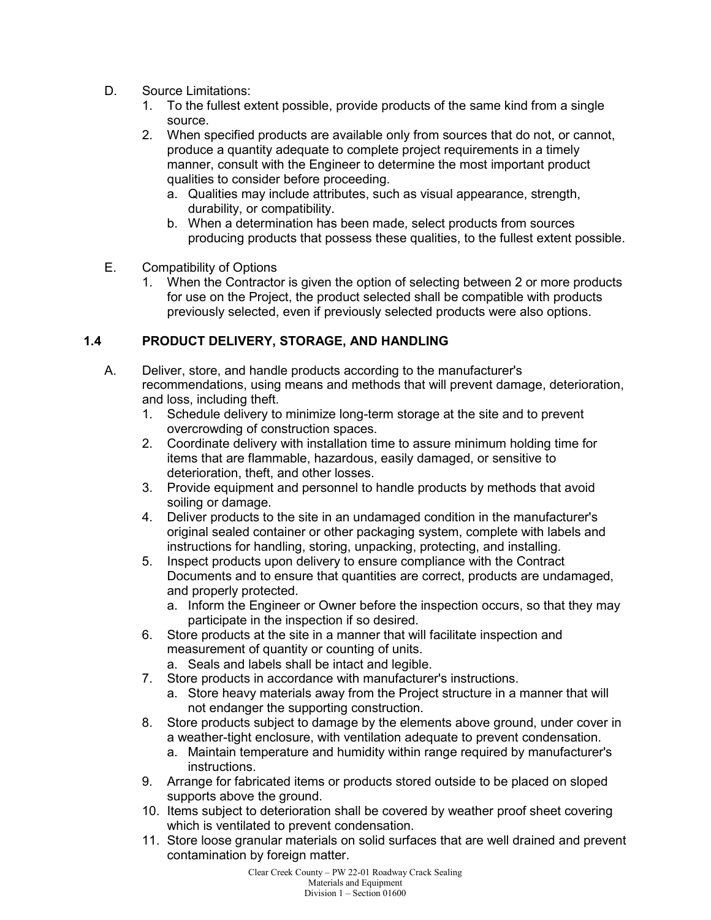D. Source Limitations:
   1. To the fullest extent possible, provide products of the same kind from a single source.
   2. When specified products are available only from sources that do not, or cannot, produce a quantity adequate to complete project requirements in a timely manner, consult with the Engineer to determine the most important product qualities to consider before proceeding.
      a. Qualities may include attributes, such as visual appearance, strength, durability, or compatibility.
      b. When a determination has been made, select products from sources producing products that possess these qualities, to the fullest extent possible.

E. Compatibility of Options
   1. When the Contractor is given the option of selecting between 2 or more products for use on the Project, the product selected shall be compatible with products previously selected, even if previously selected products were also options.

## 1.4 PRODUCT DELIVERY, STORAGE, AND HANDLING

A. Deliver, store, and handle products according to the manufacturer's recommendations, using means and methods that will prevent damage, deterioration, and loss, including theft.
   1. Schedule delivery to minimize long-term storage at the site and to prevent overcrowding of construction spaces.
   2. Coordinate delivery with installation time to assure minimum holding time for items that are flammable, hazardous, easily damaged, or sensitive to deterioration, theft, and other losses.
   3. Provide equipment and personnel to handle products by methods that avoid soiling or damage.
   4. Deliver products to the site in an undamaged condition in the manufacturer's original sealed container or other packaging system, complete with labels and instructions for handling, storing, unpacking, protecting, and installing.
   5. Inspect products upon delivery to ensure compliance with the Contract Documents and to ensure that quantities are correct, products are undamaged, and properly protected.
      a. Inform the Engineer or Owner before the inspection occurs, so that they may participate in the inspection if so desired.
   6. Store products at the site in a manner that will facilitate inspection and measurement of quantity or counting of units.
      a. Seals and labels shall be intact and legible.
   7. Store products in accordance with manufacturer's instructions.
      a. Store heavy materials away from the Project structure in a manner that will not endanger the supporting construction.
   8. Store products subject to damage by the elements above ground, under cover in a weather-tight enclosure, with ventilation adequate to prevent condensation.
      a. Maintain temperature and humidity within range required by manufacturer's instructions.
   9. Arrange for fabricated items or products stored outside to be placed on sloped supports above the ground.
   10. Items subject to deterioration shall be covered by weather proof sheet covering which is ventilated to prevent condensation.
   11. Store loose granular materials on solid surfaces that are well drained and prevent contamination by foreign matter.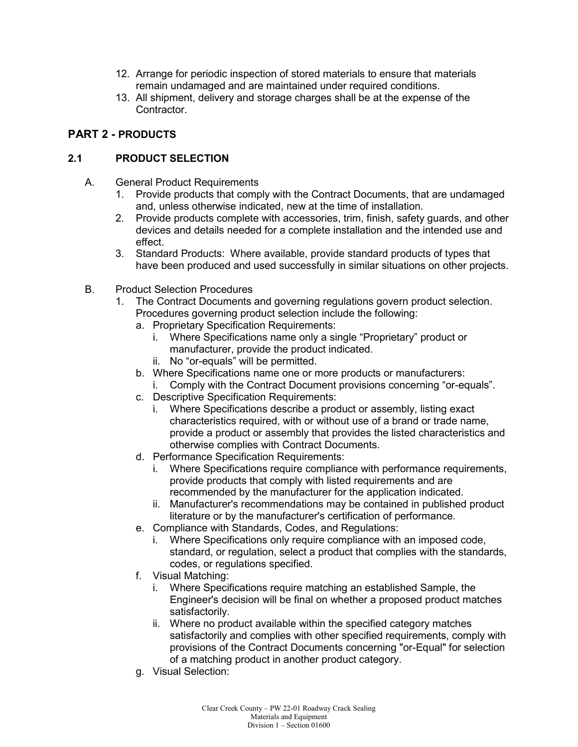12. Arrange for periodic inspection of stored materials to ensure that materials remain undamaged and are maintained under required conditions.
13. All shipment, delivery and storage charges shall be at the expense of the Contractor.

## PART 2 - PRODUCTS

### 2.1 PRODUCT SELECTION

A. General Product Requirements
   1. Provide products that comply with the Contract Documents, that are undamaged and, unless otherwise indicated, new at the time of installation.
   2. Provide products complete with accessories, trim, finish, safety guards, and other devices and details needed for a complete installation and the intended use and effect.
   3. Standard Products: Where available, provide standard products of types that have been produced and used successfully in similar situations on other projects.

B. Product Selection Procedures
   1. The Contract Documents and governing regulations govern product selection. Procedures governing product selection include the following:
      a. Proprietary Specification Requirements:
         i. Where Specifications name only a single "Proprietary" product or manufacturer, provide the product indicated.
         ii. No "or-equals" will be permitted.
      b. Where Specifications name one or more products or manufacturers:
         i. Comply with the Contract Document provisions concerning "or-equals".
      c. Descriptive Specification Requirements:
         i. Where Specifications describe a product or assembly, listing exact characteristics required, with or without use of a brand or trade name, provide a product or assembly that provides the listed characteristics and otherwise complies with Contract Documents.
      d. Performance Specification Requirements:
         i. Where Specifications require compliance with performance requirements, provide products that comply with listed requirements and are recommended by the manufacturer for the application indicated.
         ii. Manufacturer's recommendations may be contained in published product literature or by the manufacturer's certification of performance.
      e. Compliance with Standards, Codes, and Regulations:
         i. Where Specifications only require compliance with an imposed code, standard, or regulation, select a product that complies with the standards, codes, or regulations specified.
      f. Visual Matching:
         i. Where Specifications require matching an established Sample, the Engineer's decision will be final on whether a proposed product matches satisfactorily.
         ii. Where no product available within the specified category matches satisfactorily and complies with other specified requirements, comply with provisions of the Contract Documents concerning "or-Equal" for selection of a matching product in another product category.
      g. Visual Selection: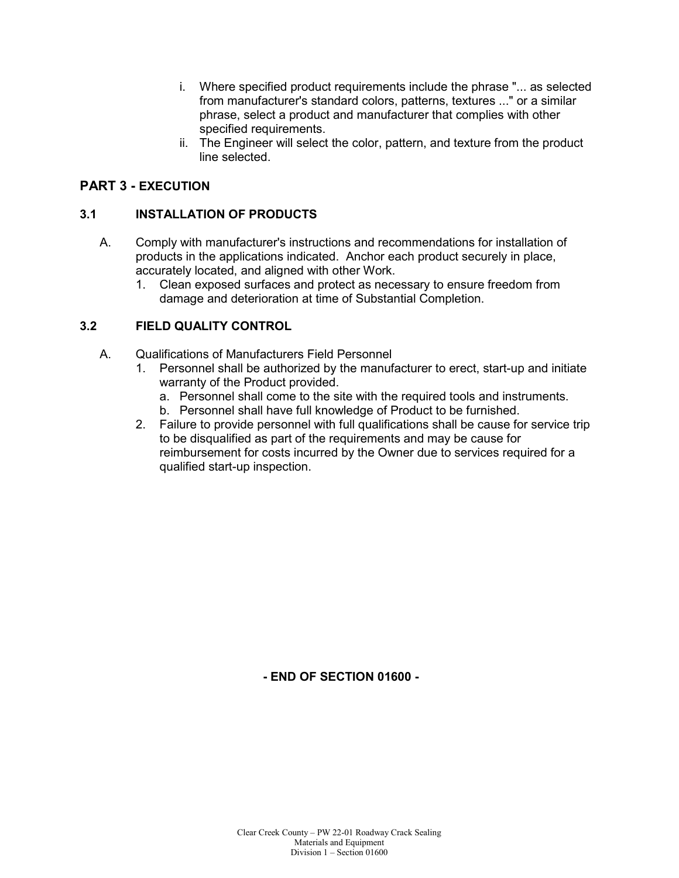i. Where specified product requirements include the phrase "... as selected from manufacturer's standard colors, patterns, textures ..." or a similar phrase, select a product and manufacturer that complies with other specified requirements.
   ii. The Engineer will select the color, pattern, and texture from the product line selected.

## PART 3 - EXECUTION

### 3.1 INSTALLATION OF PRODUCTS

A. Comply with manufacturer's instructions and recommendations for installation of products in the applications indicated. Anchor each product securely in place, accurately located, and aligned with other Work.
   1. Clean exposed surfaces and protect as necessary to ensure freedom from damage and deterioration at time of Substantial Completion.

### 3.2 FIELD QUALITY CONTROL

A. Qualifications of Manufacturers Field Personnel
   1. Personnel shall be authorized by the manufacturer to erect, start-up and initiate warranty of the Product provided.
      a. Personnel shall come to the site with the required tools and instruments.
      b. Personnel shall have full knowledge of Product to be furnished.
   2. Failure to provide personnel with full qualifications shall be cause for service trip to be disqualified as part of the requirements and may be cause for reimbursement for costs incurred by the Owner due to services required for a qualified start-up inspection.

**- END OF SECTION 01600 -**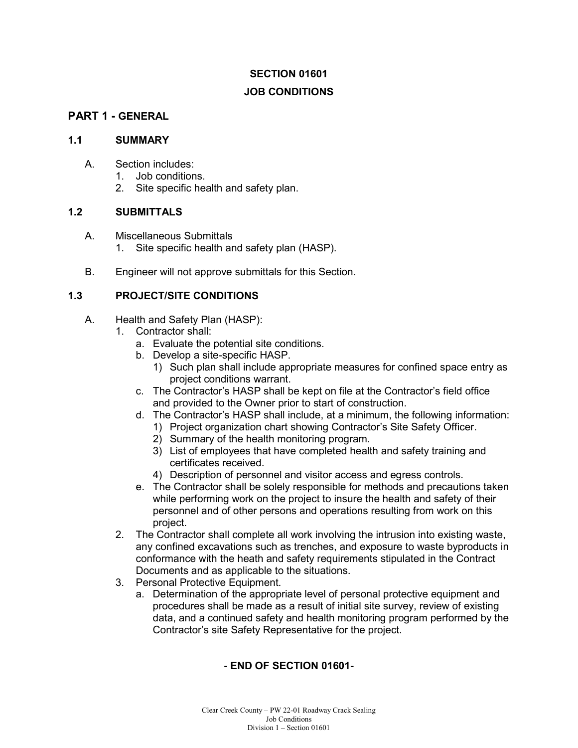# SECTION 01601

# JOB CONDITIONS

## PART 1 - GENERAL

### 1.1 SUMMARY

A. Section includes:
   1. Job conditions.
   2. Site specific health and safety plan.

### 1.2 SUBMITTALS

A. Miscellaneous Submittals
   1. Site specific health and safety plan (HASP).

B. Engineer will not approve submittals for this Section.

### 1.3 PROJECT/SITE CONDITIONS

A. Health and Safety Plan (HASP):
   1. Contractor shall:
      a. Evaluate the potential site conditions.
      b. Develop a site-specific HASP.
         1) Such plan shall include appropriate measures for confined space entry as project conditions warrant.
      c. The Contractor's HASP shall be kept on file at the Contractor's field office and provided to the Owner prior to start of construction.
      d. The Contractor's HASP shall include, at a minimum, the following information:
         1) Project organization chart showing Contractor's Site Safety Officer.
         2) Summary of the health monitoring program.
         3) List of employees that have completed health and safety training and certificates received.
         4) Description of personnel and visitor access and egress controls.
      e. The Contractor shall be solely responsible for methods and precautions taken while performing work on the project to insure the health and safety of their personnel and of other persons and operations resulting from work on this project.
   2. The Contractor shall complete all work involving the intrusion into existing waste, any confined excavations such as trenches, and exposure to waste byproducts in conformance with the heath and safety requirements stipulated in the Contract Documents and as applicable to the situations.
   3. Personal Protective Equipment.
      a. Determination of the appropriate level of personal protective equipment and procedures shall be made as a result of initial site survey, review of existing data, and a continued safety and health monitoring program performed by the Contractor's site Safety Representative for the project.

**- END OF SECTION 01601-**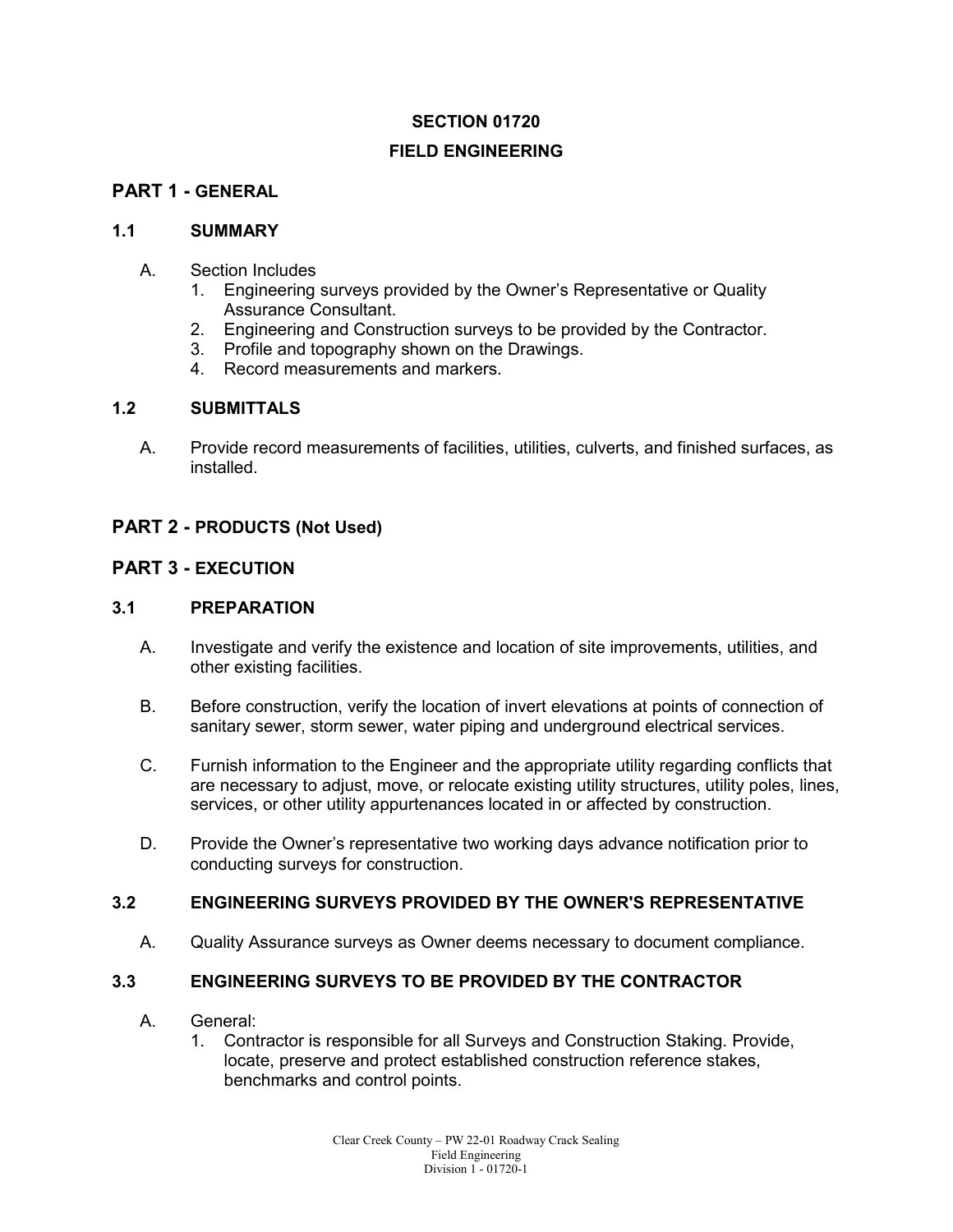# SECTION 01720

# FIELD ENGINEERING

## PART 1 - GENERAL

### 1.1 SUMMARY

A. Section Includes
   1. Engineering surveys provided by the Owner's Representative or Quality Assurance Consultant.
   2. Engineering and Construction surveys to be provided by the Contractor.
   3. Profile and topography shown on the Drawings.
   4. Record measurements and markers.

### 1.2 SUBMITTALS

A. Provide record measurements of facilities, utilities, culverts, and finished surfaces, as installed.

## PART 2 - PRODUCTS (Not Used)

## PART 3 - EXECUTION

### 3.1 PREPARATION

A. Investigate and verify the existence and location of site improvements, utilities, and other existing facilities.

B. Before construction, verify the location of invert elevations at points of connection of sanitary sewer, storm sewer, water piping and underground electrical services.

C. Furnish information to the Engineer and the appropriate utility regarding conflicts that are necessary to adjust, move, or relocate existing utility structures, utility poles, lines, services, or other utility appurtenances located in or affected by construction.

D. Provide the Owner's representative two working days advance notification prior to conducting surveys for construction.

### 3.2 ENGINEERING SURVEYS PROVIDED BY THE OWNER'S REPRESENTATIVE

A. Quality Assurance surveys as Owner deems necessary to document compliance.

### 3.3 ENGINEERING SURVEYS TO BE PROVIDED BY THE CONTRACTOR

A. General:
   1. Contractor is responsible for all Surveys and Construction Staking. Provide, locate, preserve and protect established construction reference stakes, benchmarks and control points.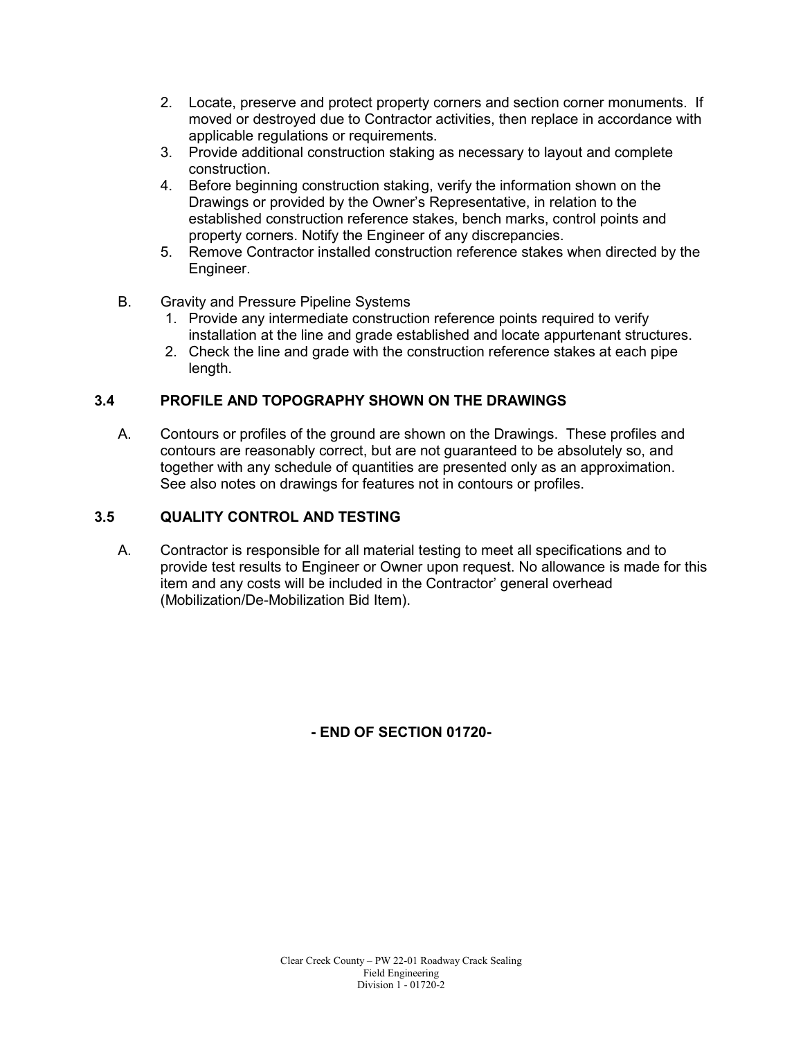2. Locate, preserve and protect property corners and section corner monuments. If moved or destroyed due to Contractor activities, then replace in accordance with applicable regulations or requirements.
3. Provide additional construction staking as necessary to layout and complete construction.
4. Before beginning construction staking, verify the information shown on the Drawings or provided by the Owner's Representative, in relation to the established construction reference stakes, bench marks, control points and property corners. Notify the Engineer of any discrepancies.
5. Remove Contractor installed construction reference stakes when directed by the Engineer.

B. Gravity and Pressure Pipeline Systems
   1. Provide any intermediate construction reference points required to verify installation at the line and grade established and locate appurtenant structures.
   2. Check the line and grade with the construction reference stakes at each pipe length.

### 3.4 PROFILE AND TOPOGRAPHY SHOWN ON THE DRAWINGS

A. Contours or profiles of the ground are shown on the Drawings. These profiles and contours are reasonably correct, but are not guaranteed to be absolutely so, and together with any schedule of quantities are presented only as an approximation. See also notes on drawings for features not in contours or profiles.

### 3.5 QUALITY CONTROL AND TESTING

A. Contractor is responsible for all material testing to meet all specifications and to provide test results to Engineer or Owner upon request. No allowance is made for this item and any costs will be included in the Contractor' general overhead (Mobilization/De-Mobilization Bid Item).

**- END OF SECTION 01720-**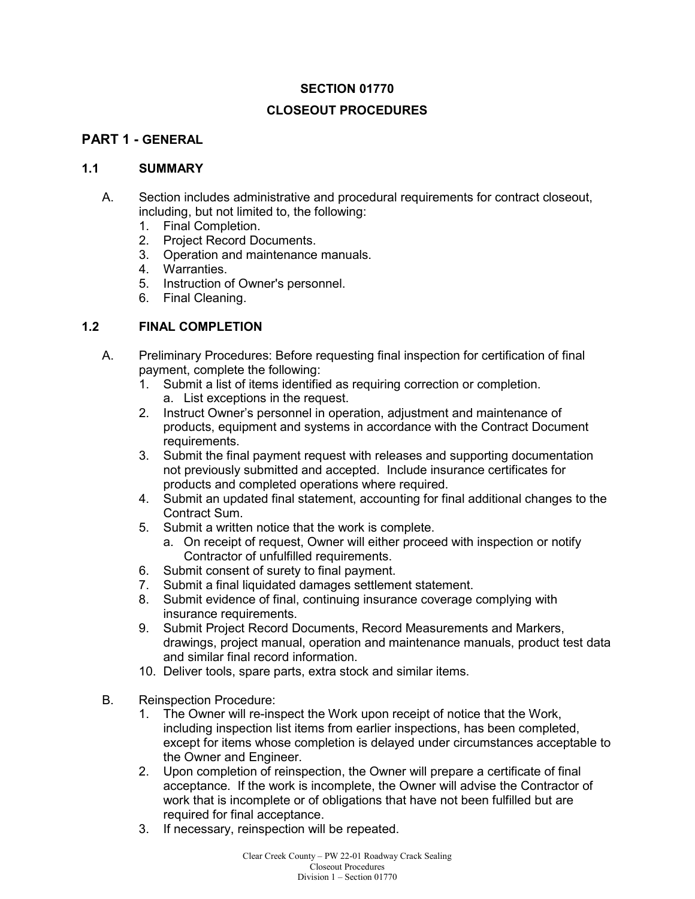# SECTION 01770

# CLOSEOUT PROCEDURES

## PART 1 - GENERAL

### 1.1 SUMMARY

A. Section includes administrative and procedural requirements for contract closeout, including, but not limited to, the following:
   1. Final Completion.
   2. Project Record Documents.
   3. Operation and maintenance manuals.
   4. Warranties.
   5. Instruction of Owner's personnel.
   6. Final Cleaning.

### 1.2 FINAL COMPLETION

A. Preliminary Procedures: Before requesting final inspection for certification of final payment, complete the following:
   1. Submit a list of items identified as requiring correction or completion.
      a. List exceptions in the request.
   2. Instruct Owner's personnel in operation, adjustment and maintenance of products, equipment and systems in accordance with the Contract Document requirements.
   3. Submit the final payment request with releases and supporting documentation not previously submitted and accepted. Include insurance certificates for products and completed operations where required.
   4. Submit an updated final statement, accounting for final additional changes to the Contract Sum.
   5. Submit a written notice that the work is complete.
      a. On receipt of request, Owner will either proceed with inspection or notify Contractor of unfulfilled requirements.
   6. Submit consent of surety to final payment.
   7. Submit a final liquidated damages settlement statement.
   8. Submit evidence of final, continuing insurance coverage complying with insurance requirements.
   9. Submit Project Record Documents, Record Measurements and Markers, drawings, project manual, operation and maintenance manuals, product test data and similar final record information.
   10. Deliver tools, spare parts, extra stock and similar items.

B. Reinspection Procedure:
   1. The Owner will re-inspect the Work upon receipt of notice that the Work, including inspection list items from earlier inspections, has been completed, except for items whose completion is delayed under circumstances acceptable to the Owner and Engineer.
   2. Upon completion of reinspection, the Owner will prepare a certificate of final acceptance. If the work is incomplete, the Owner will advise the Contractor of work that is incomplete or of obligations that have not been fulfilled but are required for final acceptance.
   3. If necessary, reinspection will be repeated.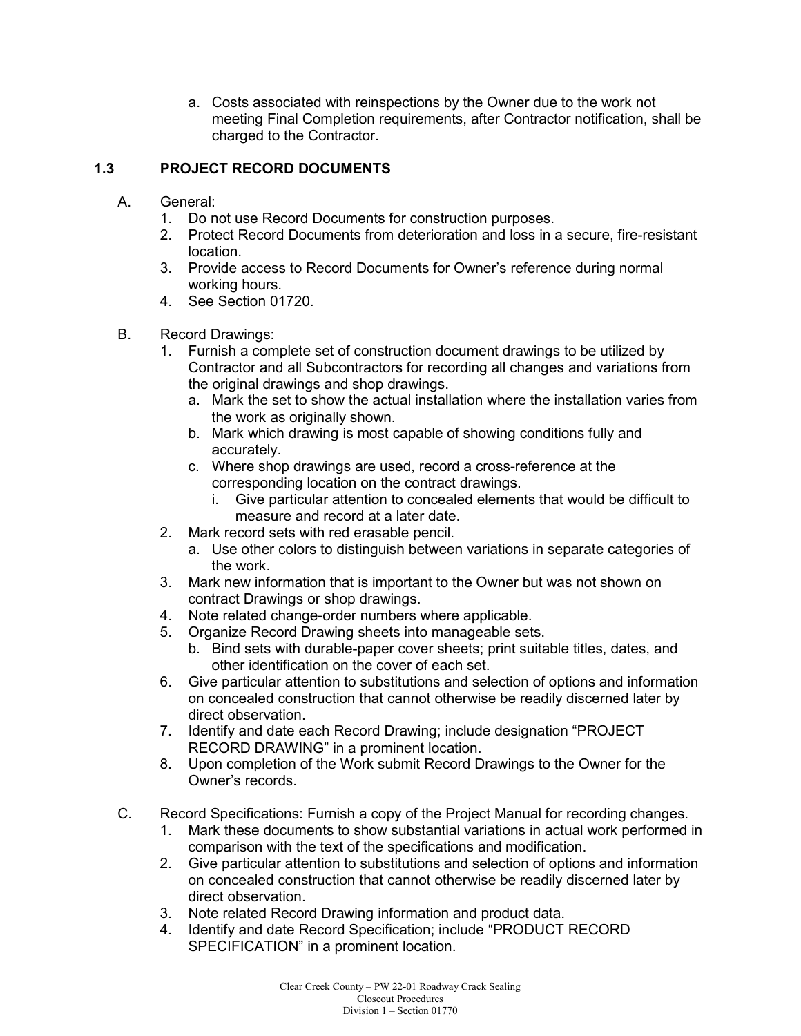a. Costs associated with reinspections by the Owner due to the work not meeting Final Completion requirements, after Contractor notification, shall be charged to the Contractor.

## 1.3 PROJECT RECORD DOCUMENTS

A. General:
   1. Do not use Record Documents for construction purposes.
   2. Protect Record Documents from deterioration and loss in a secure, fire-resistant location.
   3. Provide access to Record Documents for Owner's reference during normal working hours.
   4. See Section 01720.

B. Record Drawings:
   1. Furnish a complete set of construction document drawings to be utilized by Contractor and all Subcontractors for recording all changes and variations from the original drawings and shop drawings.
      a. Mark the set to show the actual installation where the installation varies from the work as originally shown.
      b. Mark which drawing is most capable of showing conditions fully and accurately.
      c. Where shop drawings are used, record a cross-reference at the corresponding location on the contract drawings.
         i. Give particular attention to concealed elements that would be difficult to measure and record at a later date.
   2. Mark record sets with red erasable pencil.
      a. Use other colors to distinguish between variations in separate categories of the work.
   3. Mark new information that is important to the Owner but was not shown on contract Drawings or shop drawings.
   4. Note related change-order numbers where applicable.
   5. Organize Record Drawing sheets into manageable sets.
      b. Bind sets with durable-paper cover sheets; print suitable titles, dates, and other identification on the cover of each set.
   6. Give particular attention to substitutions and selection of options and information on concealed construction that cannot otherwise be readily discerned later by direct observation.
   7. Identify and date each Record Drawing; include designation "PROJECT RECORD DRAWING" in a prominent location.
   8. Upon completion of the Work submit Record Drawings to the Owner for the Owner's records.

C. Record Specifications: Furnish a copy of the Project Manual for recording changes.
   1. Mark these documents to show substantial variations in actual work performed in comparison with the text of the specifications and modification.
   2. Give particular attention to substitutions and selection of options and information on concealed construction that cannot otherwise be readily discerned later by direct observation.
   3. Note related Record Drawing information and product data.
   4. Identify and date Record Specification; include "PRODUCT RECORD SPECIFICATION" in a prominent location.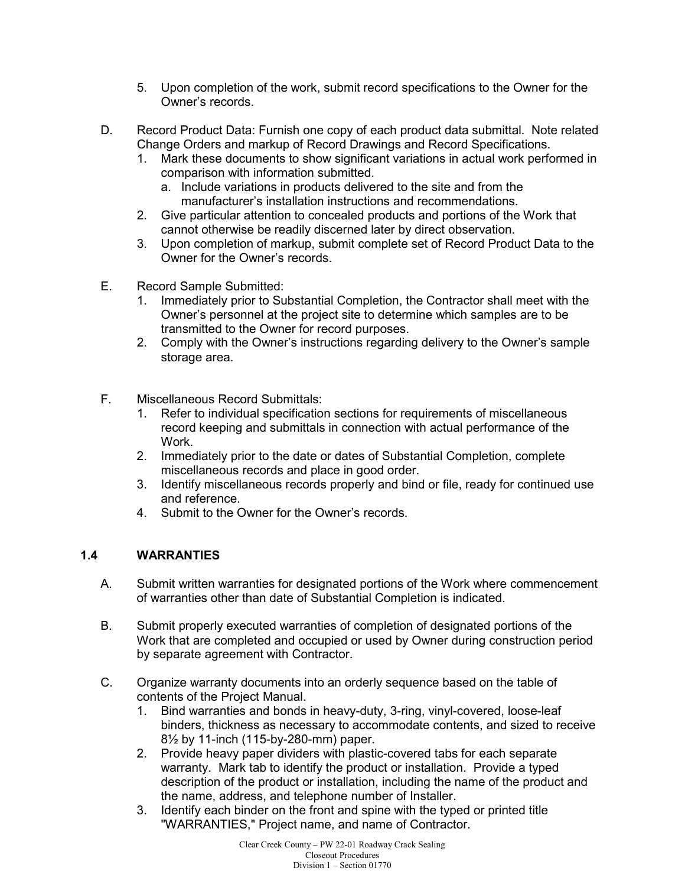5. Upon completion of the work, submit record specifications to the Owner for the Owner's records.

D. Record Product Data: Furnish one copy of each product data submittal. Note related Change Orders and markup of Record Drawings and Record Specifications.
   1. Mark these documents to show significant variations in actual work performed in comparison with information submitted.
      a. Include variations in products delivered to the site and from the manufacturer's installation instructions and recommendations.
   2. Give particular attention to concealed products and portions of the Work that cannot otherwise be readily discerned later by direct observation.
   3. Upon completion of markup, submit complete set of Record Product Data to the Owner for the Owner's records.

E. Record Sample Submitted:
   1. Immediately prior to Substantial Completion, the Contractor shall meet with the Owner's personnel at the project site to determine which samples are to be transmitted to the Owner for record purposes.
   2. Comply with the Owner's instructions regarding delivery to the Owner's sample storage area.

F. Miscellaneous Record Submittals:
   1. Refer to individual specification sections for requirements of miscellaneous record keeping and submittals in connection with actual performance of the Work.
   2. Immediately prior to the date or dates of Substantial Completion, complete miscellaneous records and place in good order.
   3. Identify miscellaneous records properly and bind or file, ready for continued use and reference.
   4. Submit to the Owner for the Owner's records.

## 1.4 WARRANTIES

A. Submit written warranties for designated portions of the Work where commencement of warranties other than date of Substantial Completion is indicated.

B. Submit properly executed warranties of completion of designated portions of the Work that are completed and occupied or used by Owner during construction period by separate agreement with Contractor.

C. Organize warranty documents into an orderly sequence based on the table of contents of the Project Manual.
   1. Bind warranties and bonds in heavy-duty, 3-ring, vinyl-covered, loose-leaf binders, thickness as necessary to accommodate contents, and sized to receive 8½ by 11-inch (115-by-280-mm) paper.
   2. Provide heavy paper dividers with plastic-covered tabs for each separate warranty. Mark tab to identify the product or installation. Provide a typed description of the product or installation, including the name of the product and the name, address, and telephone number of Installer.
   3. Identify each binder on the front and spine with the typed or printed title "WARRANTIES," Project name, and name of Contractor.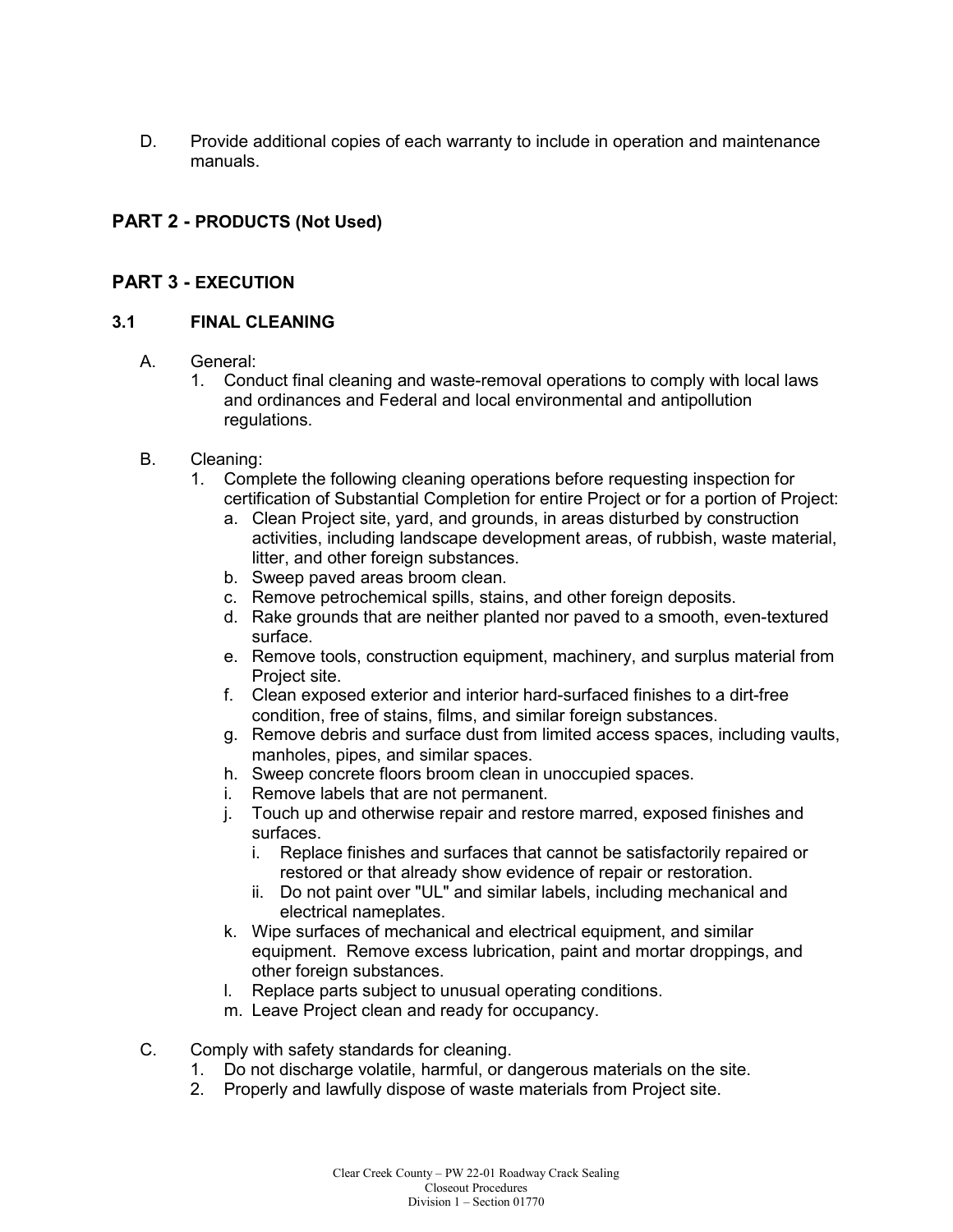D. Provide additional copies of each warranty to include in operation and maintenance manuals.

## PART 2 - PRODUCTS (Not Used)

## PART 3 - EXECUTION

### 3.1 FINAL CLEANING

A. General:
   1. Conduct final cleaning and waste-removal operations to comply with local laws and ordinances and Federal and local environmental and antipollution regulations.

B. Cleaning:
   1. Complete the following cleaning operations before requesting inspection for certification of Substantial Completion for entire Project or for a portion of Project:
      a. Clean Project site, yard, and grounds, in areas disturbed by construction activities, including landscape development areas, of rubbish, waste material, litter, and other foreign substances.
      b. Sweep paved areas broom clean.
      c. Remove petrochemical spills, stains, and other foreign deposits.
      d. Rake grounds that are neither planted nor paved to a smooth, even-textured surface.
      e. Remove tools, construction equipment, machinery, and surplus material from Project site.
      f. Clean exposed exterior and interior hard-surfaced finishes to a dirt-free condition, free of stains, films, and similar foreign substances.
      g. Remove debris and surface dust from limited access spaces, including vaults, manholes, pipes, and similar spaces.
      h. Sweep concrete floors broom clean in unoccupied spaces.
      i. Remove labels that are not permanent.
      j. Touch up and otherwise repair and restore marred, exposed finishes and surfaces.
         i. Replace finishes and surfaces that cannot be satisfactorily repaired or restored or that already show evidence of repair or restoration.
         ii. Do not paint over "UL" and similar labels, including mechanical and electrical nameplates.
      k. Wipe surfaces of mechanical and electrical equipment, and similar equipment. Remove excess lubrication, paint and mortar droppings, and other foreign substances.
      l. Replace parts subject to unusual operating conditions.
      m. Leave Project clean and ready for occupancy.

C. Comply with safety standards for cleaning.
   1. Do not discharge volatile, harmful, or dangerous materials on the site.
   2. Properly and lawfully dispose of waste materials from Project site.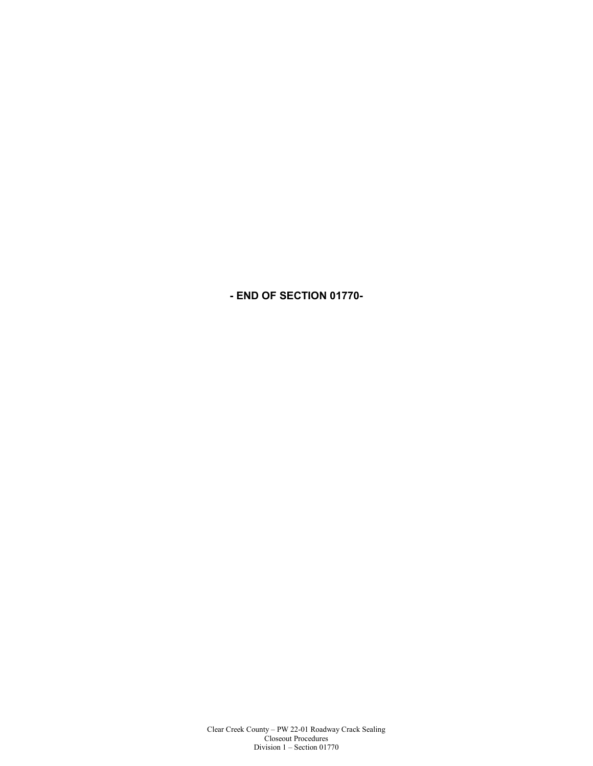**- END OF SECTION 01770-**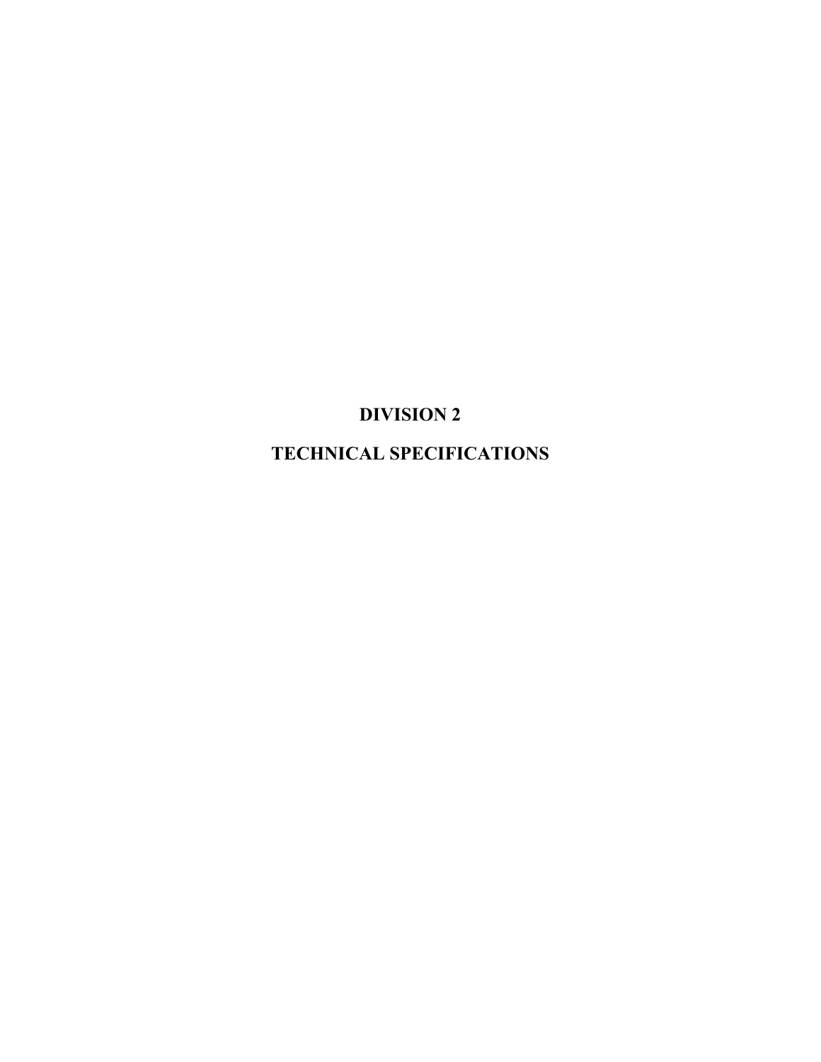# DIVISION 2

# TECHNICAL SPECIFICATIONS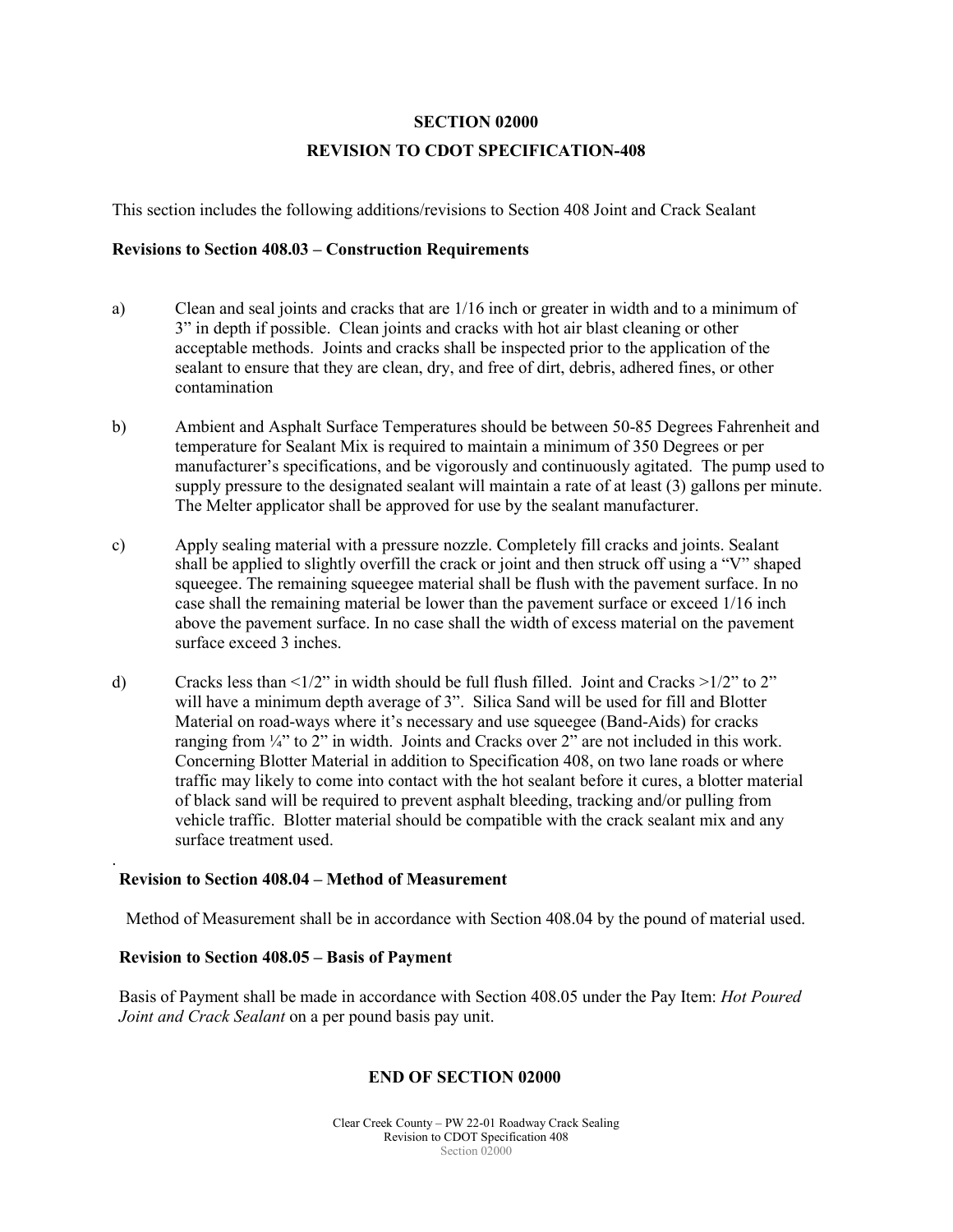**SECTION 02000**

**REVISION TO CDOT SPECIFICATION-408**

This section includes the following additions/revisions to Section 408 Joint and Crack Sealant

**Revisions to Section 408.03 – Construction Requirements**

a) Clean and seal joints and cracks that are 1/16 inch or greater in width and to a minimum of 3" in depth if possible. Clean joints and cracks with hot air blast cleaning or other acceptable methods. Joints and cracks shall be inspected prior to the application of the sealant to ensure that they are clean, dry, and free of dirt, debris, adhered fines, or other contamination

b) Ambient and Asphalt Surface Temperatures should be between 50-85 Degrees Fahrenheit and temperature for Sealant Mix is required to maintain a minimum of 350 Degrees or per manufacturer's specifications, and be vigorously and continuously agitated. The pump used to supply pressure to the designated sealant will maintain a rate of at least (3) gallons per minute. The Melter applicator shall be approved for use by the sealant manufacturer.

c) Apply sealing material with a pressure nozzle. Completely fill cracks and joints. Sealant shall be applied to slightly overfill the crack or joint and then struck off using a "V" shaped squeegee. The remaining squeegee material shall be flush with the pavement surface. In no case shall the remaining material be lower than the pavement surface or exceed 1/16 inch above the pavement surface. In no case shall the width of excess material on the pavement surface exceed 3 inches.

d) Cracks less than <1/2" in width should be full flush filled. Joint and Cracks >1/2" to 2" will have a minimum depth average of 3". Silica Sand will be used for fill and Blotter Material on road-ways where it's necessary and use squeegee (Band-Aids) for cracks ranging from ¼" to 2" in width. Joints and Cracks over 2" are not included in this work. Concerning Blotter Material in addition to Specification 408, on two lane roads or where traffic may likely to come into contact with the hot sealant before it cures, a blotter material of black sand will be required to prevent asphalt bleeding, tracking and/or pulling from vehicle traffic. Blotter material should be compatible with the crack sealant mix and any surface treatment used.

**Revision to Section 408.04 – Method of Measurement**

Method of Measurement shall be in accordance with Section 408.04 by the pound of material used.

**Revision to Section 408.05 – Basis of Payment**

Basis of Payment shall be made in accordance with Section 408.05 under the Pay Item: *Hot Poured Joint and Crack Sealant* on a per pound basis pay unit.

**END OF SECTION 02000**